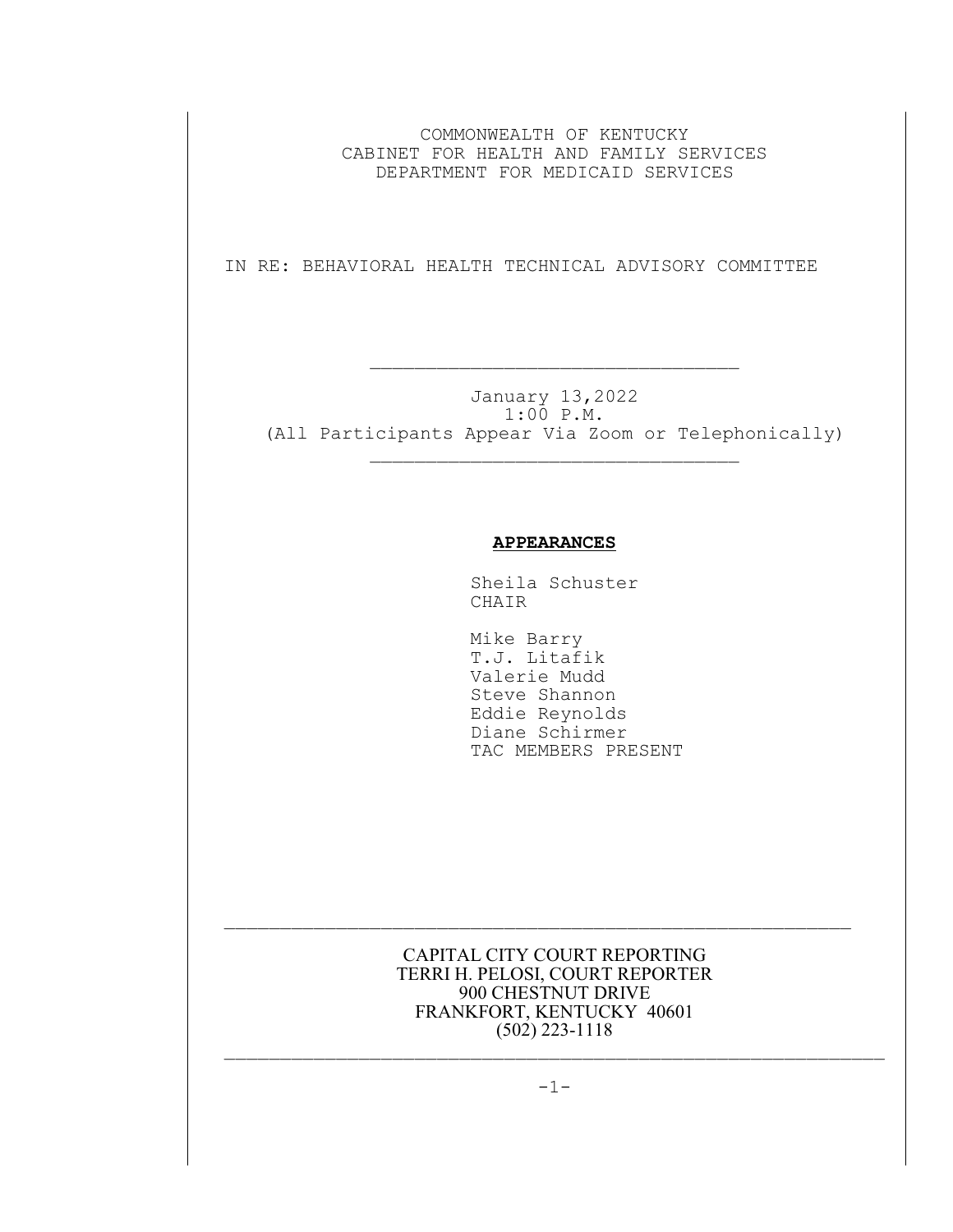COMMONWEALTH OF KENTUCKY
CABINET FOR HEALTH AND FAMILY SERVICES
DEPARTMENT FOR MEDICAID SERVICES

IN RE: BEHAVIORAL HEALTH TECHNICAL ADVISORY COMMITTEE

---

January 13,2022
1:00 P.M.
(All Participants Appear Via Zoom or Telephonically)

---

**APPEARANCES**

Sheila Schuster
CHAIR

Mike Barry
T.J. Litafik
Valerie Mudd
Steve Shannon
Eddie Reynolds
Diane Schirmer
TAC MEMBERS PRESENT

---

CAPITAL CITY COURT REPORTING
TERRI H. PELOSI, COURT REPORTER
900 CHESTNUT DRIVE
FRANKFORT, KENTUCKY 40601
(502) 223-1118

---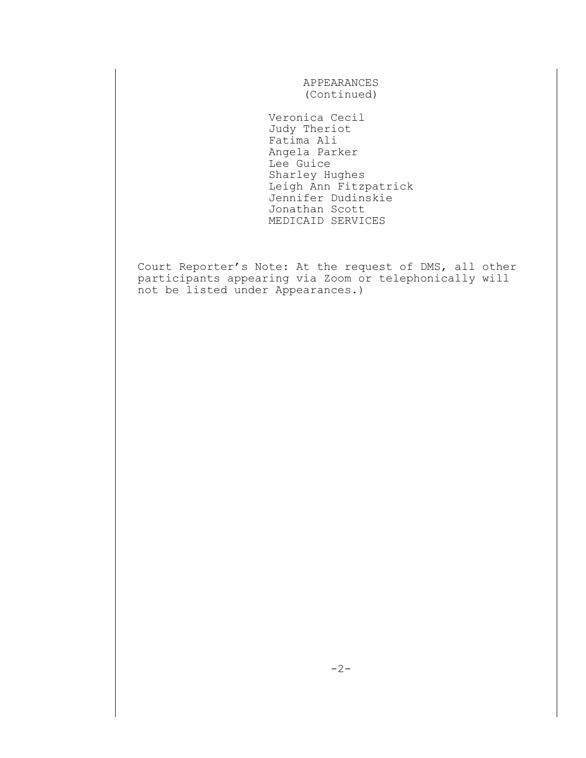## APPEARANCES
(Continued)

Veronica Cecil
Judy Theriot
Fatima Ali
Angela Parker
Lee Guice
Sharley Hughes
Leigh Ann Fitzpatrick
Jennifer Dudinskie
Jonathan Scott
MEDICAID SERVICES

Court Reporter's Note: At the request of DMS, all other participants appearing via Zoom or telephonically will not be listed under Appearances.)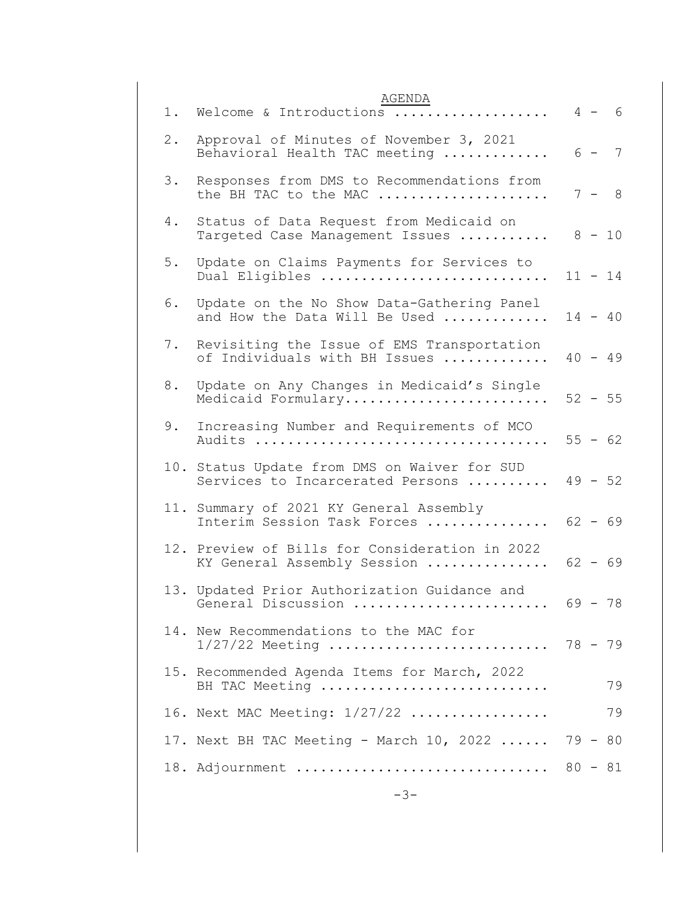## AGENDA

| | | |
|---|---|---|
| 1. | Welcome & Introductions .................. | 4 - 6 |
| 2. | Approval of Minutes of November 3, 2021 Behavioral Health TAC meeting ............ | 6 - 7 |
| 3. | Responses from DMS to Recommendations from the BH TAC to the MAC .................... | 7 - 8 |
| 4. | Status of Data Request from Medicaid on Targeted Case Management Issues .......... | 8 - 10 |
| 5. | Update on Claims Payments for Services to Dual Eligibles .......................... | 11 - 14 |
| 6. | Update on the No Show Data-Gathering Panel and How the Data Will Be Used ............ | 14 - 40 |
| 7. | Revisiting the Issue of EMS Transportation of Individuals with BH Issues ............ | 40 - 49 |
| 8. | Update on Any Changes in Medicaid's Single Medicaid Formulary........................ | 52 - 55 |
| 9. | Increasing Number and Requirements of MCO Audits .................................. | 55 - 62 |
| 10. | Status Update from DMS on Waiver for SUD Services to Incarcerated Persons .......... | 49 - 52 |
| 11. | Summary of 2021 KY General Assembly Interim Session Task Forces .............. | 62 - 69 |
| 12. | Preview of Bills for Consideration in 2022 KY General Assembly Session .............. | 62 - 69 |
| 13. | Updated Prior Authorization Guidance and General Discussion ....................... | 69 - 78 |
| 14. | New Recommendations to the MAC for 1/27/22 Meeting .......................... | 78 - 79 |
| 15. | Recommended Agenda Items for March, 2022 BH TAC Meeting ........................... | 79 |
| 16. | Next MAC Meeting: 1/27/22 ................ | 79 |
| 17. | Next BH TAC Meeting - March 10, 2022 ...... | 79 - 80 |
| 18. | Adjournment .............................. | 80 - 81 |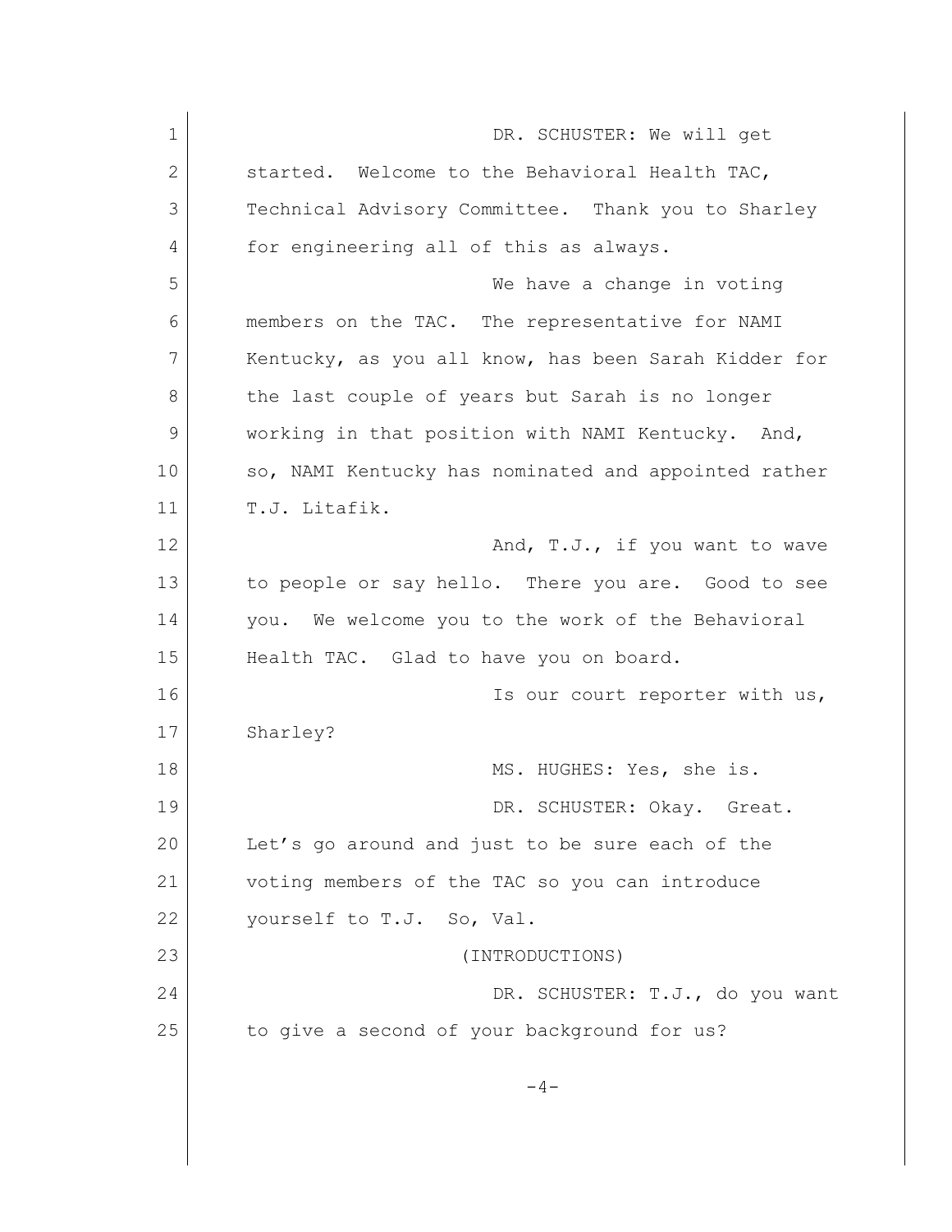DR. SCHUSTER: We will get started. Welcome to the Behavioral Health TAC, Technical Advisory Committee. Thank you to Sharley for engineering all of this as always.

We have a change in voting members on the TAC. The representative for NAMI Kentucky, as you all know, has been Sarah Kidder for the last couple of years but Sarah is no longer working in that position with NAMI Kentucky. And, so, NAMI Kentucky has nominated and appointed rather T.J. Litafik.

And, T.J., if you want to wave to people or say hello. There you are. Good to see you. We welcome you to the work of the Behavioral Health TAC. Glad to have you on board.

Is our court reporter with us, Sharley?

MS. HUGHES: Yes, she is.

DR. SCHUSTER: Okay. Great. Let's go around and just to be sure each of the voting members of the TAC so you can introduce yourself to T.J. So, Val.

(INTRODUCTIONS)

DR. SCHUSTER: T.J., do you want to give a second of your background for us?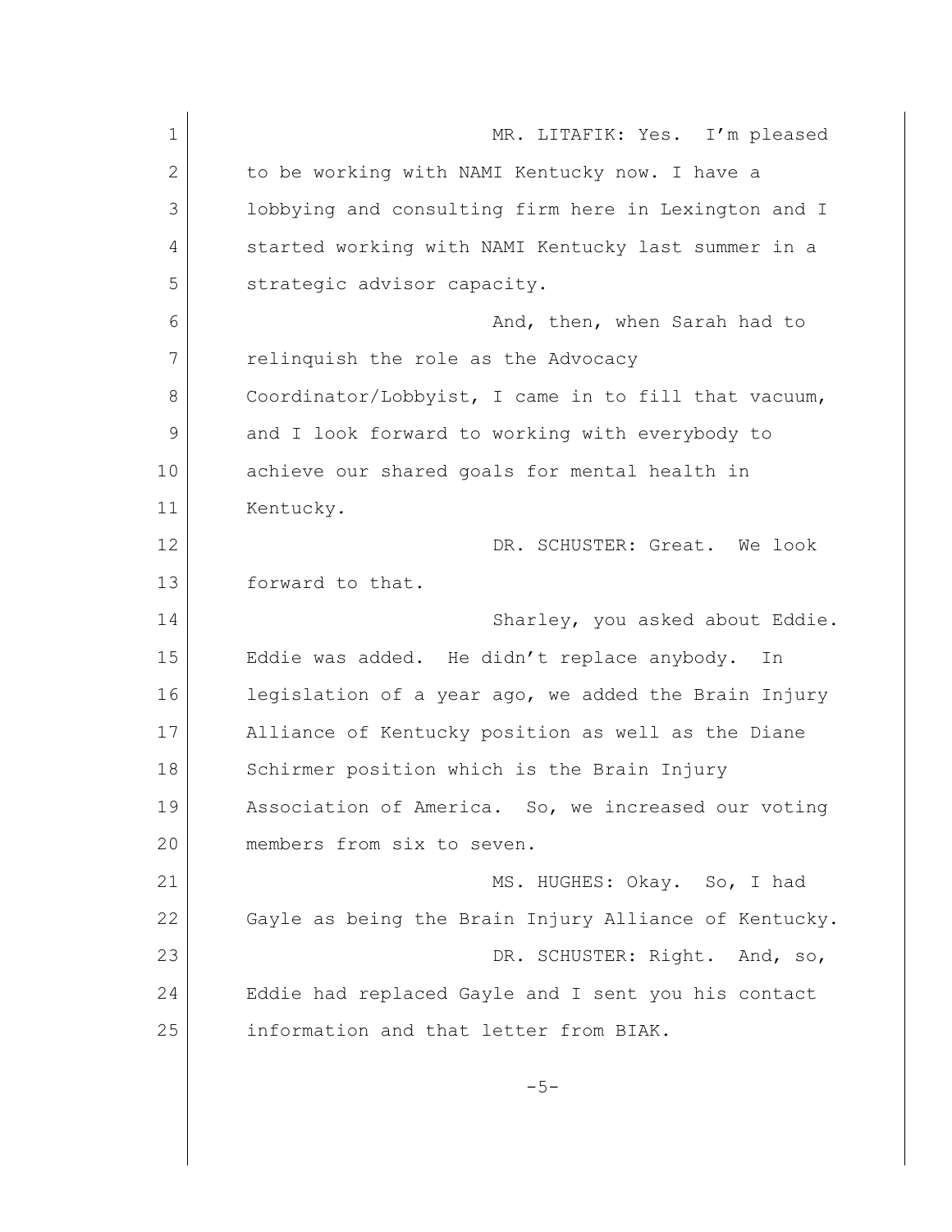MR. LITAFIK: Yes. I'm pleased to be working with NAMI Kentucky now. I have a lobbying and consulting firm here in Lexington and I started working with NAMI Kentucky last summer in a strategic advisor capacity.

And, then, when Sarah had to relinquish the role as the Advocacy Coordinator/Lobbyist, I came in to fill that vacuum, and I look forward to working with everybody to achieve our shared goals for mental health in Kentucky.

DR. SCHUSTER: Great. We look forward to that.

Sharley, you asked about Eddie. Eddie was added. He didn't replace anybody. In legislation of a year ago, we added the Brain Injury Alliance of Kentucky position as well as the Diane Schirmer position which is the Brain Injury Association of America. So, we increased our voting members from six to seven.

MS. HUGHES: Okay. So, I had Gayle as being the Brain Injury Alliance of Kentucky.

DR. SCHUSTER: Right. And, so, Eddie had replaced Gayle and I sent you his contact information and that letter from BIAK.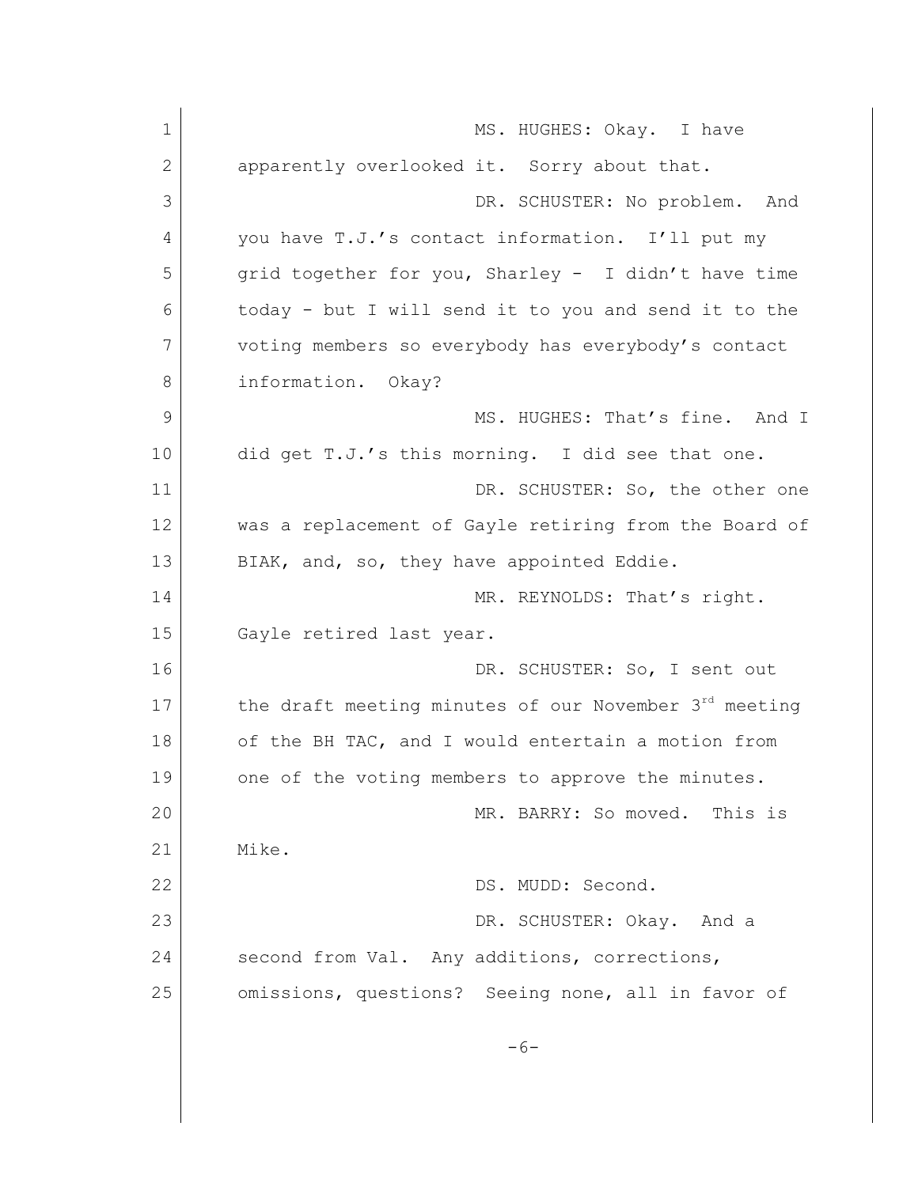MS. HUGHES: Okay. I have apparently overlooked it. Sorry about that.

DR. SCHUSTER: No problem. And you have T.J.'s contact information. I'll put my grid together for you, Sharley - I didn't have time today - but I will send it to you and send it to the voting members so everybody has everybody's contact information. Okay?

MS. HUGHES: That's fine. And I did get T.J.'s this morning. I did see that one.

DR. SCHUSTER: So, the other one was a replacement of Gayle retiring from the Board of BIAK, and, so, they have appointed Eddie.

MR. REYNOLDS: That's right. Gayle retired last year.

DR. SCHUSTER: So, I sent out the draft meeting minutes of our November 3rd meeting of the BH TAC, and I would entertain a motion from one of the voting members to approve the minutes.

MR. BARRY: So moved. This is Mike.

DS. MUDD: Second.

DR. SCHUSTER: Okay. And a second from Val. Any additions, corrections, omissions, questions? Seeing none, all in favor of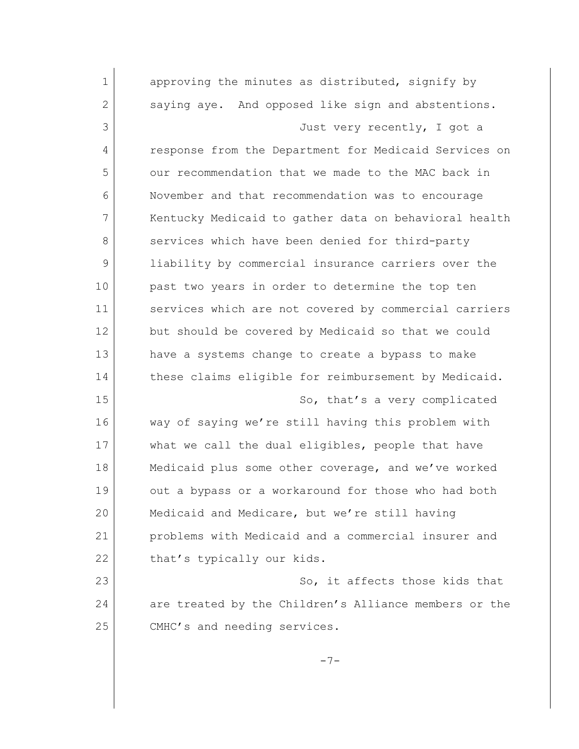approving the minutes as distributed, signify by saying aye. And opposed like sign and abstentions.

Just very recently, I got a response from the Department for Medicaid Services on our recommendation that we made to the MAC back in November and that recommendation was to encourage Kentucky Medicaid to gather data on behavioral health services which have been denied for third-party liability by commercial insurance carriers over the past two years in order to determine the top ten services which are not covered by commercial carriers but should be covered by Medicaid so that we could have a systems change to create a bypass to make these claims eligible for reimbursement by Medicaid.

So, that's a very complicated way of saying we're still having this problem with what we call the dual eligibles, people that have Medicaid plus some other coverage, and we've worked out a bypass or a workaround for those who had both Medicaid and Medicare, but we're still having problems with Medicaid and a commercial insurer and that's typically our kids.

So, it affects those kids that are treated by the Children's Alliance members or the CMHC's and needing services.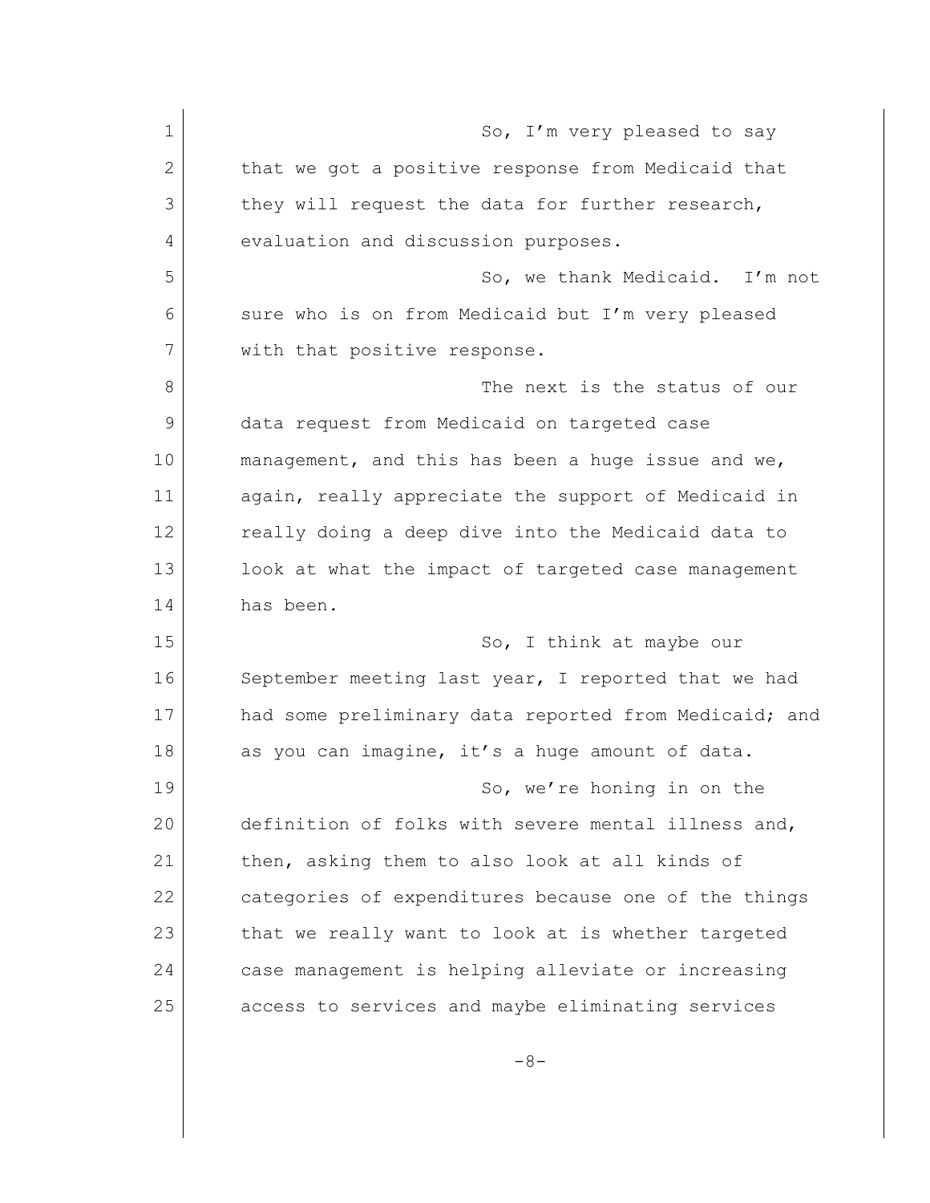So, I'm very pleased to say that we got a positive response from Medicaid that they will request the data for further research, evaluation and discussion purposes.

So, we thank Medicaid. I'm not sure who is on from Medicaid but I'm very pleased with that positive response.

The next is the status of our data request from Medicaid on targeted case management, and this has been a huge issue and we, again, really appreciate the support of Medicaid in really doing a deep dive into the Medicaid data to look at what the impact of targeted case management has been.

So, I think at maybe our September meeting last year, I reported that we had had some preliminary data reported from Medicaid; and as you can imagine, it's a huge amount of data.

So, we're honing in on the definition of folks with severe mental illness and, then, asking them to also look at all kinds of categories of expenditures because one of the things that we really want to look at is whether targeted case management is helping alleviate or increasing access to services and maybe eliminating services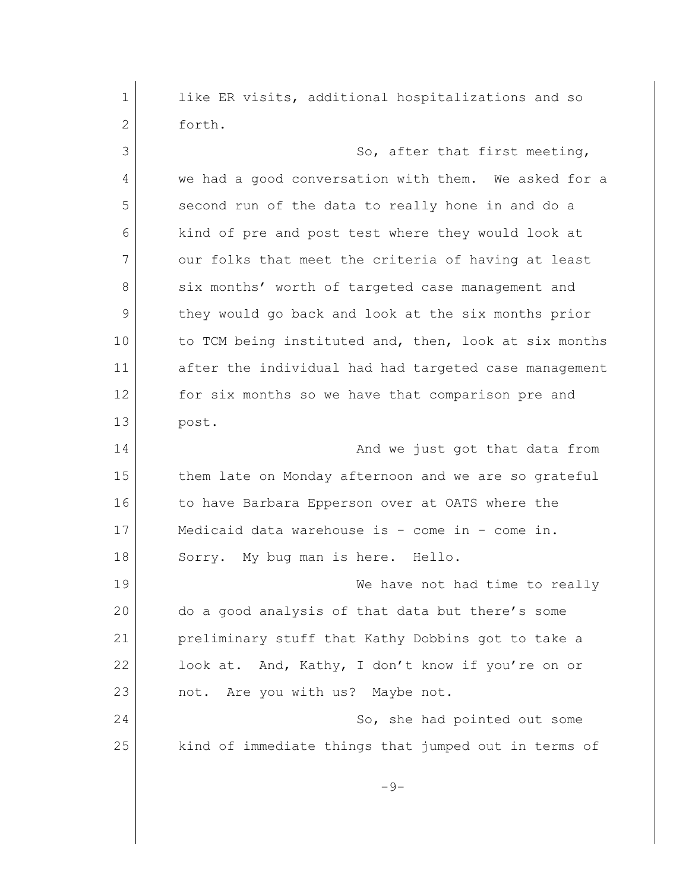like ER visits, additional hospitalizations and so forth.

So, after that first meeting, we had a good conversation with them. We asked for a second run of the data to really hone in and do a kind of pre and post test where they would look at our folks that meet the criteria of having at least six months' worth of targeted case management and they would go back and look at the six months prior to TCM being instituted and, then, look at six months after the individual had had targeted case management for six months so we have that comparison pre and post.

And we just got that data from them late on Monday afternoon and we are so grateful to have Barbara Epperson over at OATS where the Medicaid data warehouse is - come in - come in. Sorry. My bug man is here. Hello.

We have not had time to really do a good analysis of that data but there's some preliminary stuff that Kathy Dobbins got to take a look at. And, Kathy, I don't know if you're on or not. Are you with us? Maybe not.

So, she had pointed out some kind of immediate things that jumped out in terms of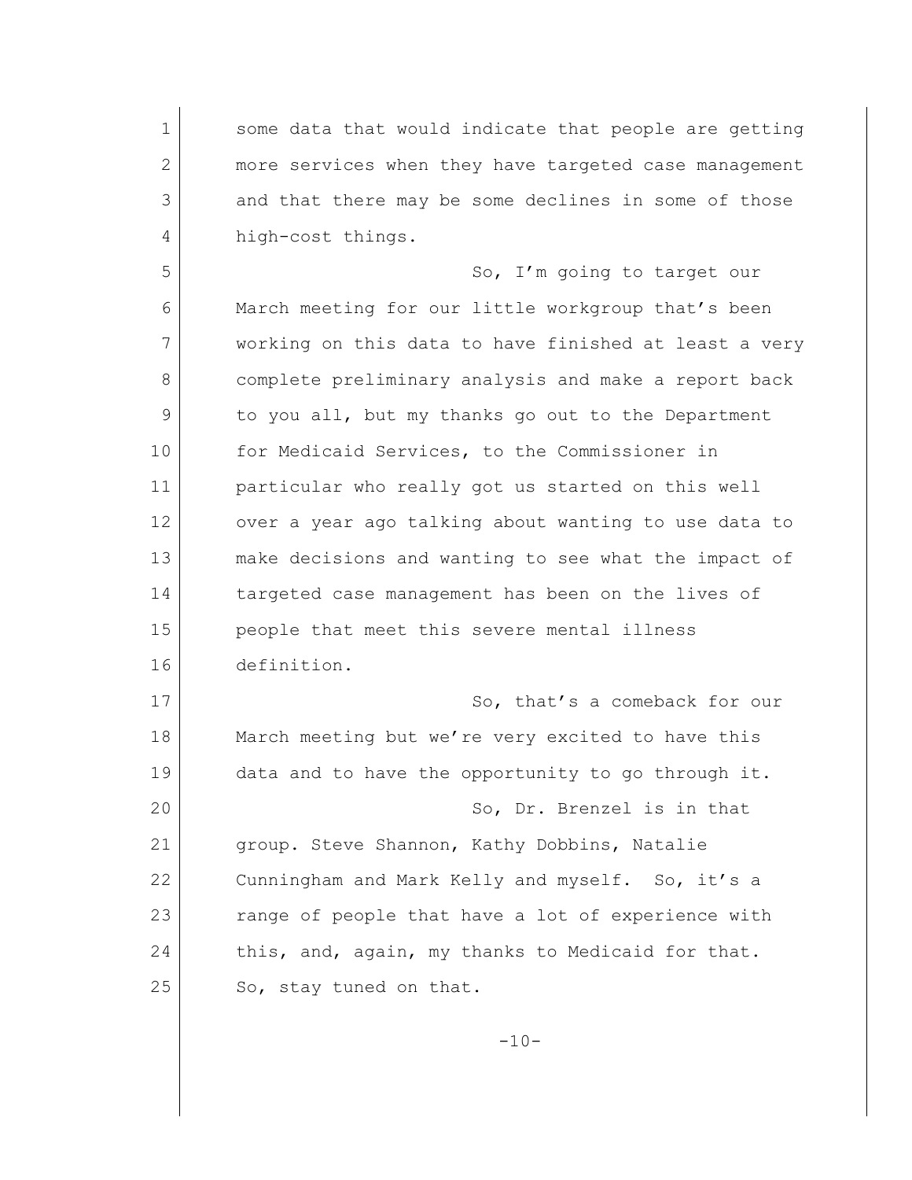some data that would indicate that people are getting more services when they have targeted case management and that there may be some declines in some of those high-cost things.

So, I'm going to target our March meeting for our little workgroup that's been working on this data to have finished at least a very complete preliminary analysis and make a report back to you all, but my thanks go out to the Department for Medicaid Services, to the Commissioner in particular who really got us started on this well over a year ago talking about wanting to use data to make decisions and wanting to see what the impact of targeted case management has been on the lives of people that meet this severe mental illness definition.

So, that's a comeback for our March meeting but we're very excited to have this data and to have the opportunity to go through it.

So, Dr. Brenzel is in that group. Steve Shannon, Kathy Dobbins, Natalie Cunningham and Mark Kelly and myself. So, it's a range of people that have a lot of experience with this, and, again, my thanks to Medicaid for that. So, stay tuned on that.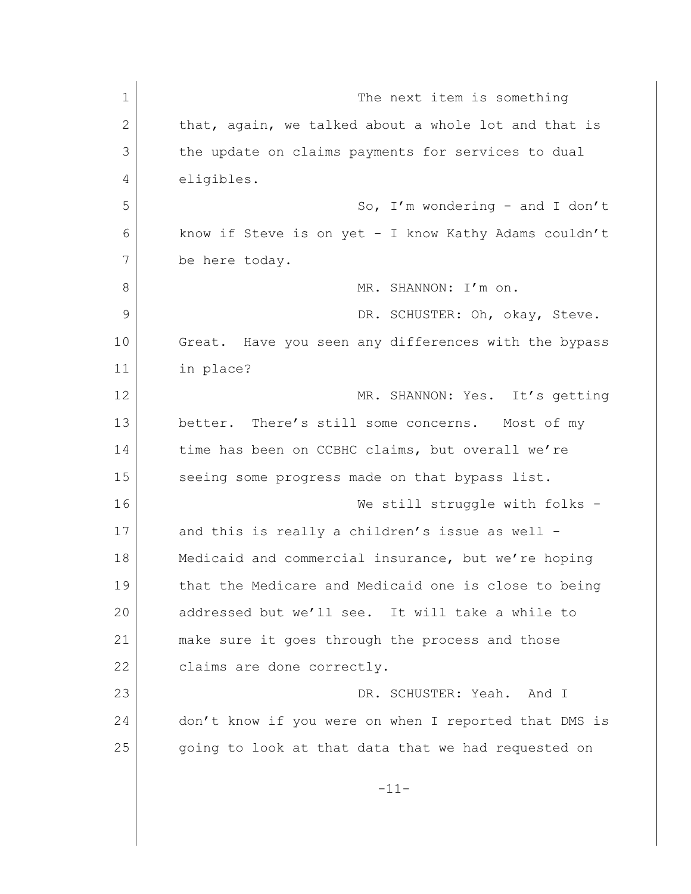The next item is something that, again, we talked about a whole lot and that is the update on claims payments for services to dual eligibles.

So, I'm wondering - and I don't know if Steve is on yet - I know Kathy Adams couldn't be here today.

MR. SHANNON: I'm on.

DR. SCHUSTER: Oh, okay, Steve. Great. Have you seen any differences with the bypass in place?

MR. SHANNON: Yes. It's getting better. There's still some concerns. Most of my time has been on CCBHC claims, but overall we're seeing some progress made on that bypass list.

We still struggle with folks - and this is really a children's issue as well - Medicaid and commercial insurance, but we're hoping that the Medicare and Medicaid one is close to being addressed but we'll see. It will take a while to make sure it goes through the process and those claims are done correctly.

DR. SCHUSTER: Yeah. And I don't know if you were on when I reported that DMS is going to look at that data that we had requested on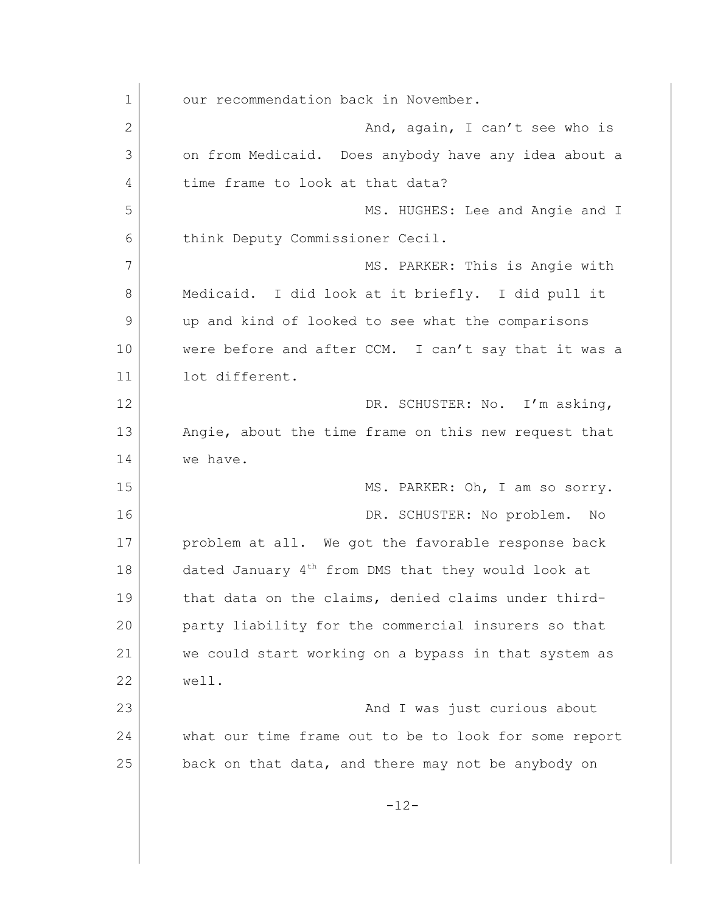our recommendation back in November.

And, again, I can't see who is on from Medicaid. Does anybody have any idea about a time frame to look at that data?

MS. HUGHES: Lee and Angie and I think Deputy Commissioner Cecil.

MS. PARKER: This is Angie with Medicaid. I did look at it briefly. I did pull it up and kind of looked to see what the comparisons were before and after CCM. I can't say that it was a lot different.

DR. SCHUSTER: No. I'm asking, Angie, about the time frame on this new request that we have.

MS. PARKER: Oh, I am so sorry.

DR. SCHUSTER: No problem. No problem at all. We got the favorable response back dated January 4th from DMS that they would look at that data on the claims, denied claims under third-party liability for the commercial insurers so that we could start working on a bypass in that system as well.

And I was just curious about what our time frame out to be to look for some report back on that data, and there may not be anybody on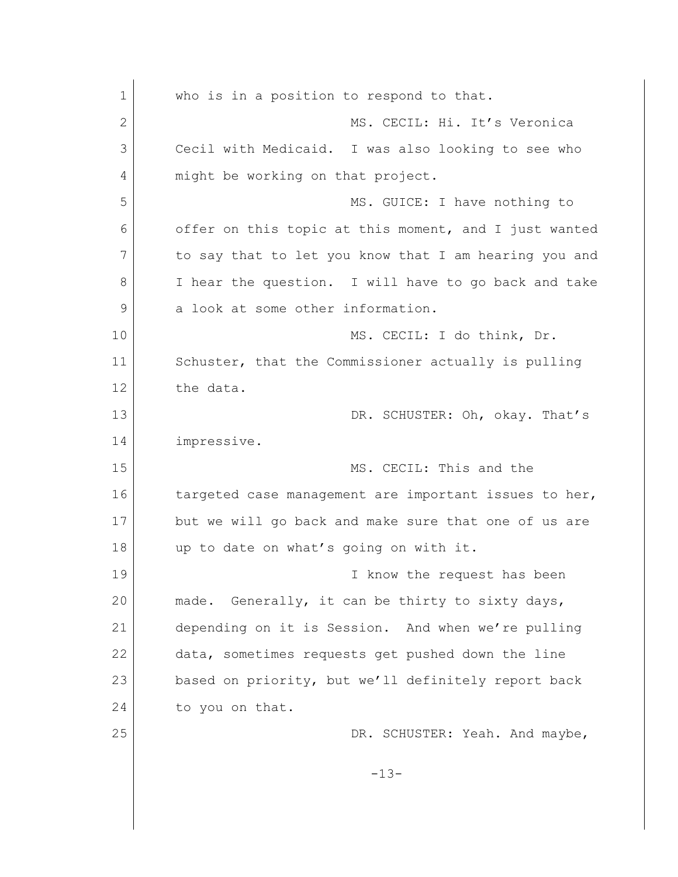who is in a position to respond to that.

MS. CECIL: Hi. It's Veronica Cecil with Medicaid. I was also looking to see who might be working on that project.

MS. GUICE: I have nothing to offer on this topic at this moment, and I just wanted to say that to let you know that I am hearing you and I hear the question. I will have to go back and take a look at some other information.

MS. CECIL: I do think, Dr. Schuster, that the Commissioner actually is pulling the data.

DR. SCHUSTER: Oh, okay. That's impressive.

MS. CECIL: This and the targeted case management are important issues to her, but we will go back and make sure that one of us are up to date on what's going on with it.

I know the request has been made. Generally, it can be thirty to sixty days, depending on it is Session. And when we're pulling data, sometimes requests get pushed down the line based on priority, but we'll definitely report back to you on that.

DR. SCHUSTER: Yeah. And maybe,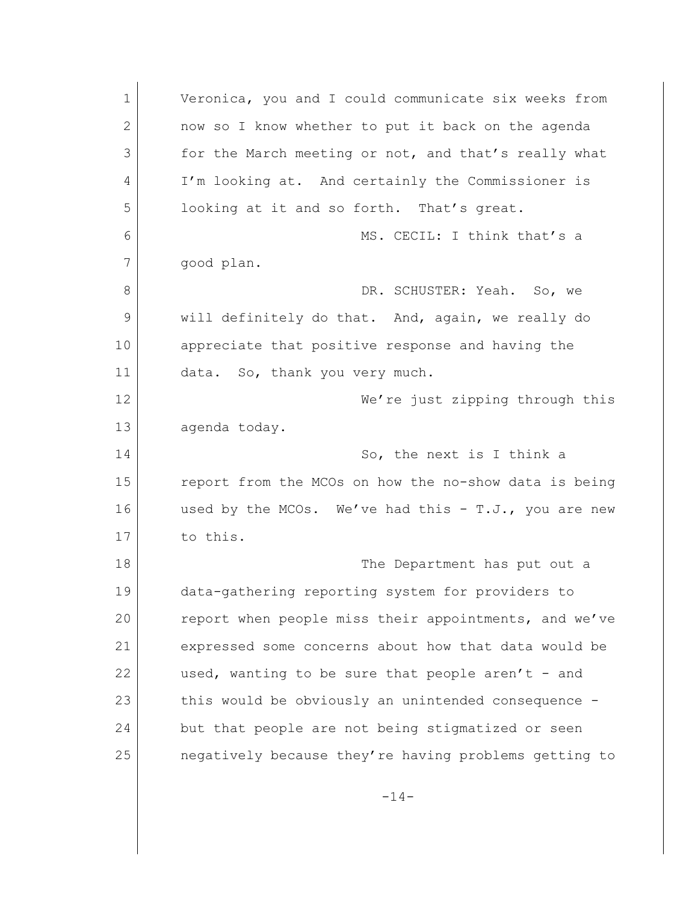Veronica, you and I could communicate six weeks from now so I know whether to put it back on the agenda for the March meeting or not, and that's really what I'm looking at. And certainly the Commissioner is looking at it and so forth. That's great.

MS. CECIL: I think that's a good plan.

DR. SCHUSTER: Yeah. So, we will definitely do that. And, again, we really do appreciate that positive response and having the data. So, thank you very much.

We're just zipping through this agenda today.

So, the next is I think a report from the MCOs on how the no-show data is being used by the MCOs. We've had this - T.J., you are new to this.

The Department has put out a data-gathering reporting system for providers to report when people miss their appointments, and we've expressed some concerns about how that data would be used, wanting to be sure that people aren't - and this would be obviously an unintended consequence - but that people are not being stigmatized or seen negatively because they're having problems getting to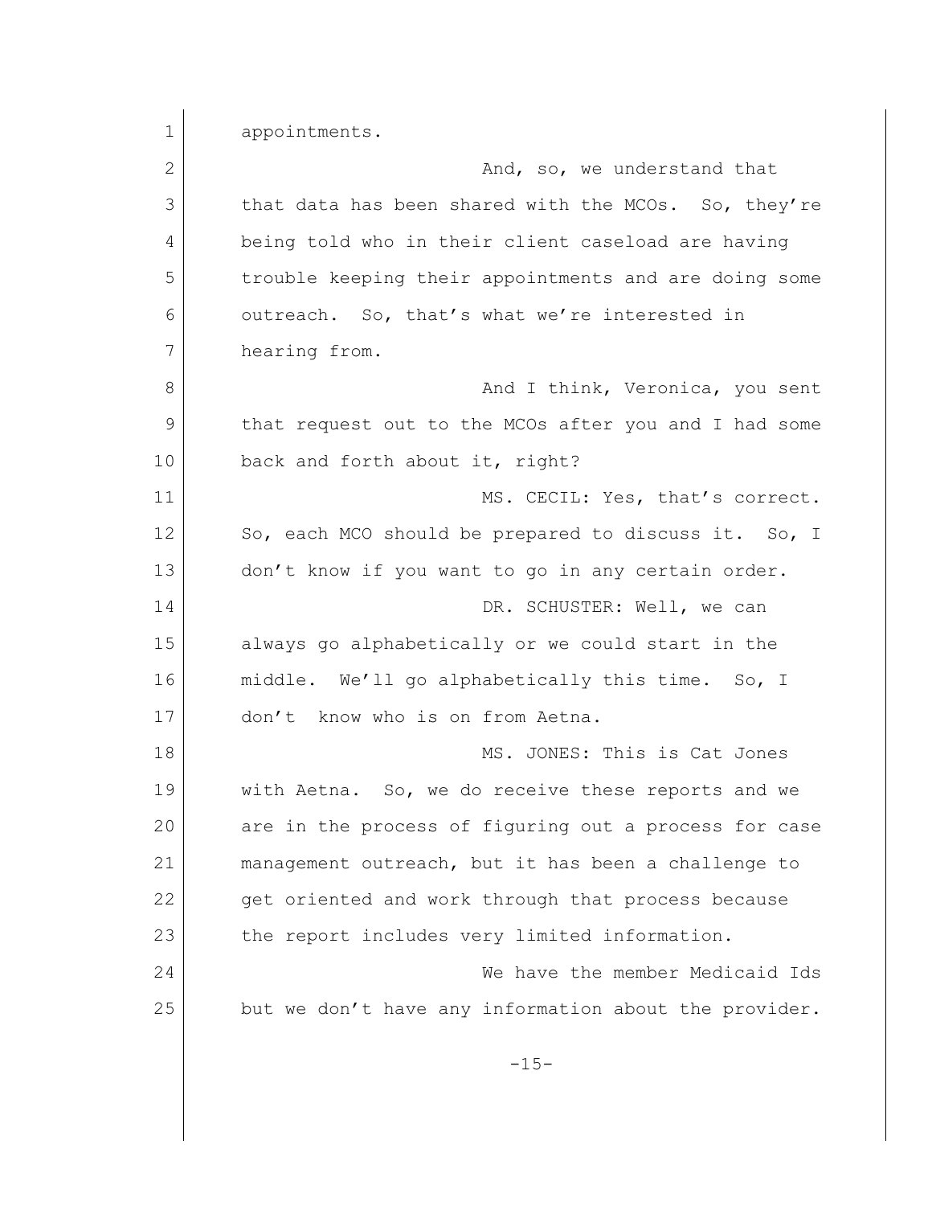appointments.

And, so, we understand that that data has been shared with the MCOs. So, they're being told who in their client caseload are having trouble keeping their appointments and are doing some outreach. So, that's what we're interested in hearing from.

And I think, Veronica, you sent that request out to the MCOs after you and I had some back and forth about it, right?

MS. CECIL: Yes, that's correct. So, each MCO should be prepared to discuss it. So, I don't know if you want to go in any certain order.

DR. SCHUSTER: Well, we can always go alphabetically or we could start in the middle. We'll go alphabetically this time. So, I don't know who is on from Aetna.

MS. JONES: This is Cat Jones with Aetna. So, we do receive these reports and we are in the process of figuring out a process for case management outreach, but it has been a challenge to get oriented and work through that process because the report includes very limited information.

We have the member Medicaid Ids but we don't have any information about the provider.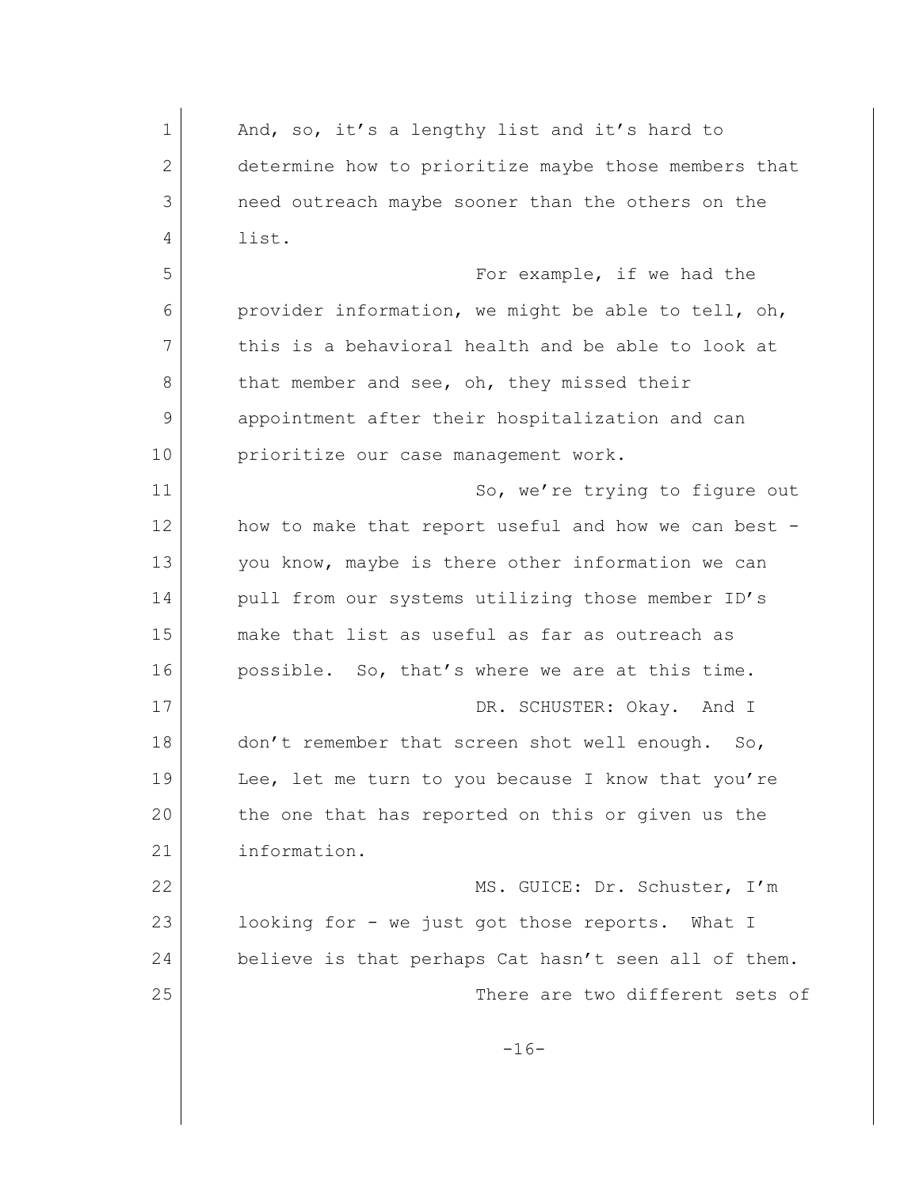And, so, it's a lengthy list and it's hard to determine how to prioritize maybe those members that need outreach maybe sooner than the others on the list.

For example, if we had the provider information, we might be able to tell, oh, this is a behavioral health and be able to look at that member and see, oh, they missed their appointment after their hospitalization and can prioritize our case management work.

So, we're trying to figure out how to make that report useful and how we can best - you know, maybe is there other information we can pull from our systems utilizing those member ID's make that list as useful as far as outreach as possible. So, that's where we are at this time.

DR. SCHUSTER: Okay. And I don't remember that screen shot well enough. So, Lee, let me turn to you because I know that you're the one that has reported on this or given us the information.

MS. GUICE: Dr. Schuster, I'm looking for - we just got those reports. What I believe is that perhaps Cat hasn't seen all of them.

There are two different sets of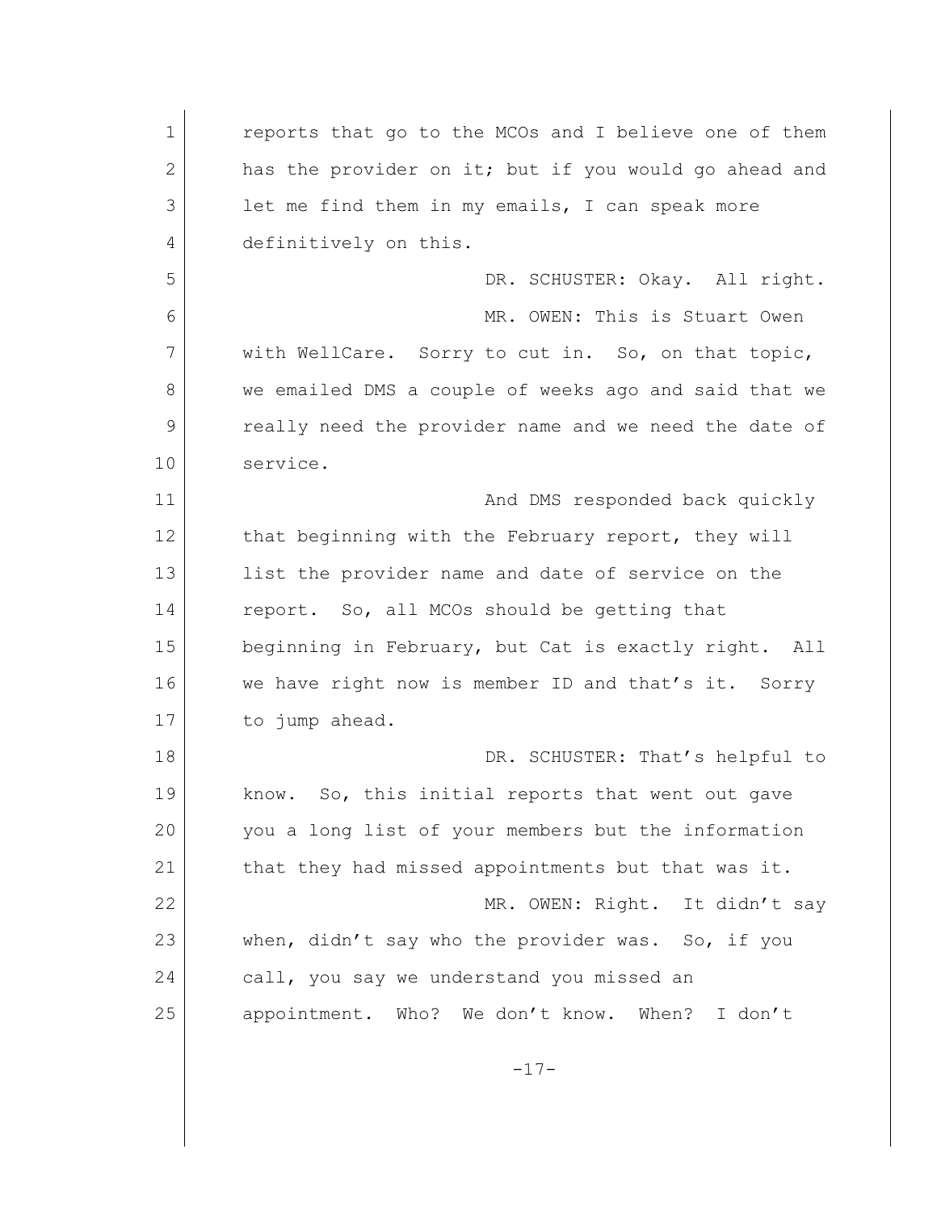reports that go to the MCOs and I believe one of them has the provider on it; but if you would go ahead and let me find them in my emails, I can speak more definitively on this.

DR. SCHUSTER: Okay. All right.

MR. OWEN: This is Stuart Owen with WellCare. Sorry to cut in. So, on that topic, we emailed DMS a couple of weeks ago and said that we really need the provider name and we need the date of service.

And DMS responded back quickly that beginning with the February report, they will list the provider name and date of service on the report. So, all MCOs should be getting that beginning in February, but Cat is exactly right. All we have right now is member ID and that's it. Sorry to jump ahead.

DR. SCHUSTER: That's helpful to know. So, this initial reports that went out gave you a long list of your members but the information that they had missed appointments but that was it.

MR. OWEN: Right. It didn't say when, didn't say who the provider was. So, if you call, you say we understand you missed an appointment. Who? We don't know. When? I don't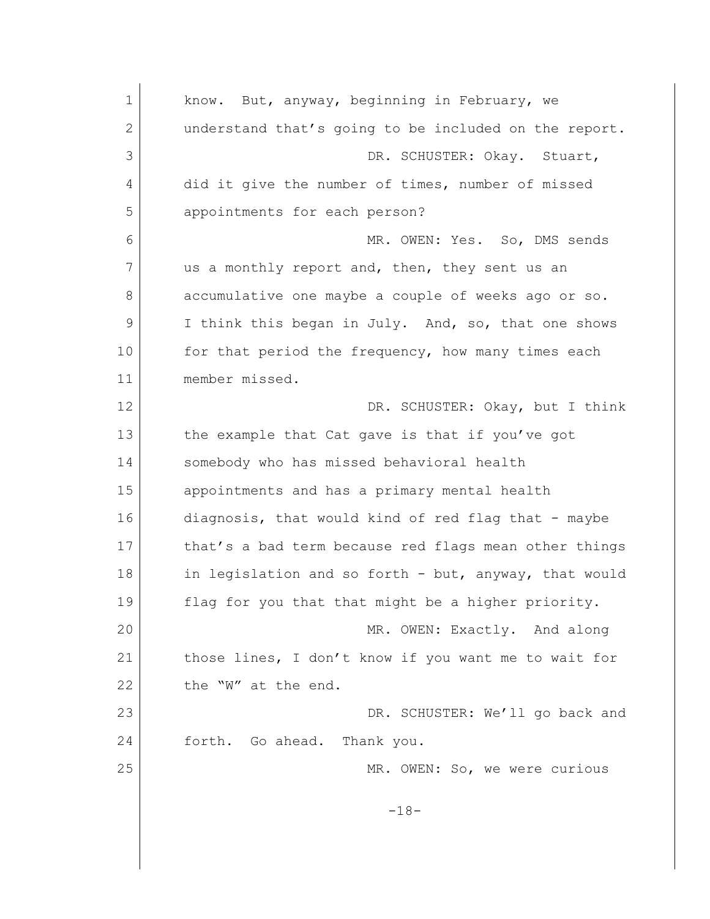know. But, anyway, beginning in February, we understand that's going to be included on the report.

DR. SCHUSTER: Okay. Stuart, did it give the number of times, number of missed appointments for each person?

MR. OWEN: Yes. So, DMS sends us a monthly report and, then, they sent us an accumulative one maybe a couple of weeks ago or so. I think this began in July. And, so, that one shows for that period the frequency, how many times each member missed.

DR. SCHUSTER: Okay, but I think the example that Cat gave is that if you've got somebody who has missed behavioral health appointments and has a primary mental health diagnosis, that would kind of red flag that - maybe that's a bad term because red flags mean other things in legislation and so forth - but, anyway, that would flag for you that that might be a higher priority.

MR. OWEN: Exactly. And along those lines, I don't know if you want me to wait for the "W" at the end.

DR. SCHUSTER: We'll go back and forth. Go ahead. Thank you.

MR. OWEN: So, we were curious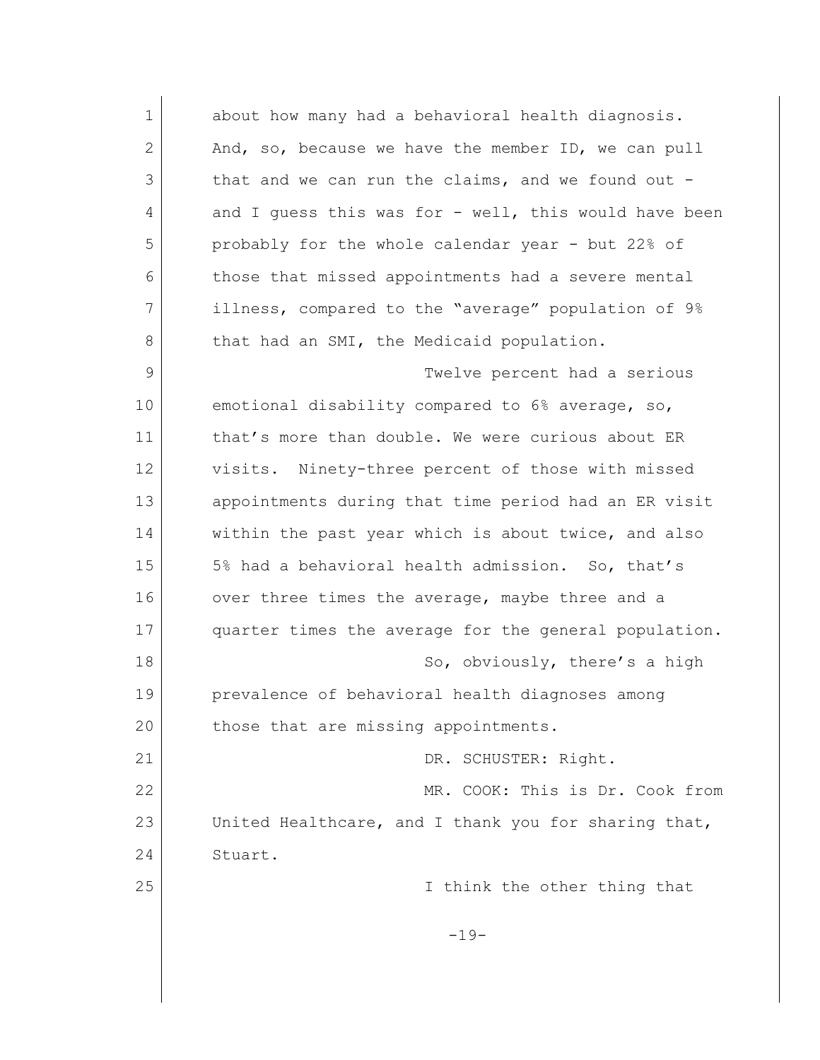about how many had a behavioral health diagnosis. And, so, because we have the member ID, we can pull that and we can run the claims, and we found out - and I guess this was for - well, this would have been probably for the whole calendar year - but 22% of those that missed appointments had a severe mental illness, compared to the "average" population of 9% that had an SMI, the Medicaid population.

Twelve percent had a serious emotional disability compared to 6% average, so, that's more than double. We were curious about ER visits. Ninety-three percent of those with missed appointments during that time period had an ER visit within the past year which is about twice, and also 5% had a behavioral health admission. So, that's over three times the average, maybe three and a quarter times the average for the general population.

So, obviously, there's a high prevalence of behavioral health diagnoses among those that are missing appointments.

DR. SCHUSTER: Right.

MR. COOK: This is Dr. Cook from United Healthcare, and I thank you for sharing that, Stuart.

I think the other thing that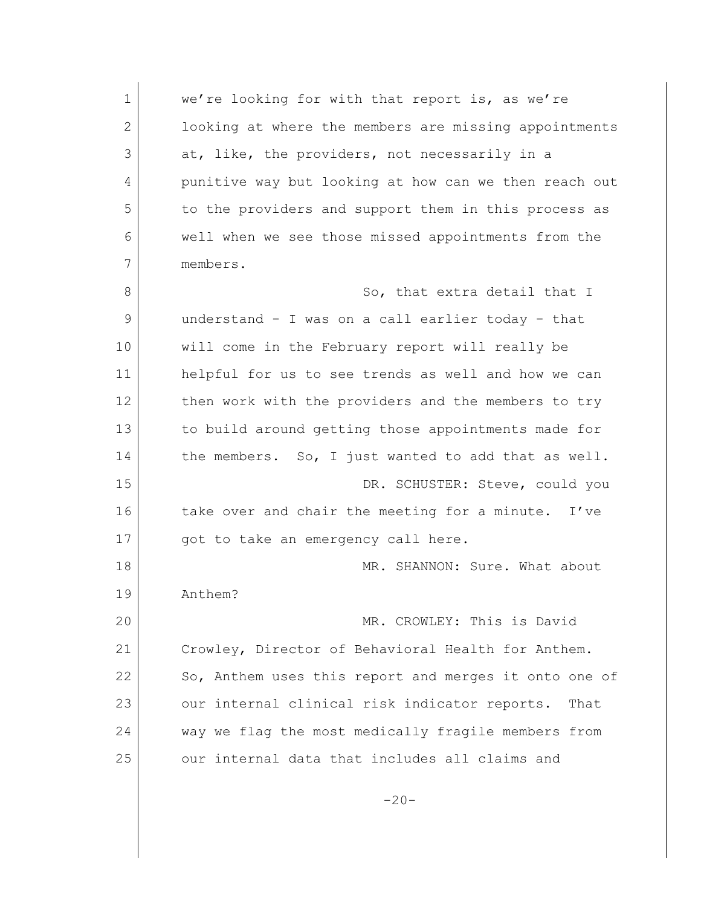we're looking for with that report is, as we're looking at where the members are missing appointments at, like, the providers, not necessarily in a punitive way but looking at how can we then reach out to the providers and support them in this process as well when we see those missed appointments from the members.

So, that extra detail that I understand - I was on a call earlier today - that will come in the February report will really be helpful for us to see trends as well and how we can then work with the providers and the members to try to build around getting those appointments made for the members. So, I just wanted to add that as well.

DR. SCHUSTER: Steve, could you take over and chair the meeting for a minute. I've got to take an emergency call here.

MR. SHANNON: Sure. What about Anthem?

MR. CROWLEY: This is David Crowley, Director of Behavioral Health for Anthem. So, Anthem uses this report and merges it onto one of our internal clinical risk indicator reports. That way we flag the most medically fragile members from our internal data that includes all claims and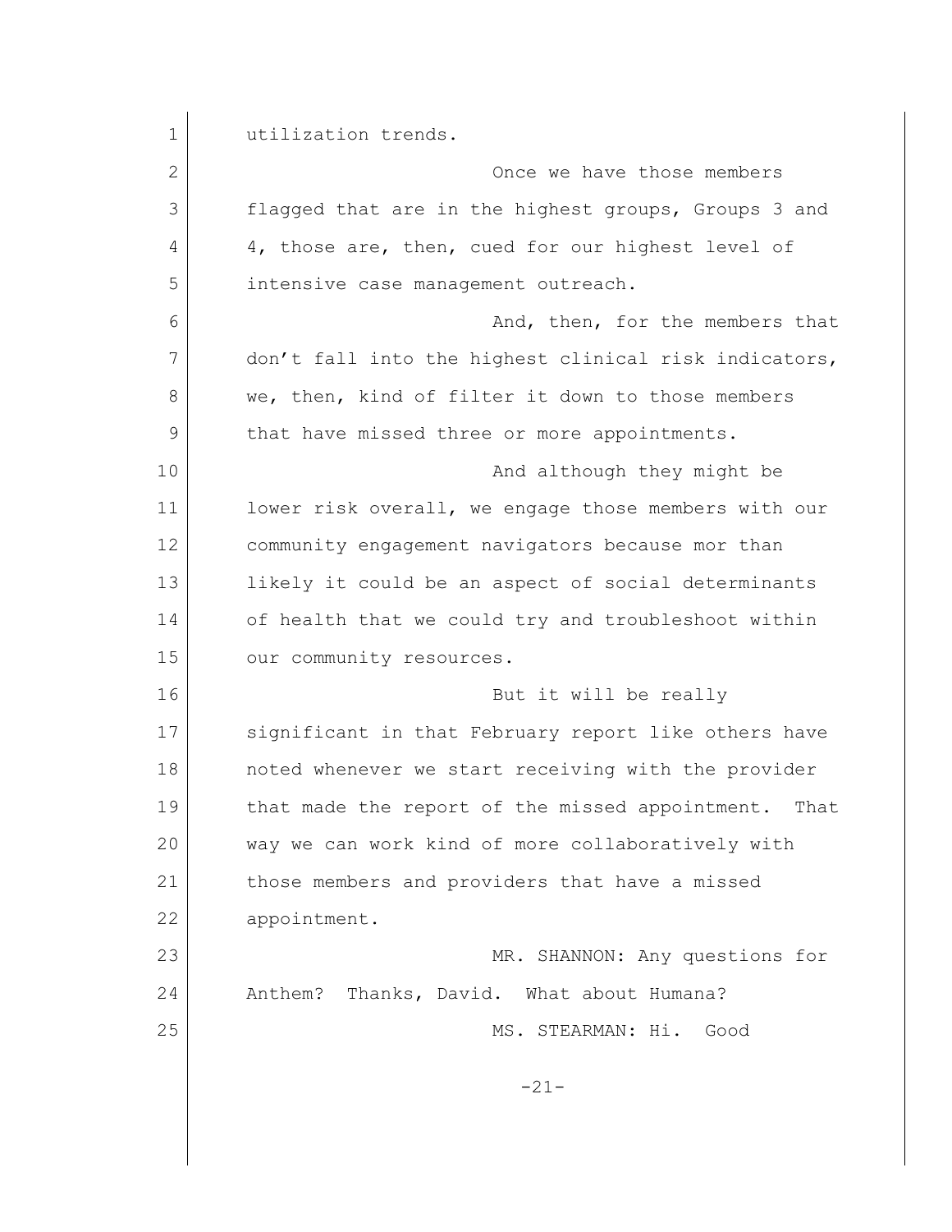utilization trends.

Once we have those members flagged that are in the highest groups, Groups 3 and 4, those are, then, cued for our highest level of intensive case management outreach.

And, then, for the members that don't fall into the highest clinical risk indicators, we, then, kind of filter it down to those members that have missed three or more appointments.

And although they might be lower risk overall, we engage those members with our community engagement navigators because mor than likely it could be an aspect of social determinants of health that we could try and troubleshoot within our community resources.

But it will be really significant in that February report like others have noted whenever we start receiving with the provider that made the report of the missed appointment. That way we can work kind of more collaboratively with those members and providers that have a missed appointment.

MR. SHANNON: Any questions for Anthem? Thanks, David. What about Humana?

MS. STEARMAN: Hi. Good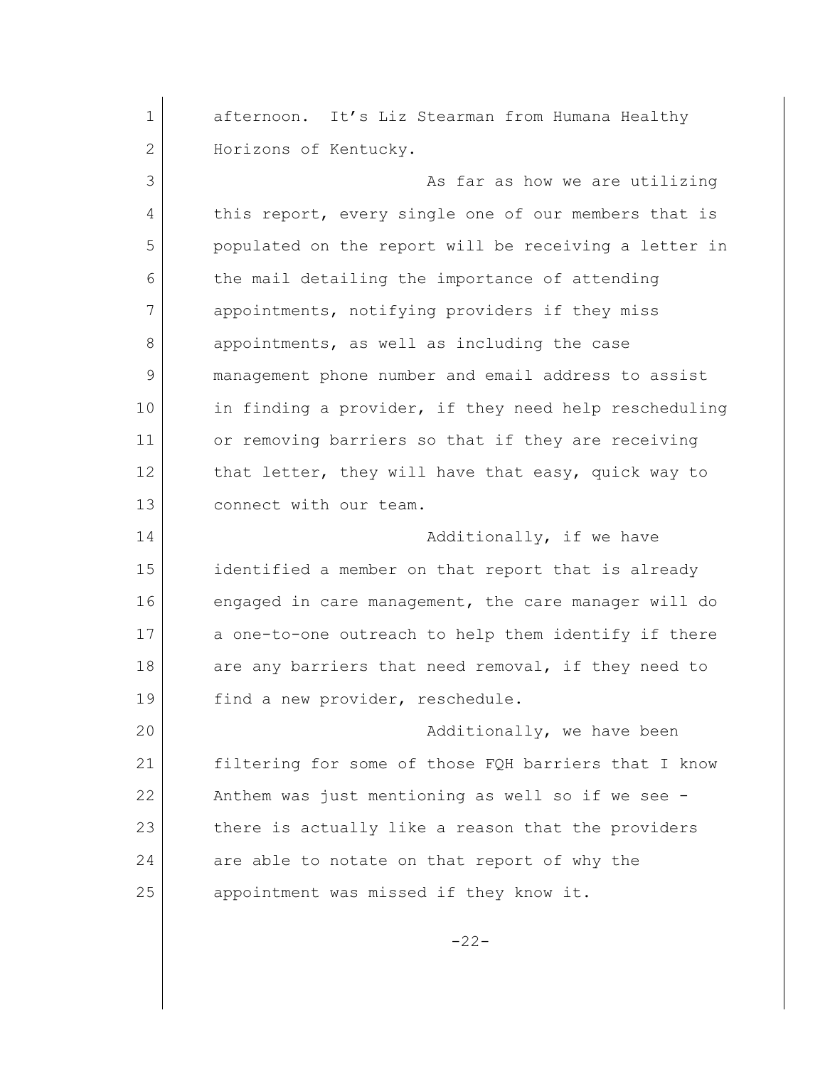afternoon. It's Liz Stearman from Humana Healthy Horizons of Kentucky.

As far as how we are utilizing this report, every single one of our members that is populated on the report will be receiving a letter in the mail detailing the importance of attending appointments, notifying providers if they miss appointments, as well as including the case management phone number and email address to assist in finding a provider, if they need help rescheduling or removing barriers so that if they are receiving that letter, they will have that easy, quick way to connect with our team.

Additionally, if we have identified a member on that report that is already engaged in care management, the care manager will do a one-to-one outreach to help them identify if there are any barriers that need removal, if they need to find a new provider, reschedule.

Additionally, we have been filtering for some of those FQH barriers that I know Anthem was just mentioning as well so if we see - there is actually like a reason that the providers are able to notate on that report of why the appointment was missed if they know it.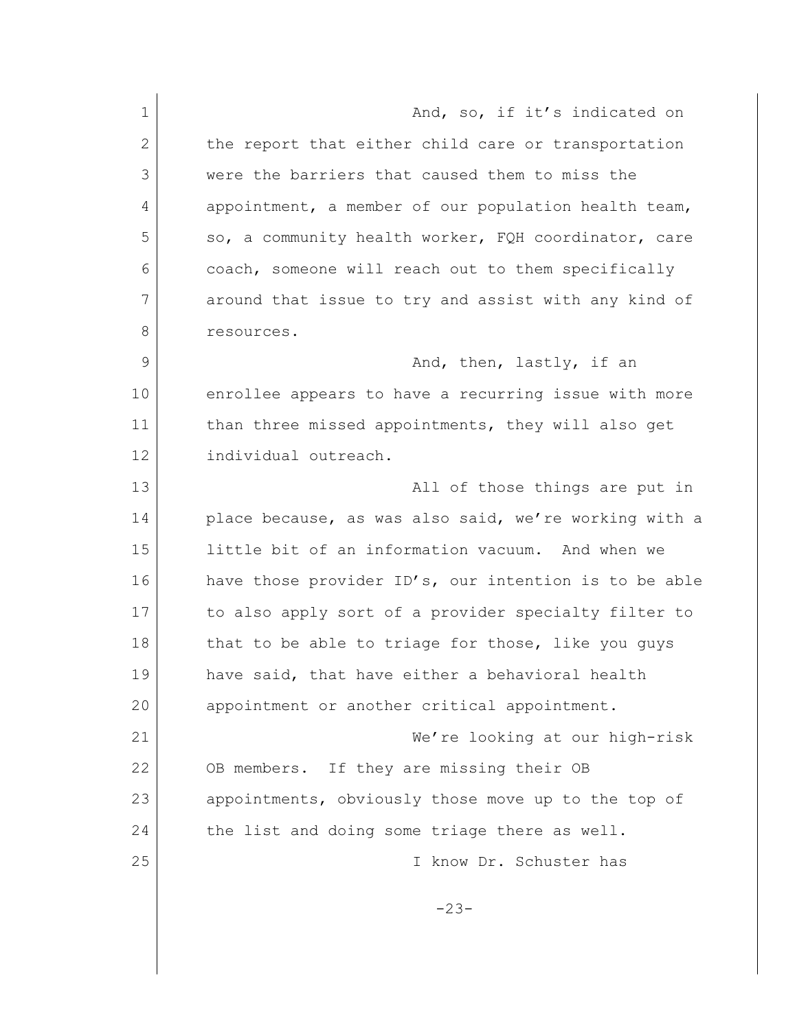And, so, if it's indicated on the report that either child care or transportation were the barriers that caused them to miss the appointment, a member of our population health team, so, a community health worker, FQH coordinator, care coach, someone will reach out to them specifically around that issue to try and assist with any kind of resources.

And, then, lastly, if an enrollee appears to have a recurring issue with more than three missed appointments, they will also get individual outreach.

All of those things are put in place because, as was also said, we're working with a little bit of an information vacuum. And when we have those provider ID's, our intention is to be able to also apply sort of a provider specialty filter to that to be able to triage for those, like you guys have said, that have either a behavioral health appointment or another critical appointment.

We're looking at our high-risk OB members. If they are missing their OB appointments, obviously those move up to the top of the list and doing some triage there as well.

I know Dr. Schuster has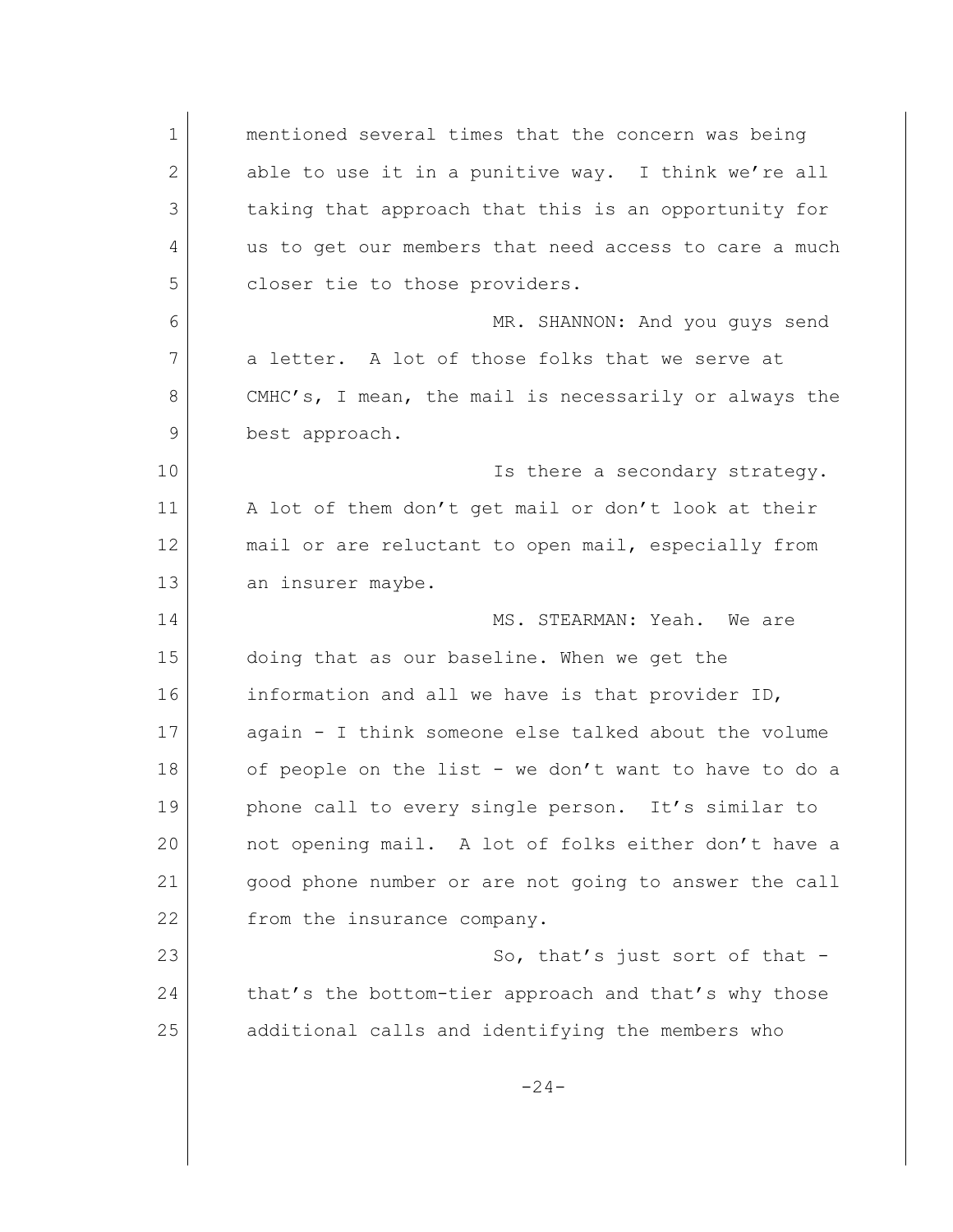mentioned several times that the concern was being able to use it in a punitive way. I think we're all taking that approach that this is an opportunity for us to get our members that need access to care a much closer tie to those providers.

MR. SHANNON: And you guys send a letter. A lot of those folks that we serve at CMHC's, I mean, the mail is necessarily or always the best approach.

Is there a secondary strategy. A lot of them don't get mail or don't look at their mail or are reluctant to open mail, especially from an insurer maybe.

MS. STEARMAN: Yeah. We are doing that as our baseline. When we get the information and all we have is that provider ID, again - I think someone else talked about the volume of people on the list - we don't want to have to do a phone call to every single person. It's similar to not opening mail. A lot of folks either don't have a good phone number or are not going to answer the call from the insurance company.

So, that's just sort of that - that's the bottom-tier approach and that's why those additional calls and identifying the members who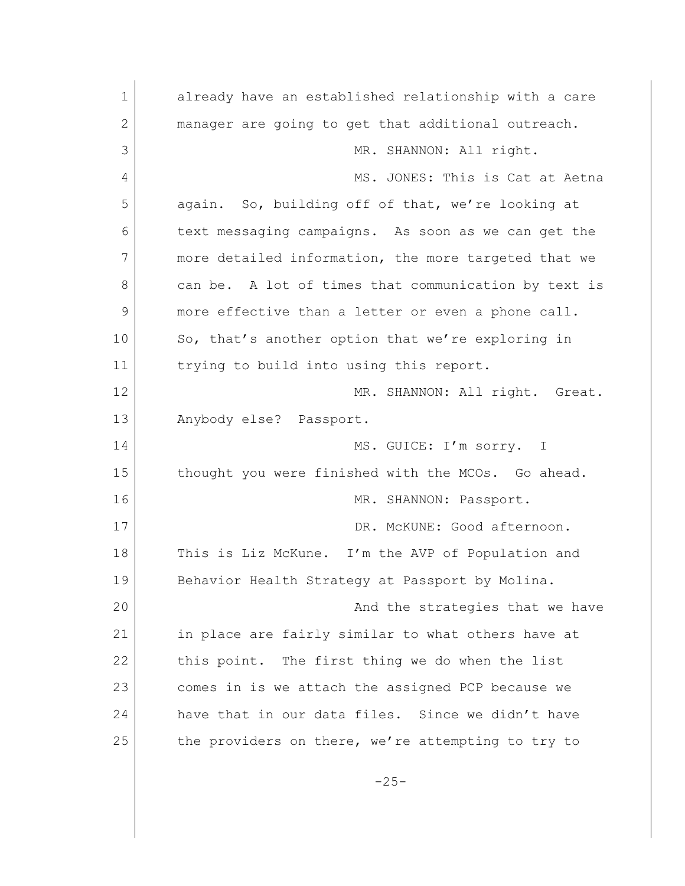already have an established relationship with a care manager are going to get that additional outreach.

MR. SHANNON: All right.

MS. JONES: This is Cat at Aetna again. So, building off of that, we're looking at text messaging campaigns. As soon as we can get the more detailed information, the more targeted that we can be. A lot of times that communication by text is more effective than a letter or even a phone call. So, that's another option that we're exploring in trying to build into using this report.

MR. SHANNON: All right. Great. Anybody else? Passport.

MS. GUICE: I'm sorry. I thought you were finished with the MCOs. Go ahead.

MR. SHANNON: Passport.

DR. McKUNE: Good afternoon. This is Liz McKune. I'm the AVP of Population and Behavior Health Strategy at Passport by Molina.

And the strategies that we have in place are fairly similar to what others have at this point. The first thing we do when the list comes in is we attach the assigned PCP because we have that in our data files. Since we didn't have the providers on there, we're attempting to try to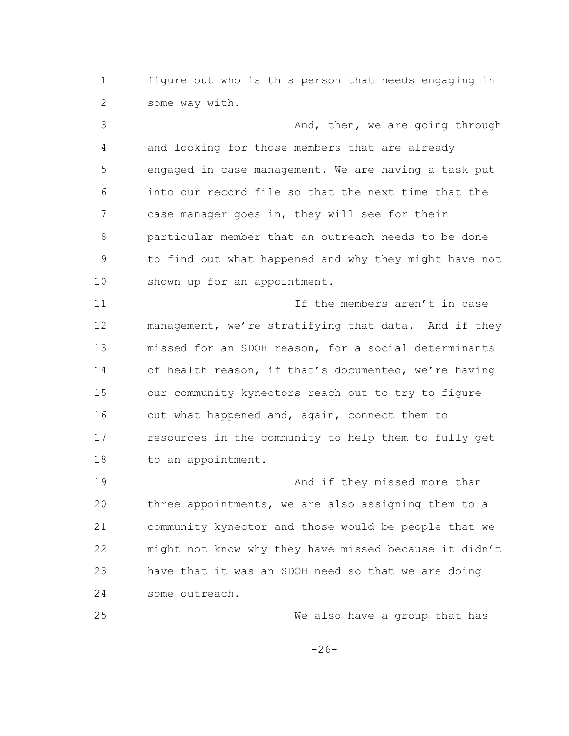figure out who is this person that needs engaging in some way with.

And, then, we are going through and looking for those members that are already engaged in case management. We are having a task put into our record file so that the next time that the case manager goes in, they will see for their particular member that an outreach needs to be done to find out what happened and why they might have not shown up for an appointment.

If the members aren't in case management, we're stratifying that data. And if they missed for an SDOH reason, for a social determinants of health reason, if that's documented, we're having our community kynectors reach out to try to figure out what happened and, again, connect them to resources in the community to help them to fully get to an appointment.

And if they missed more than three appointments, we are also assigning them to a community kynector and those would be people that we might not know why they have missed because it didn't have that it was an SDOH need so that we are doing some outreach.

We also have a group that has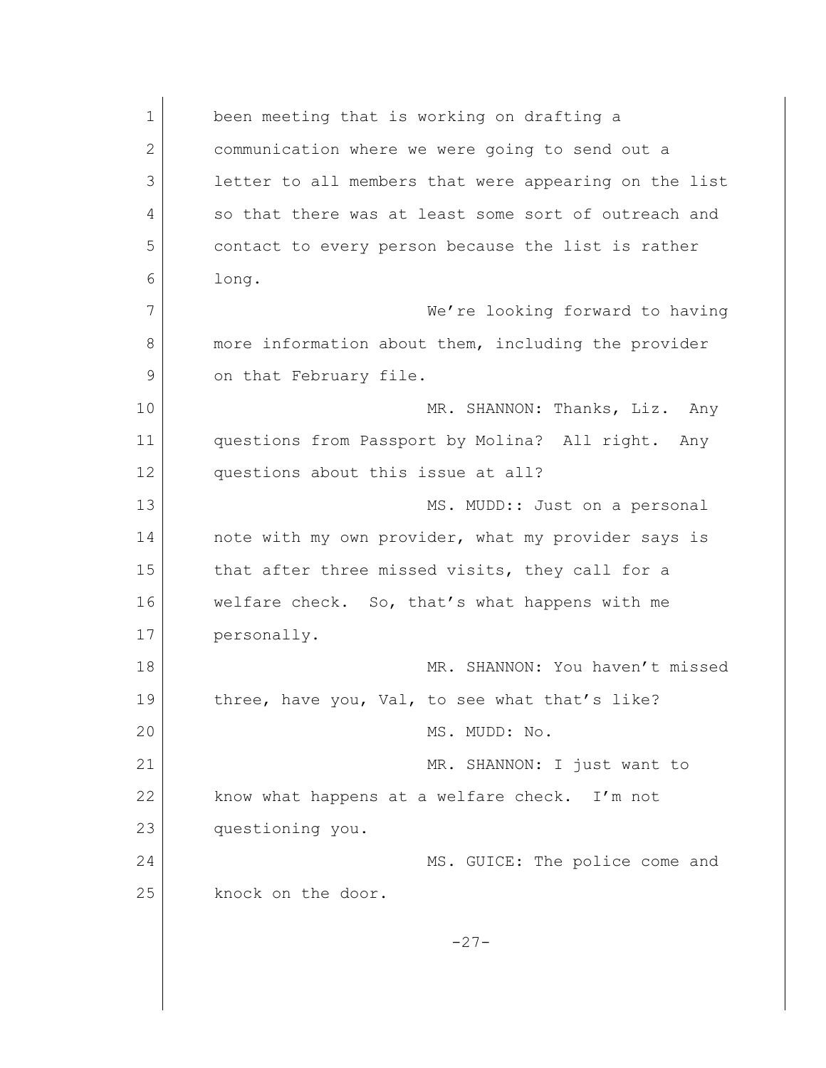been meeting that is working on drafting a communication where we were going to send out a letter to all members that were appearing on the list so that there was at least some sort of outreach and contact to every person because the list is rather long.

We're looking forward to having more information about them, including the provider on that February file.

MR. SHANNON: Thanks, Liz. Any questions from Passport by Molina? All right. Any questions about this issue at all?

MS. MUDD:: Just on a personal note with my own provider, what my provider says is that after three missed visits, they call for a welfare check. So, that's what happens with me personally.

MR. SHANNON: You haven't missed three, have you, Val, to see what that's like?

MS. MUDD: No.

MR. SHANNON: I just want to know what happens at a welfare check. I'm not questioning you.

MS. GUICE: The police come and knock on the door.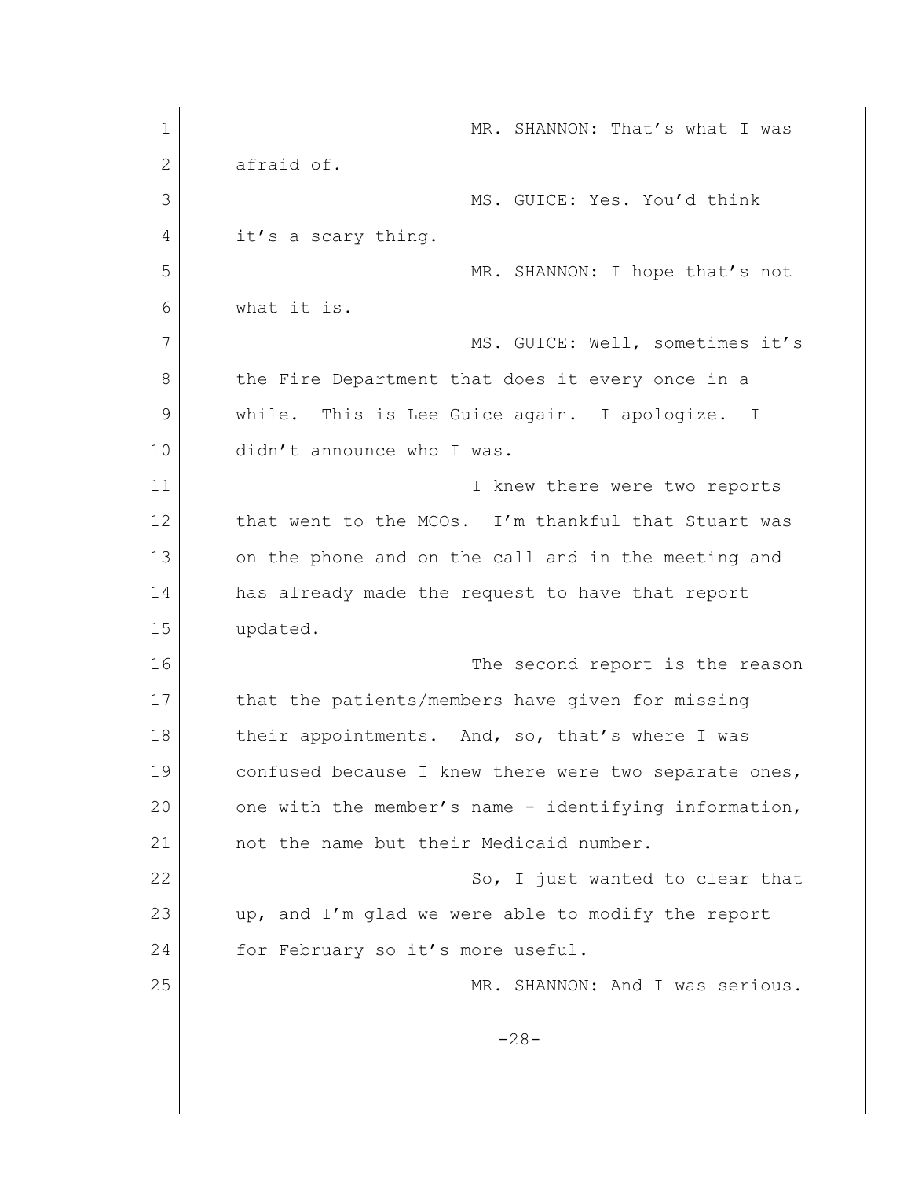MR. SHANNON: That's what I was afraid of.

MS. GUICE: Yes. You'd think it's a scary thing.

MR. SHANNON: I hope that's not what it is.

MS. GUICE: Well, sometimes it's the Fire Department that does it every once in a while. This is Lee Guice again. I apologize. I didn't announce who I was.

I knew there were two reports that went to the MCOs. I'm thankful that Stuart was on the phone and on the call and in the meeting and has already made the request to have that report updated.

The second report is the reason that the patients/members have given for missing their appointments. And, so, that's where I was confused because I knew there were two separate ones, one with the member's name - identifying information, not the name but their Medicaid number.

So, I just wanted to clear that up, and I'm glad we were able to modify the report for February so it's more useful.

MR. SHANNON: And I was serious.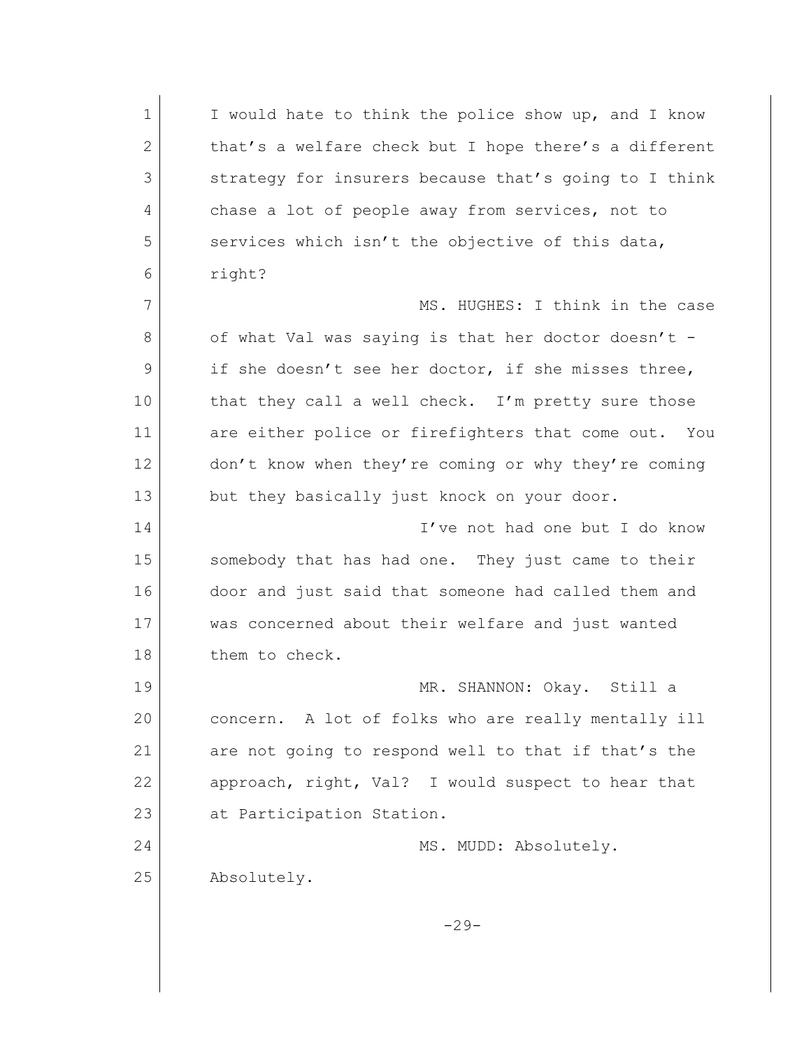I would hate to think the police show up, and I know that's a welfare check but I hope there's a different strategy for insurers because that's going to I think chase a lot of people away from services, not to services which isn't the objective of this data, right?

MS. HUGHES: I think in the case of what Val was saying is that her doctor doesn't - if she doesn't see her doctor, if she misses three, that they call a well check. I'm pretty sure those are either police or firefighters that come out. You don't know when they're coming or why they're coming but they basically just knock on your door.

I've not had one but I do know somebody that has had one. They just came to their door and just said that someone had called them and was concerned about their welfare and just wanted them to check.

MR. SHANNON: Okay. Still a concern. A lot of folks who are really mentally ill are not going to respond well to that if that's the approach, right, Val? I would suspect to hear that at Participation Station.

MS. MUDD: Absolutely. Absolutely.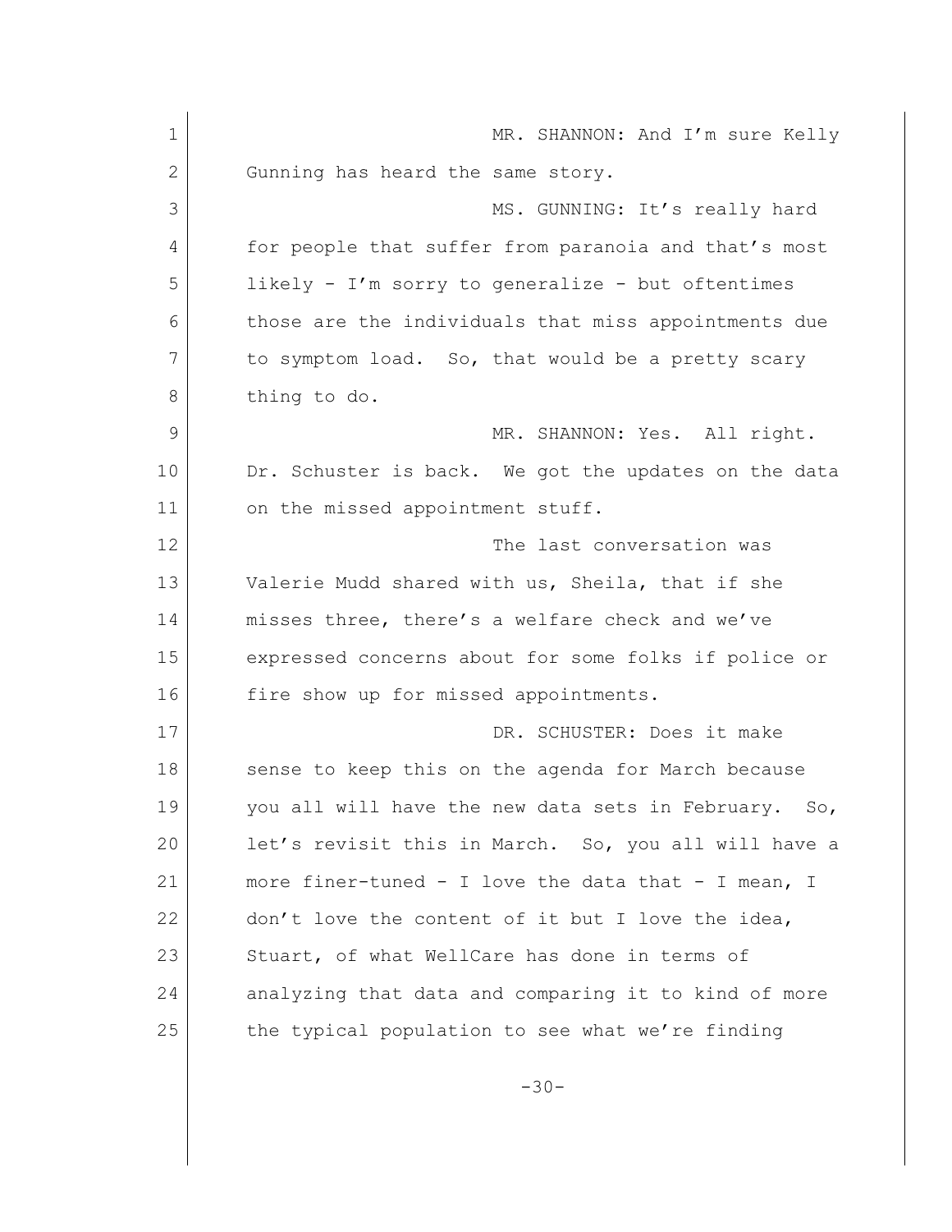MR. SHANNON: And I'm sure Kelly Gunning has heard the same story.

MS. GUNNING: It's really hard for people that suffer from paranoia and that's most likely - I'm sorry to generalize - but oftentimes those are the individuals that miss appointments due to symptom load. So, that would be a pretty scary thing to do.

MR. SHANNON: Yes. All right. Dr. Schuster is back. We got the updates on the data on the missed appointment stuff.

The last conversation was Valerie Mudd shared with us, Sheila, that if she misses three, there's a welfare check and we've expressed concerns about for some folks if police or fire show up for missed appointments.

DR. SCHUSTER: Does it make sense to keep this on the agenda for March because you all will have the new data sets in February. So, let's revisit this in March. So, you all will have a more finer-tuned - I love the data that - I mean, I don't love the content of it but I love the idea, Stuart, of what WellCare has done in terms of analyzing that data and comparing it to kind of more the typical population to see what we're finding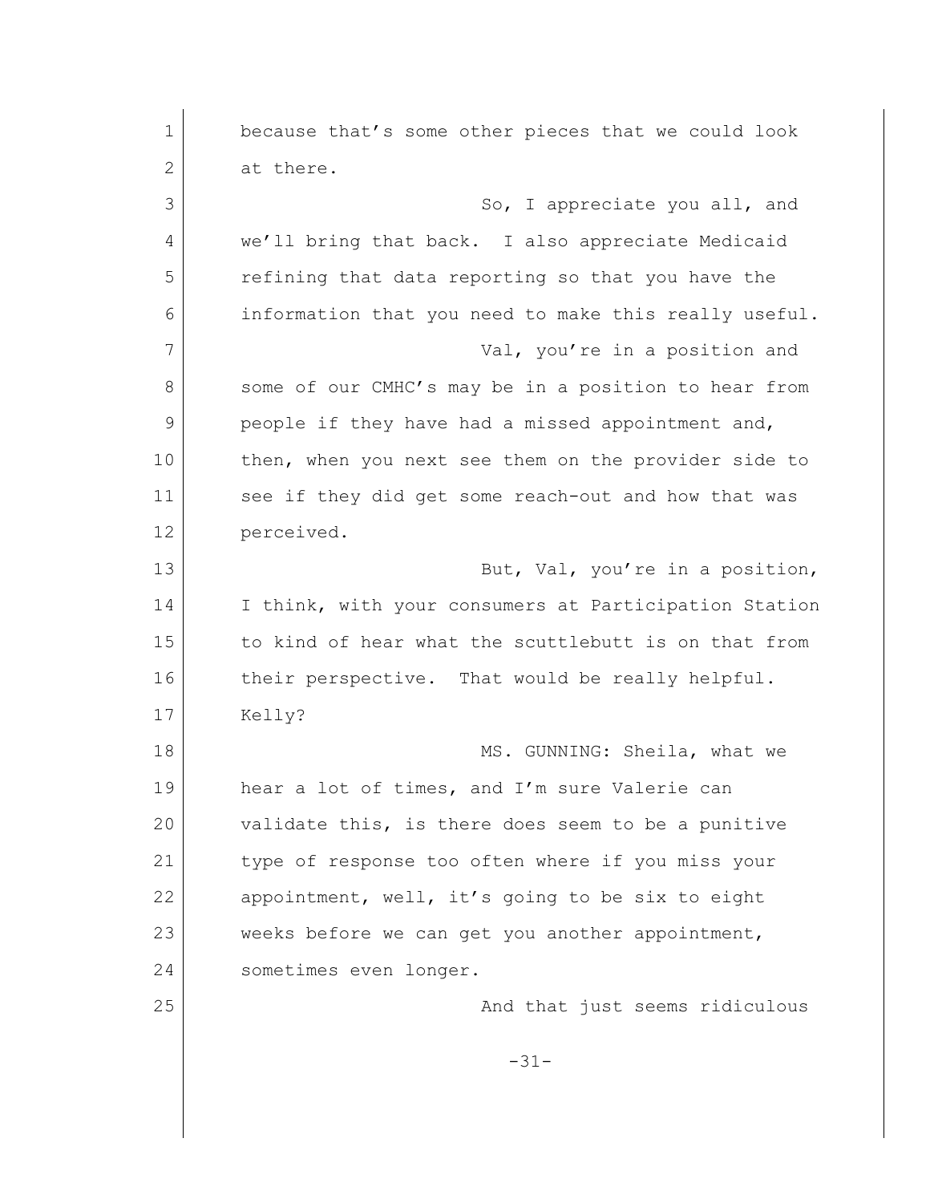because that's some other pieces that we could look at there.

So, I appreciate you all, and we'll bring that back. I also appreciate Medicaid refining that data reporting so that you have the information that you need to make this really useful.

Val, you're in a position and some of our CMHC's may be in a position to hear from people if they have had a missed appointment and, then, when you next see them on the provider side to see if they did get some reach-out and how that was perceived.

But, Val, you're in a position, I think, with your consumers at Participation Station to kind of hear what the scuttlebutt is on that from their perspective. That would be really helpful. Kelly?

MS. GUNNING: Sheila, what we hear a lot of times, and I'm sure Valerie can validate this, is there does seem to be a punitive type of response too often where if you miss your appointment, well, it's going to be six to eight weeks before we can get you another appointment, sometimes even longer.

And that just seems ridiculous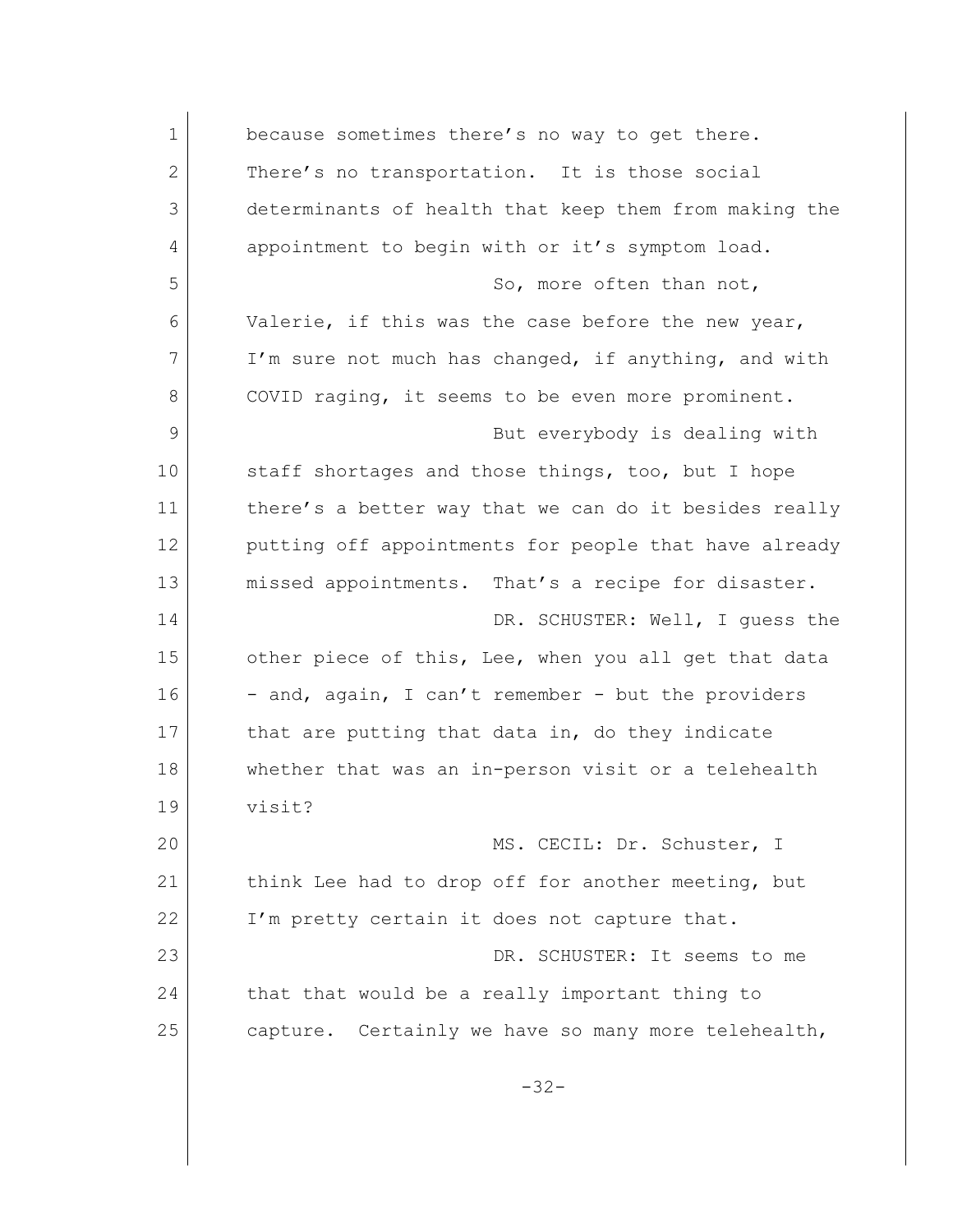because sometimes there's no way to get there. There's no transportation. It is those social determinants of health that keep them from making the appointment to begin with or it's symptom load.

So, more often than not, Valerie, if this was the case before the new year, I'm sure not much has changed, if anything, and with COVID raging, it seems to be even more prominent.

But everybody is dealing with staff shortages and those things, too, but I hope there's a better way that we can do it besides really putting off appointments for people that have already missed appointments. That's a recipe for disaster.

DR. SCHUSTER: Well, I guess the other piece of this, Lee, when you all get that data - and, again, I can't remember - but the providers that are putting that data in, do they indicate whether that was an in-person visit or a telehealth visit?

MS. CECIL: Dr. Schuster, I think Lee had to drop off for another meeting, but I'm pretty certain it does not capture that.

DR. SCHUSTER: It seems to me that that would be a really important thing to capture. Certainly we have so many more telehealth,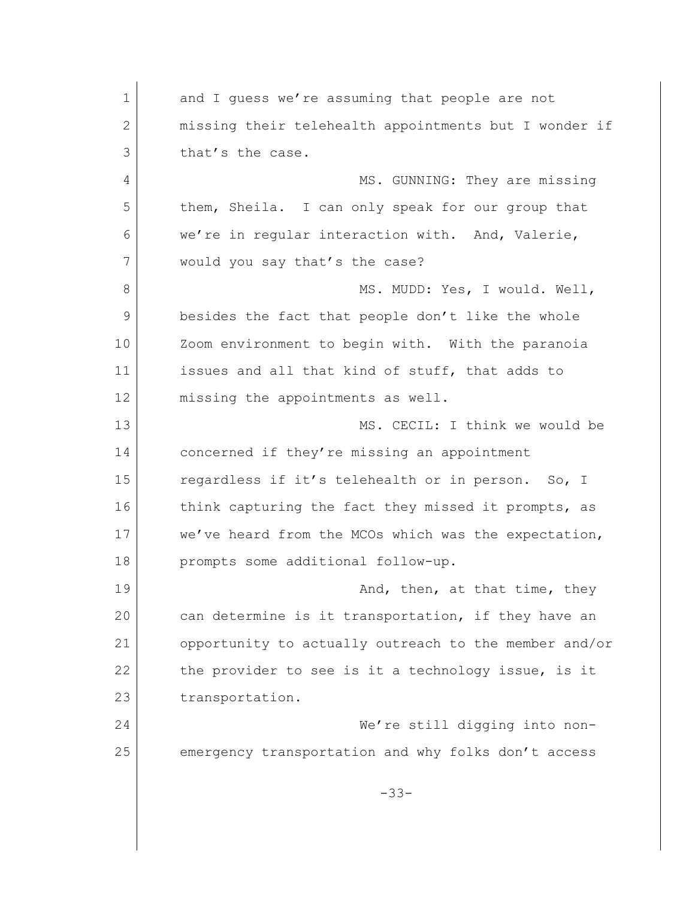and I guess we're assuming that people are not missing their telehealth appointments but I wonder if that's the case.

MS. GUNNING: They are missing them, Sheila. I can only speak for our group that we're in regular interaction with. And, Valerie, would you say that's the case?

MS. MUDD: Yes, I would. Well, besides the fact that people don't like the whole Zoom environment to begin with. With the paranoia issues and all that kind of stuff, that adds to missing the appointments as well.

MS. CECIL: I think we would be concerned if they're missing an appointment regardless if it's telehealth or in person. So, I think capturing the fact they missed it prompts, as we've heard from the MCOs which was the expectation, prompts some additional follow-up.

And, then, at that time, they can determine is it transportation, if they have an opportunity to actually outreach to the member and/or the provider to see is it a technology issue, is it transportation.

We're still digging into non-emergency transportation and why folks don't access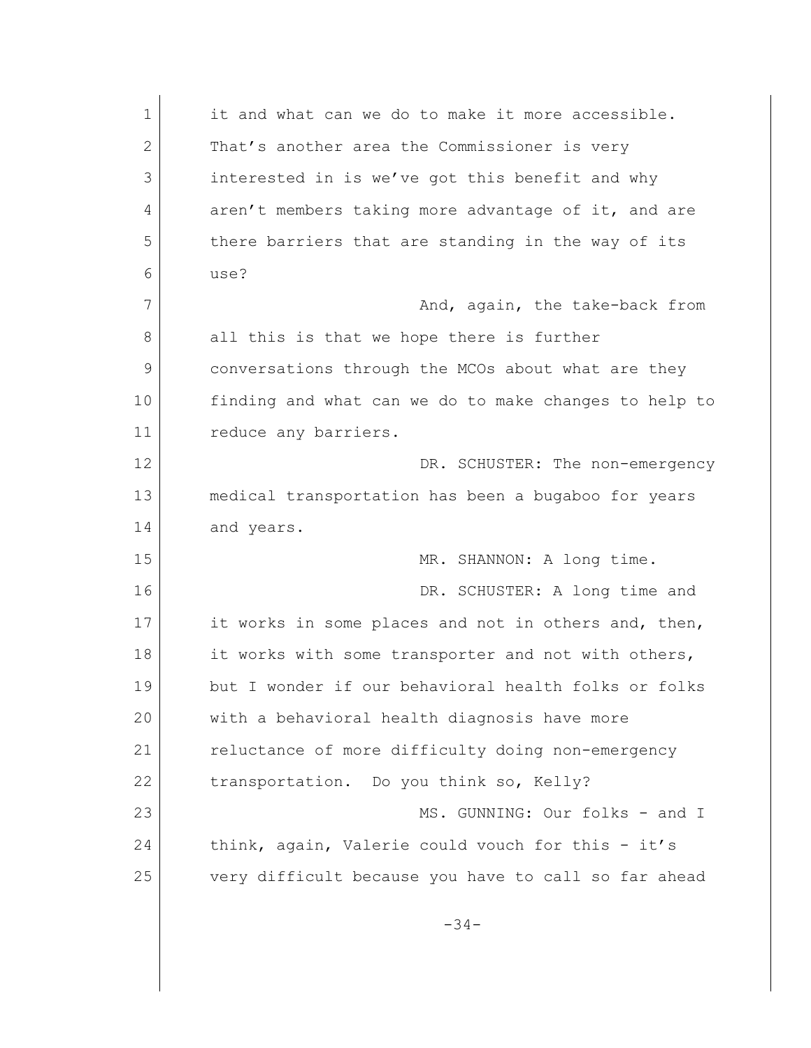it and what can we do to make it more accessible. That's another area the Commissioner is very interested in is we've got this benefit and why aren't members taking more advantage of it, and are there barriers that are standing in the way of its use?

And, again, the take-back from all this is that we hope there is further conversations through the MCOs about what are they finding and what can we do to make changes to help to reduce any barriers.

DR. SCHUSTER: The non-emergency medical transportation has been a bugaboo for years and years.

MR. SHANNON: A long time.

DR. SCHUSTER: A long time and it works in some places and not in others and, then, it works with some transporter and not with others, but I wonder if our behavioral health folks or folks with a behavioral health diagnosis have more reluctance of more difficulty doing non-emergency transportation. Do you think so, Kelly?

MS. GUNNING: Our folks - and I think, again, Valerie could vouch for this - it's very difficult because you have to call so far ahead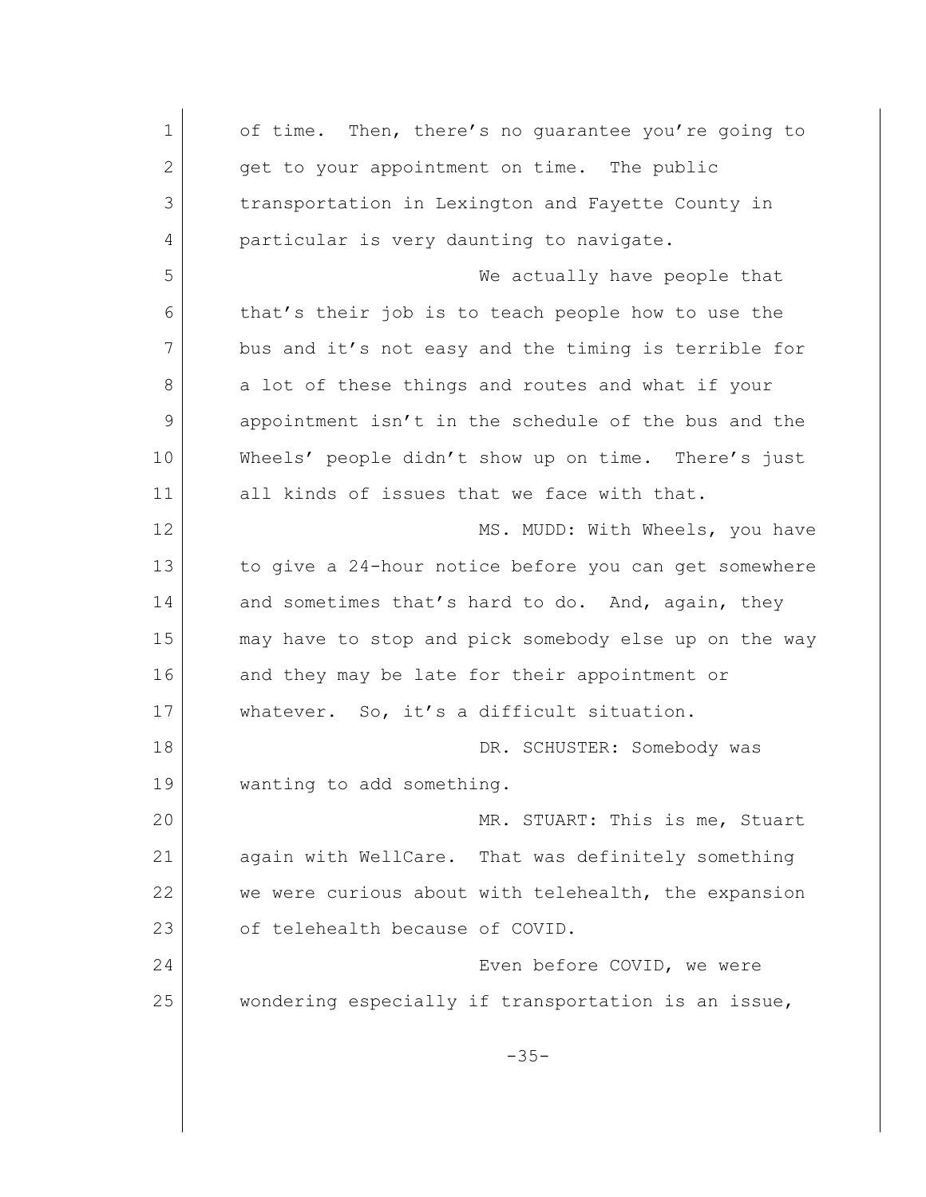of time. Then, there's no guarantee you're going to get to your appointment on time. The public transportation in Lexington and Fayette County in particular is very daunting to navigate.

We actually have people that that's their job is to teach people how to use the bus and it's not easy and the timing is terrible for a lot of these things and routes and what if your appointment isn't in the schedule of the bus and the Wheels' people didn't show up on time. There's just all kinds of issues that we face with that.

MS. MUDD: With Wheels, you have to give a 24-hour notice before you can get somewhere and sometimes that's hard to do. And, again, they may have to stop and pick somebody else up on the way and they may be late for their appointment or whatever. So, it's a difficult situation.

DR. SCHUSTER: Somebody was wanting to add something.

MR. STUART: This is me, Stuart again with WellCare. That was definitely something we were curious about with telehealth, the expansion of telehealth because of COVID.

Even before COVID, we were wondering especially if transportation is an issue,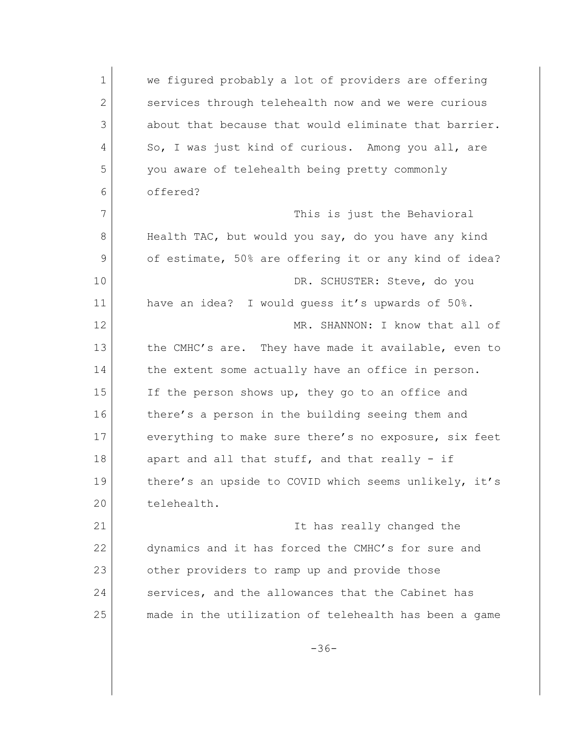we figured probably a lot of providers are offering services through telehealth now and we were curious about that because that would eliminate that barrier. So, I was just kind of curious. Among you all, are you aware of telehealth being pretty commonly offered?

This is just the Behavioral Health TAC, but would you say, do you have any kind of estimate, 50% are offering it or any kind of idea?

DR. SCHUSTER: Steve, do you have an idea? I would guess it's upwards of 50%.

MR. SHANNON: I know that all of the CMHC's are. They have made it available, even to the extent some actually have an office in person. If the person shows up, they go to an office and there's a person in the building seeing them and everything to make sure there's no exposure, six feet apart and all that stuff, and that really - if there's an upside to COVID which seems unlikely, it's telehealth.

It has really changed the dynamics and it has forced the CMHC's for sure and other providers to ramp up and provide those services, and the allowances that the Cabinet has made in the utilization of telehealth has been a game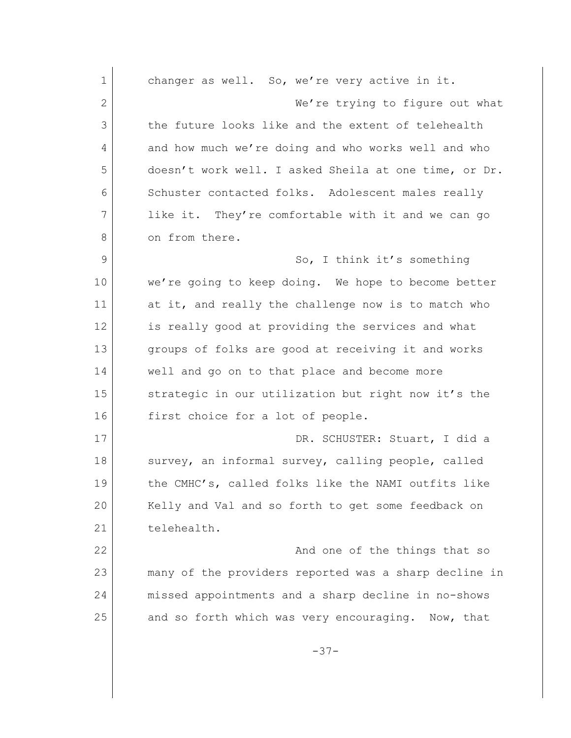changer as well. So, we're very active in it.

We're trying to figure out what the future looks like and the extent of telehealth and how much we're doing and who works well and who doesn't work well. I asked Sheila at one time, or Dr. Schuster contacted folks. Adolescent males really like it. They're comfortable with it and we can go on from there.

So, I think it's something we're going to keep doing. We hope to become better at it, and really the challenge now is to match who is really good at providing the services and what groups of folks are good at receiving it and works well and go on to that place and become more strategic in our utilization but right now it's the first choice for a lot of people.

DR. SCHUSTER: Stuart, I did a survey, an informal survey, calling people, called the CMHC's, called folks like the NAMI outfits like Kelly and Val and so forth to get some feedback on telehealth.

And one of the things that so many of the providers reported was a sharp decline in missed appointments and a sharp decline in no-shows and so forth which was very encouraging. Now, that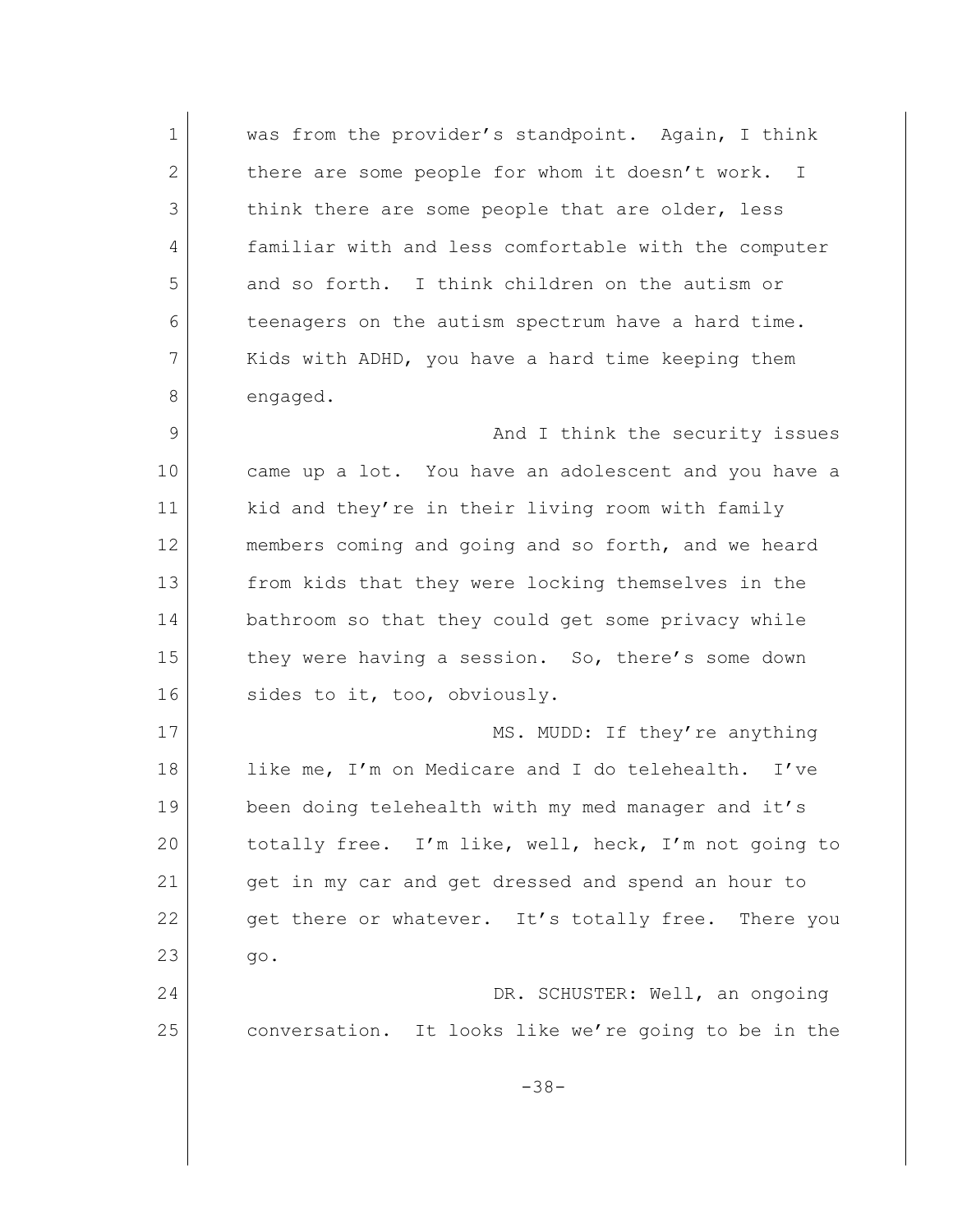was from the provider's standpoint. Again, I think there are some people for whom it doesn't work. I think there are some people that are older, less familiar with and less comfortable with the computer and so forth. I think children on the autism or teenagers on the autism spectrum have a hard time. Kids with ADHD, you have a hard time keeping them engaged.

And I think the security issues came up a lot. You have an adolescent and you have a kid and they're in their living room with family members coming and going and so forth, and we heard from kids that they were locking themselves in the bathroom so that they could get some privacy while they were having a session. So, there's some down sides to it, too, obviously.

MS. MUDD: If they're anything like me, I'm on Medicare and I do telehealth. I've been doing telehealth with my med manager and it's totally free. I'm like, well, heck, I'm not going to get in my car and get dressed and spend an hour to get there or whatever. It's totally free. There you go.

DR. SCHUSTER: Well, an ongoing conversation. It looks like we're going to be in the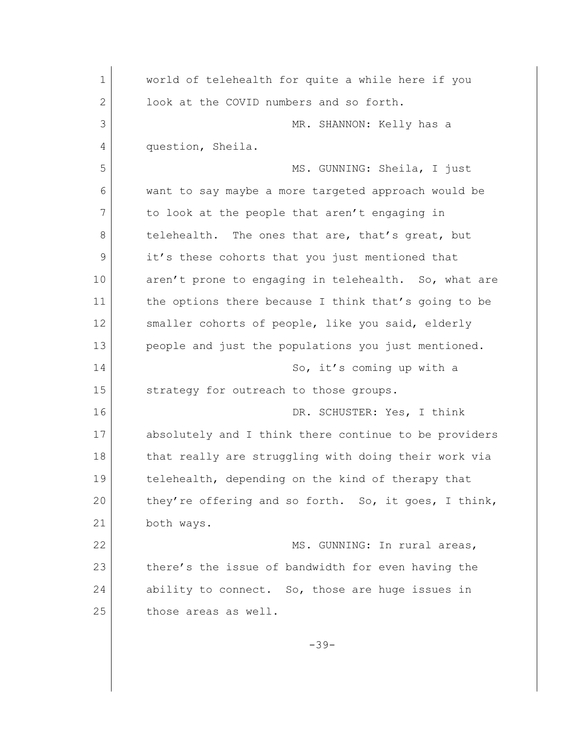world of telehealth for quite a while here if you look at the COVID numbers and so forth.

MR. SHANNON: Kelly has a question, Sheila.

MS. GUNNING: Sheila, I just want to say maybe a more targeted approach would be to look at the people that aren't engaging in telehealth. The ones that are, that's great, but it's these cohorts that you just mentioned that aren't prone to engaging in telehealth. So, what are the options there because I think that's going to be smaller cohorts of people, like you said, elderly people and just the populations you just mentioned.

So, it's coming up with a strategy for outreach to those groups.

DR. SCHUSTER: Yes, I think absolutely and I think there continue to be providers that really are struggling with doing their work via telehealth, depending on the kind of therapy that they're offering and so forth. So, it goes, I think, both ways.

MS. GUNNING: In rural areas, there's the issue of bandwidth for even having the ability to connect. So, those are huge issues in those areas as well.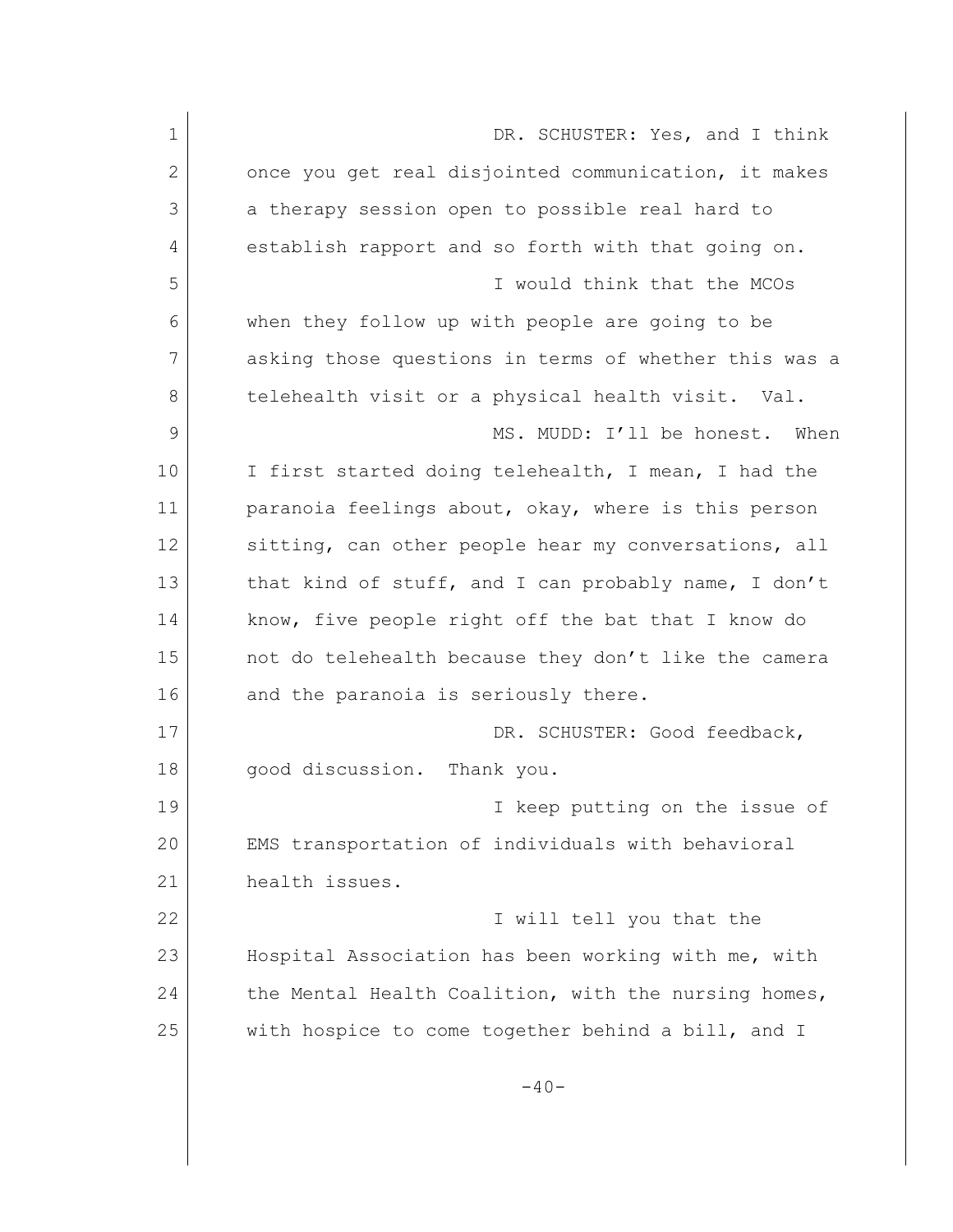DR. SCHUSTER: Yes, and I think once you get real disjointed communication, it makes a therapy session open to possible real hard to establish rapport and so forth with that going on.

I would think that the MCOs when they follow up with people are going to be asking those questions in terms of whether this was a telehealth visit or a physical health visit. Val.

MS. MUDD: I'll be honest. When I first started doing telehealth, I mean, I had the paranoia feelings about, okay, where is this person sitting, can other people hear my conversations, all that kind of stuff, and I can probably name, I don't know, five people right off the bat that I know do not do telehealth because they don't like the camera and the paranoia is seriously there.

DR. SCHUSTER: Good feedback, good discussion. Thank you.

I keep putting on the issue of EMS transportation of individuals with behavioral health issues.

I will tell you that the Hospital Association has been working with me, with the Mental Health Coalition, with the nursing homes, with hospice to come together behind a bill, and I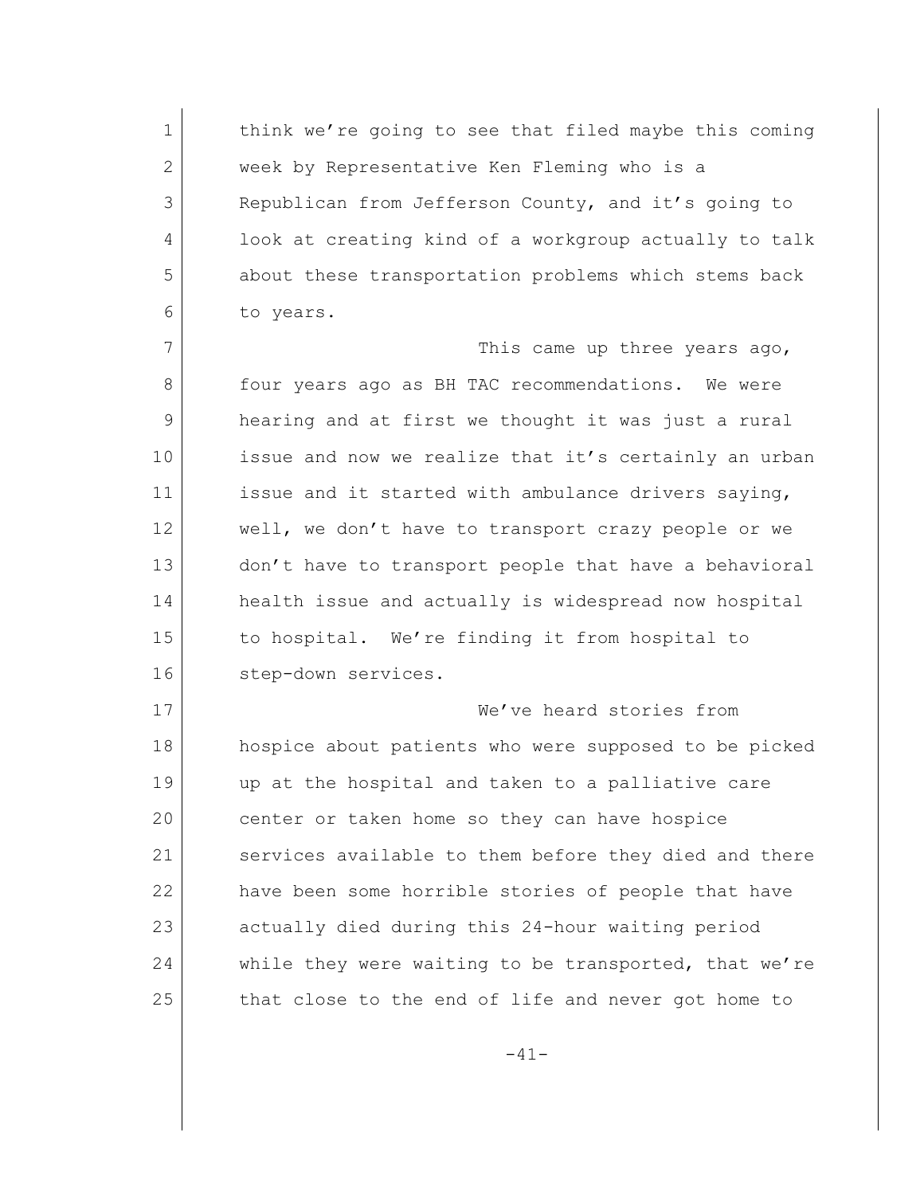think we're going to see that filed maybe this coming week by Representative Ken Fleming who is a Republican from Jefferson County, and it's going to look at creating kind of a workgroup actually to talk about these transportation problems which stems back to years.

This came up three years ago, four years ago as BH TAC recommendations. We were hearing and at first we thought it was just a rural issue and now we realize that it's certainly an urban issue and it started with ambulance drivers saying, well, we don't have to transport crazy people or we don't have to transport people that have a behavioral health issue and actually is widespread now hospital to hospital. We're finding it from hospital to step-down services.

We've heard stories from hospice about patients who were supposed to be picked up at the hospital and taken to a palliative care center or taken home so they can have hospice services available to them before they died and there have been some horrible stories of people that have actually died during this 24-hour waiting period while they were waiting to be transported, that we're that close to the end of life and never got home to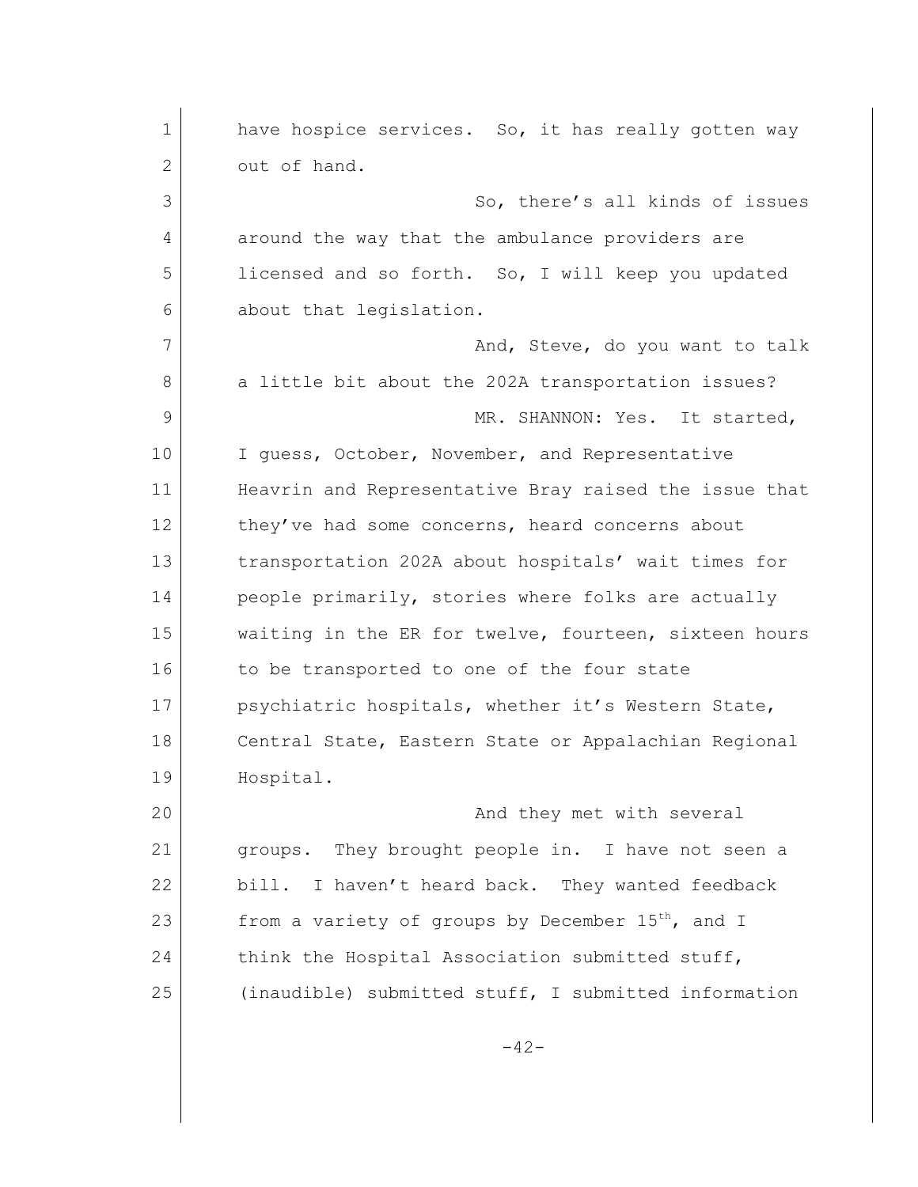have hospice services. So, it has really gotten way out of hand.

So, there's all kinds of issues around the way that the ambulance providers are licensed and so forth. So, I will keep you updated about that legislation.

And, Steve, do you want to talk a little bit about the 202A transportation issues?

MR. SHANNON: Yes. It started, I guess, October, November, and Representative Heavrin and Representative Bray raised the issue that they've had some concerns, heard concerns about transportation 202A about hospitals' wait times for people primarily, stories where folks are actually waiting in the ER for twelve, fourteen, sixteen hours to be transported to one of the four state psychiatric hospitals, whether it's Western State, Central State, Eastern State or Appalachian Regional Hospital.

And they met with several groups. They brought people in. I have not seen a bill. I haven't heard back. They wanted feedback from a variety of groups by December 15th, and I think the Hospital Association submitted stuff, (inaudible) submitted stuff, I submitted information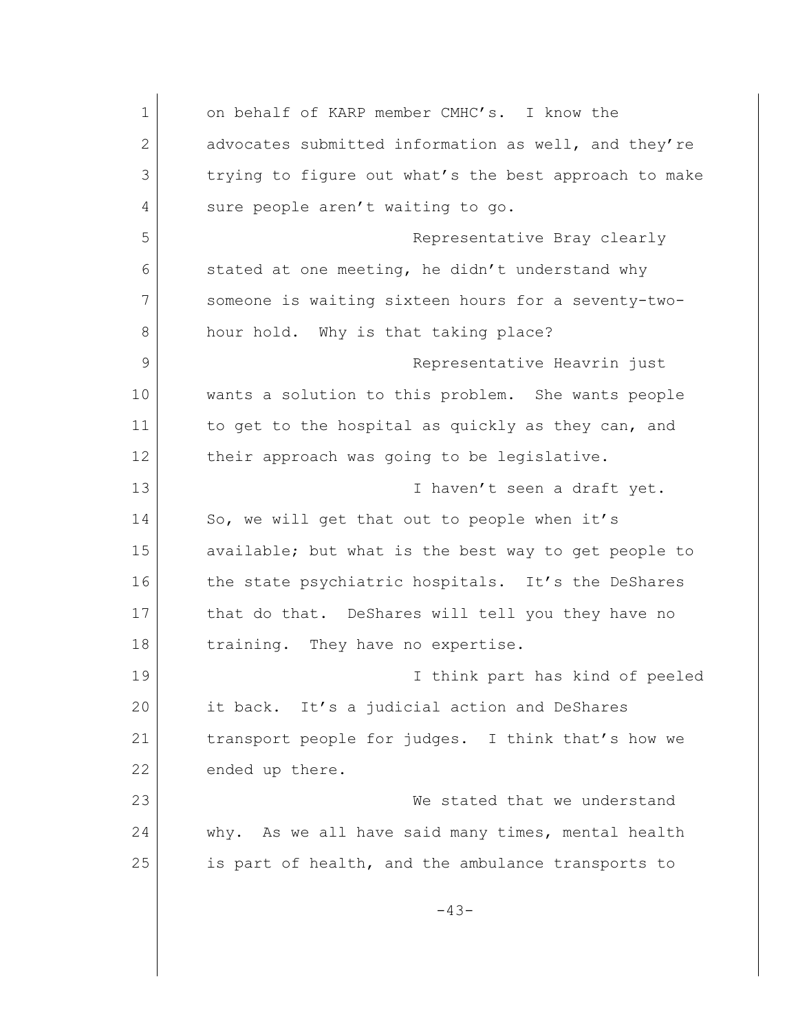on behalf of KARP member CMHC's. I know the advocates submitted information as well, and they're trying to figure out what's the best approach to make sure people aren't waiting to go.

Representative Bray clearly stated at one meeting, he didn't understand why someone is waiting sixteen hours for a seventy-two-hour hold. Why is that taking place?

Representative Heavrin just wants a solution to this problem. She wants people to get to the hospital as quickly as they can, and their approach was going to be legislative.

I haven't seen a draft yet. So, we will get that out to people when it's available; but what is the best way to get people to the state psychiatric hospitals. It's the DeShares that do that. DeShares will tell you they have no training. They have no expertise.

I think part has kind of peeled it back. It's a judicial action and DeShares transport people for judges. I think that's how we ended up there.

We stated that we understand why. As we all have said many times, mental health is part of health, and the ambulance transports to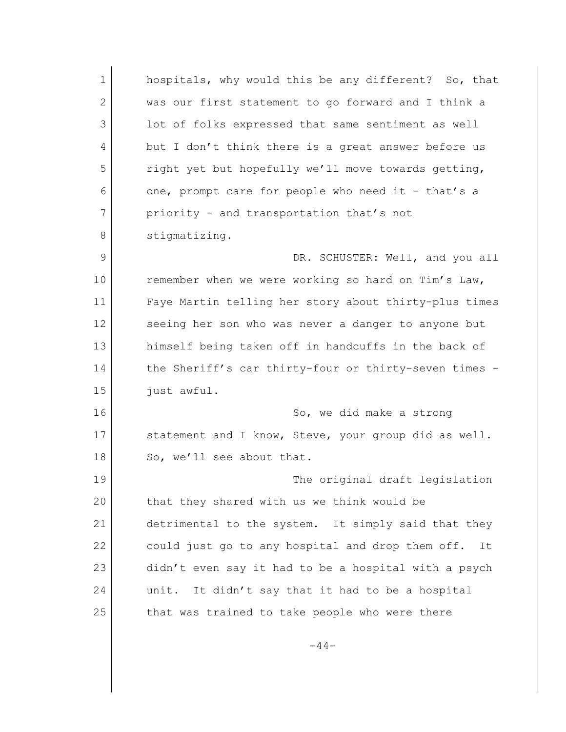hospitals, why would this be any different? So, that was our first statement to go forward and I think a lot of folks expressed that same sentiment as well but I don't think there is a great answer before us right yet but hopefully we'll move towards getting, one, prompt care for people who need it - that's a priority - and transportation that's not stigmatizing.

DR. SCHUSTER: Well, and you all remember when we were working so hard on Tim's Law, Faye Martin telling her story about thirty-plus times seeing her son who was never a danger to anyone but himself being taken off in handcuffs in the back of the Sheriff's car thirty-four or thirty-seven times - just awful.

So, we did make a strong statement and I know, Steve, your group did as well. So, we'll see about that.

The original draft legislation that they shared with us we think would be detrimental to the system. It simply said that they could just go to any hospital and drop them off. It didn't even say it had to be a hospital with a psych unit. It didn't say that it had to be a hospital that was trained to take people who were there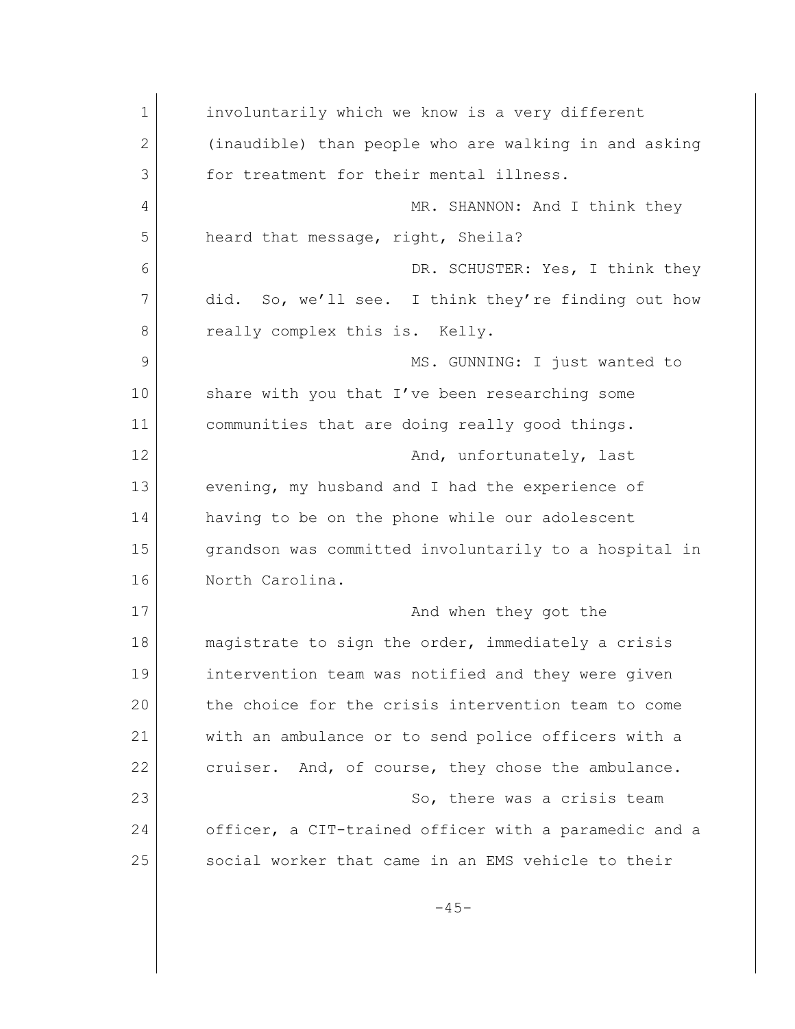involuntarily which we know is a very different (inaudible) than people who are walking in and asking for treatment for their mental illness.

MR. SHANNON: And I think they heard that message, right, Sheila?

DR. SCHUSTER: Yes, I think they did. So, we'll see. I think they're finding out how really complex this is. Kelly.

MS. GUNNING: I just wanted to share with you that I've been researching some communities that are doing really good things.

And, unfortunately, last evening, my husband and I had the experience of having to be on the phone while our adolescent grandson was committed involuntarily to a hospital in North Carolina.

And when they got the magistrate to sign the order, immediately a crisis intervention team was notified and they were given the choice for the crisis intervention team to come with an ambulance or to send police officers with a cruiser. And, of course, they chose the ambulance.

So, there was a crisis team officer, a CIT-trained officer with a paramedic and a social worker that came in an EMS vehicle to their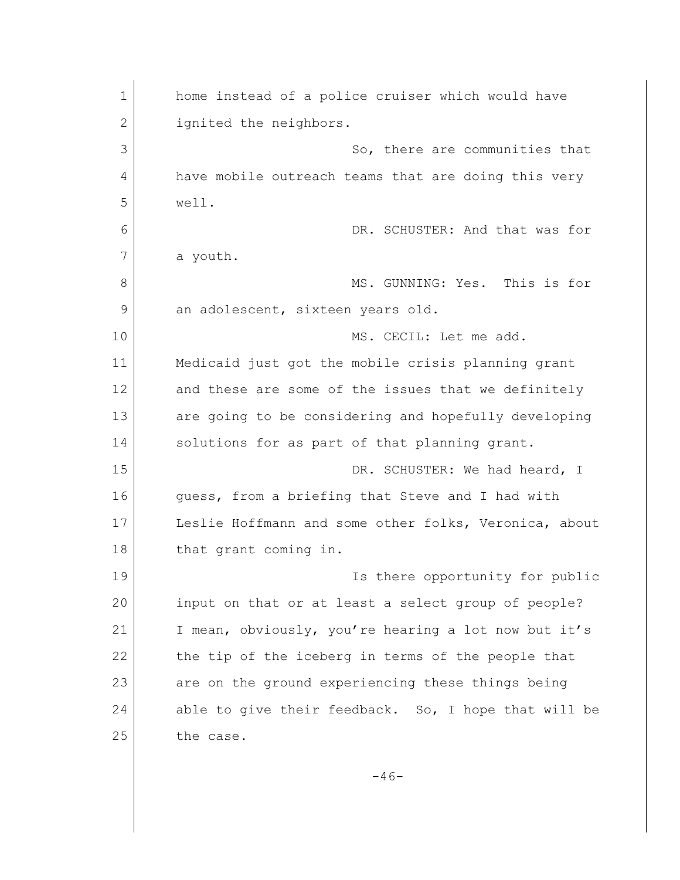home instead of a police cruiser which would have ignited the neighbors.

So, there are communities that have mobile outreach teams that are doing this very well.

DR. SCHUSTER: And that was for a youth.

MS. GUNNING: Yes. This is for an adolescent, sixteen years old.

MS. CECIL: Let me add. Medicaid just got the mobile crisis planning grant and these are some of the issues that we definitely are going to be considering and hopefully developing solutions for as part of that planning grant.

DR. SCHUSTER: We had heard, I guess, from a briefing that Steve and I had with Leslie Hoffmann and some other folks, Veronica, about that grant coming in.

Is there opportunity for public input on that or at least a select group of people? I mean, obviously, you're hearing a lot now but it's the tip of the iceberg in terms of the people that are on the ground experiencing these things being able to give their feedback. So, I hope that will be the case.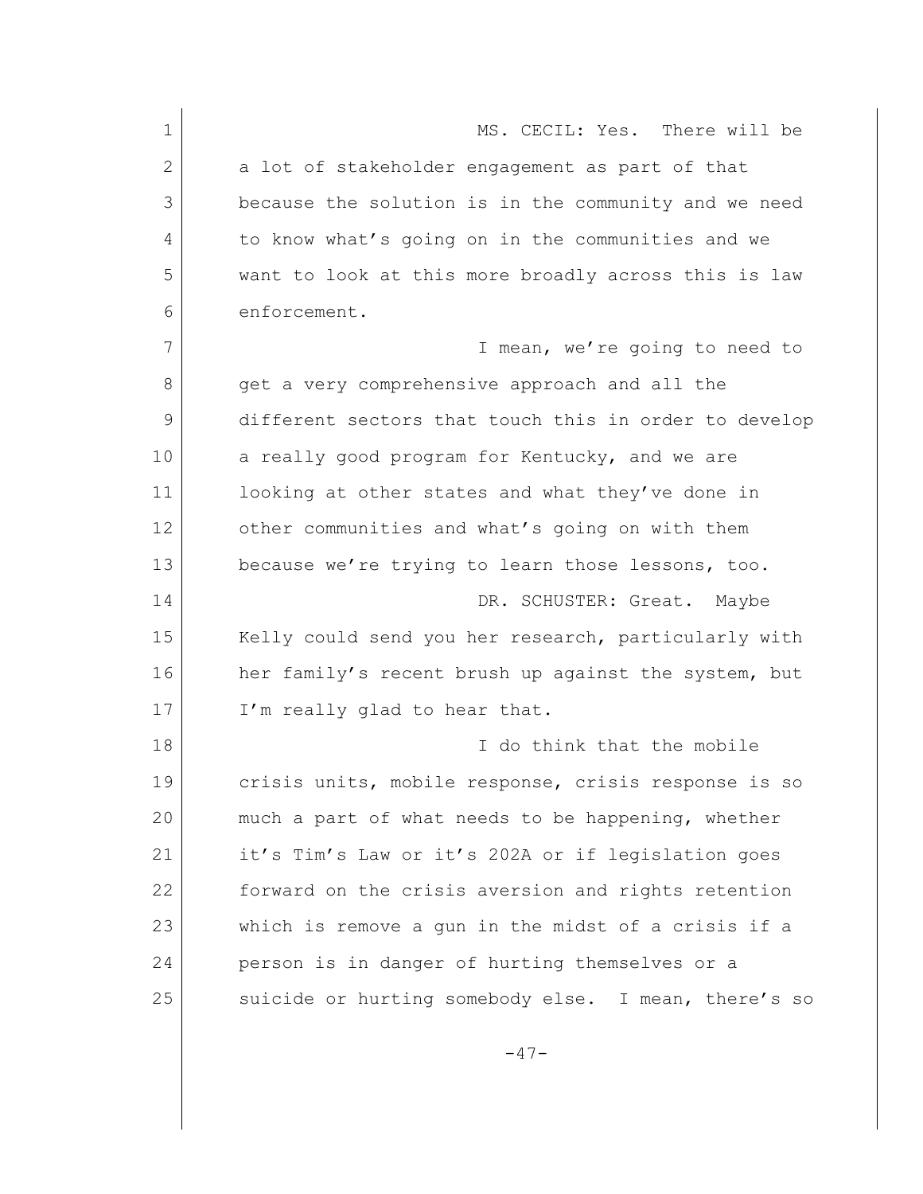MS. CECIL: Yes. There will be a lot of stakeholder engagement as part of that because the solution is in the community and we need to know what's going on in the communities and we want to look at this more broadly across this is law enforcement.

I mean, we're going to need to get a very comprehensive approach and all the different sectors that touch this in order to develop a really good program for Kentucky, and we are looking at other states and what they've done in other communities and what's going on with them because we're trying to learn those lessons, too.

DR. SCHUSTER: Great. Maybe Kelly could send you her research, particularly with her family's recent brush up against the system, but I'm really glad to hear that.

I do think that the mobile crisis units, mobile response, crisis response is so much a part of what needs to be happening, whether it's Tim's Law or it's 202A or if legislation goes forward on the crisis aversion and rights retention which is remove a gun in the midst of a crisis if a person is in danger of hurting themselves or a suicide or hurting somebody else. I mean, there's so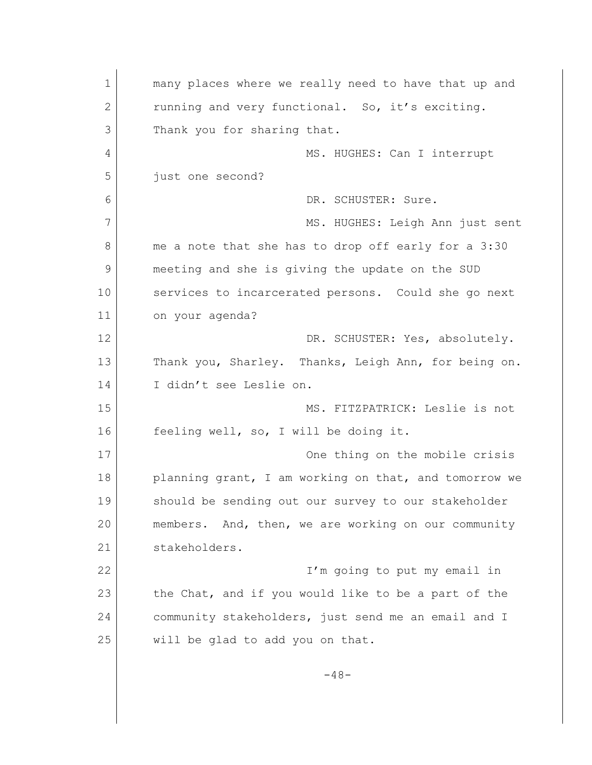many places where we really need to have that up and running and very functional. So, it's exciting. Thank you for sharing that.

MS. HUGHES: Can I interrupt just one second?

DR. SCHUSTER: Sure.

MS. HUGHES: Leigh Ann just sent me a note that she has to drop off early for a 3:30 meeting and she is giving the update on the SUD services to incarcerated persons. Could she go next on your agenda?

DR. SCHUSTER: Yes, absolutely. Thank you, Sharley. Thanks, Leigh Ann, for being on. I didn't see Leslie on.

MS. FITZPATRICK: Leslie is not feeling well, so, I will be doing it.

One thing on the mobile crisis planning grant, I am working on that, and tomorrow we should be sending out our survey to our stakeholder members. And, then, we are working on our community stakeholders.

I'm going to put my email in the Chat, and if you would like to be a part of the community stakeholders, just send me an email and I will be glad to add you on that.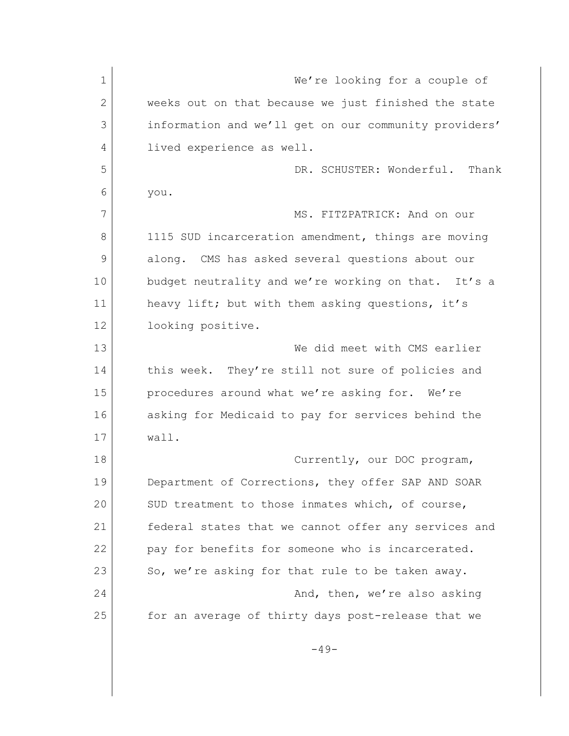We're looking for a couple of weeks out on that because we just finished the state information and we'll get on our community providers' lived experience as well.

DR. SCHUSTER: Wonderful. Thank you.

MS. FITZPATRICK: And on our 1115 SUD incarceration amendment, things are moving along. CMS has asked several questions about our budget neutrality and we're working on that. It's a heavy lift; but with them asking questions, it's looking positive.

We did meet with CMS earlier this week. They're still not sure of policies and procedures around what we're asking for. We're asking for Medicaid to pay for services behind the wall.

Currently, our DOC program, Department of Corrections, they offer SAP AND SOAR SUD treatment to those inmates which, of course, federal states that we cannot offer any services and pay for benefits for someone who is incarcerated. So, we're asking for that rule to be taken away.

And, then, we're also asking for an average of thirty days post-release that we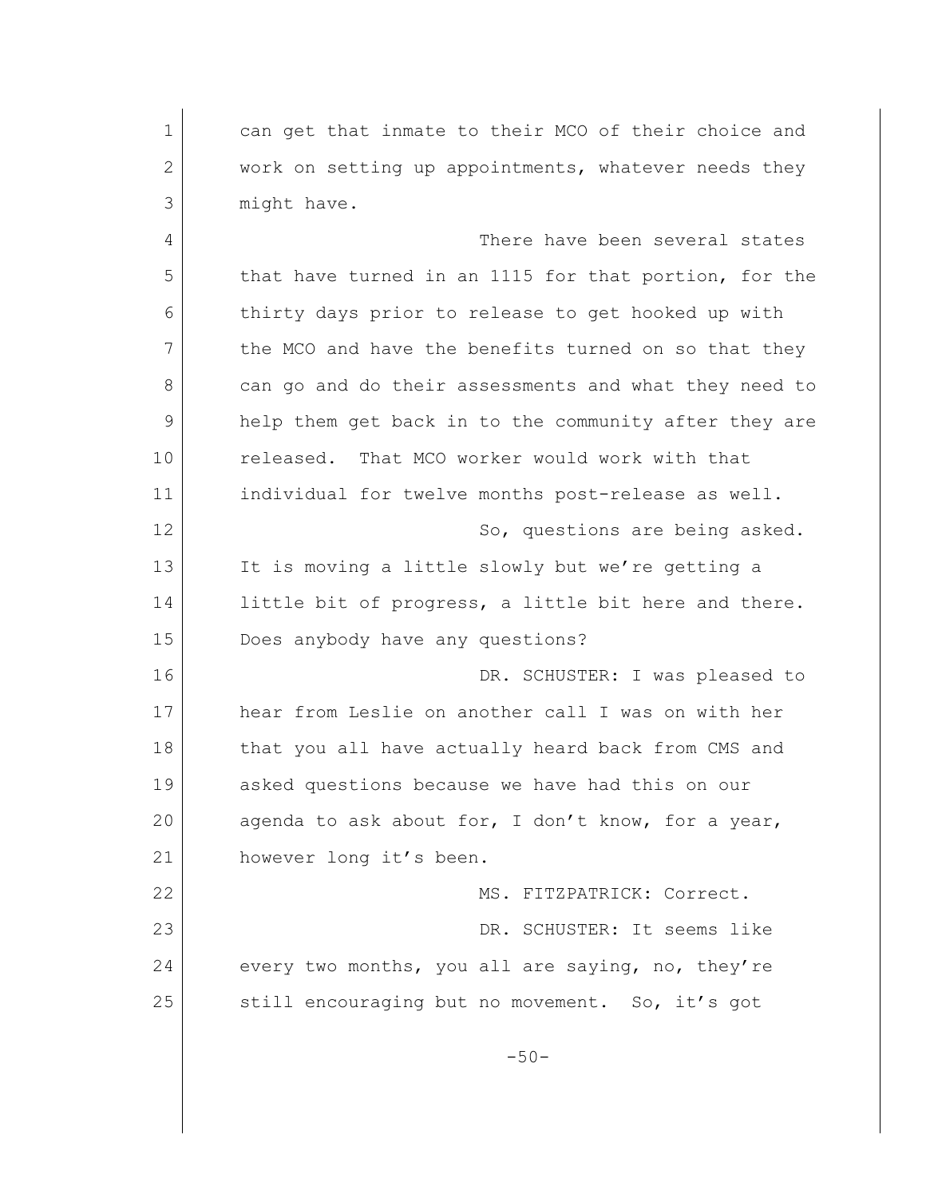can get that inmate to their MCO of their choice and work on setting up appointments, whatever needs they might have.

There have been several states that have turned in an 1115 for that portion, for the thirty days prior to release to get hooked up with the MCO and have the benefits turned on so that they can go and do their assessments and what they need to help them get back in to the community after they are released. That MCO worker would work with that individual for twelve months post-release as well.

So, questions are being asked. It is moving a little slowly but we're getting a little bit of progress, a little bit here and there. Does anybody have any questions?

DR. SCHUSTER: I was pleased to hear from Leslie on another call I was on with her that you all have actually heard back from CMS and asked questions because we have had this on our agenda to ask about for, I don't know, for a year, however long it's been.

MS. FITZPATRICK: Correct.

DR. SCHUSTER: It seems like every two months, you all are saying, no, they're still encouraging but no movement. So, it's got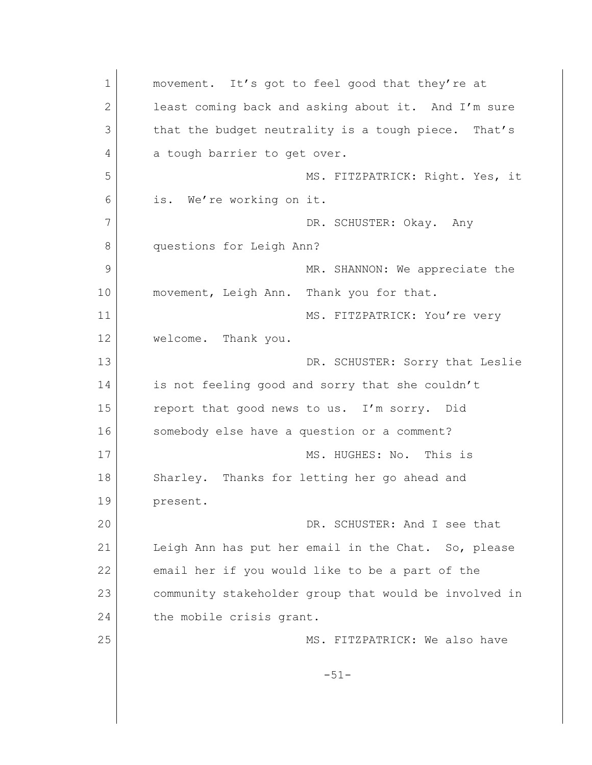movement. It's got to feel good that they're at least coming back and asking about it. And I'm sure that the budget neutrality is a tough piece. That's a tough barrier to get over.

MS. FITZPATRICK: Right. Yes, it is. We're working on it.

DR. SCHUSTER: Okay. Any questions for Leigh Ann?

MR. SHANNON: We appreciate the movement, Leigh Ann. Thank you for that.

MS. FITZPATRICK: You're very welcome. Thank you.

DR. SCHUSTER: Sorry that Leslie is not feeling good and sorry that she couldn't report that good news to us. I'm sorry. Did somebody else have a question or a comment?

MS. HUGHES: No. This is Sharley. Thanks for letting her go ahead and present.

DR. SCHUSTER: And I see that Leigh Ann has put her email in the Chat. So, please email her if you would like to be a part of the community stakeholder group that would be involved in the mobile crisis grant.

MS. FITZPATRICK: We also have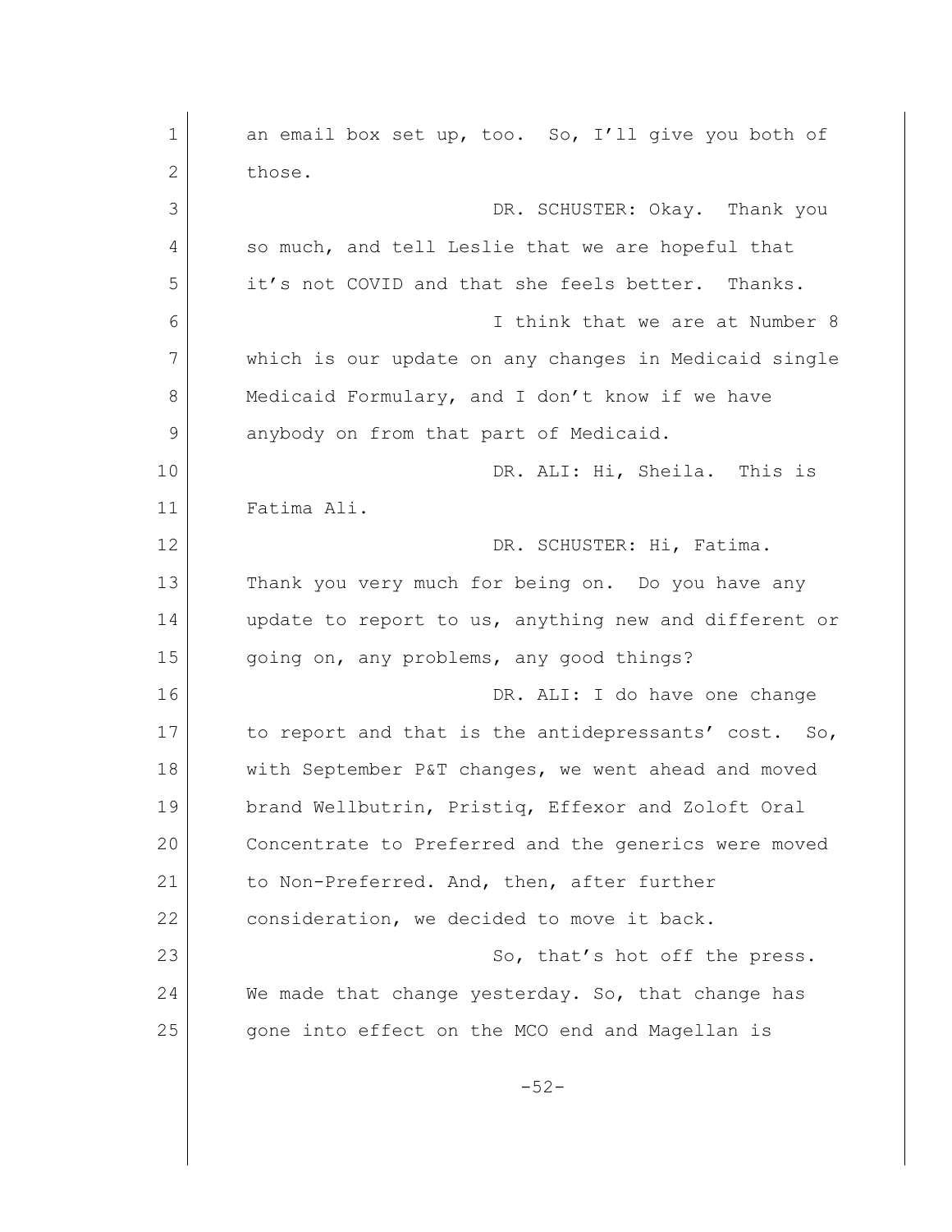an email box set up, too. So, I'll give you both of those.

DR. SCHUSTER: Okay. Thank you so much, and tell Leslie that we are hopeful that it's not COVID and that she feels better. Thanks.

I think that we are at Number 8 which is our update on any changes in Medicaid single Medicaid Formulary, and I don't know if we have anybody on from that part of Medicaid.

DR. ALI: Hi, Sheila. This is Fatima Ali.

DR. SCHUSTER: Hi, Fatima. Thank you very much for being on. Do you have any update to report to us, anything new and different or going on, any problems, any good things?

DR. ALI: I do have one change to report and that is the antidepressants' cost. So, with September P&T changes, we went ahead and moved brand Wellbutrin, Pristiq, Effexor and Zoloft Oral Concentrate to Preferred and the generics were moved to Non-Preferred. And, then, after further consideration, we decided to move it back.

So, that's hot off the press. We made that change yesterday. So, that change has gone into effect on the MCO end and Magellan is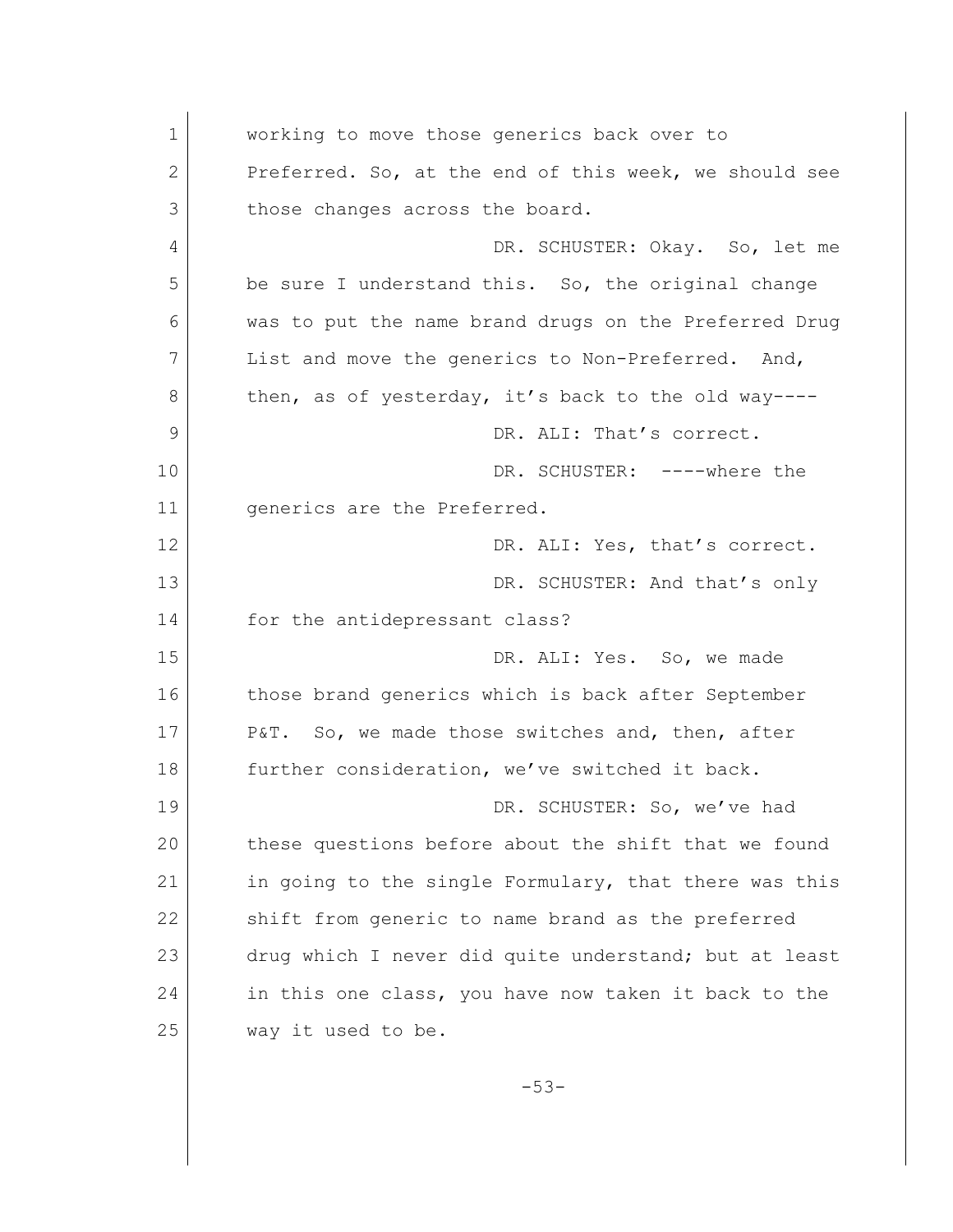working to move those generics back over to Preferred. So, at the end of this week, we should see those changes across the board.

DR. SCHUSTER: Okay. So, let me be sure I understand this. So, the original change was to put the name brand drugs on the Preferred Drug List and move the generics to Non-Preferred. And, then, as of yesterday, it's back to the old way----

DR. ALI: That's correct.

DR. SCHUSTER: ----where the generics are the Preferred.

DR. ALI: Yes, that's correct.

DR. SCHUSTER: And that's only for the antidepressant class?

DR. ALI: Yes. So, we made those brand generics which is back after September P&T. So, we made those switches and, then, after further consideration, we've switched it back.

DR. SCHUSTER: So, we've had these questions before about the shift that we found in going to the single Formulary, that there was this shift from generic to name brand as the preferred drug which I never did quite understand; but at least in this one class, you have now taken it back to the way it used to be.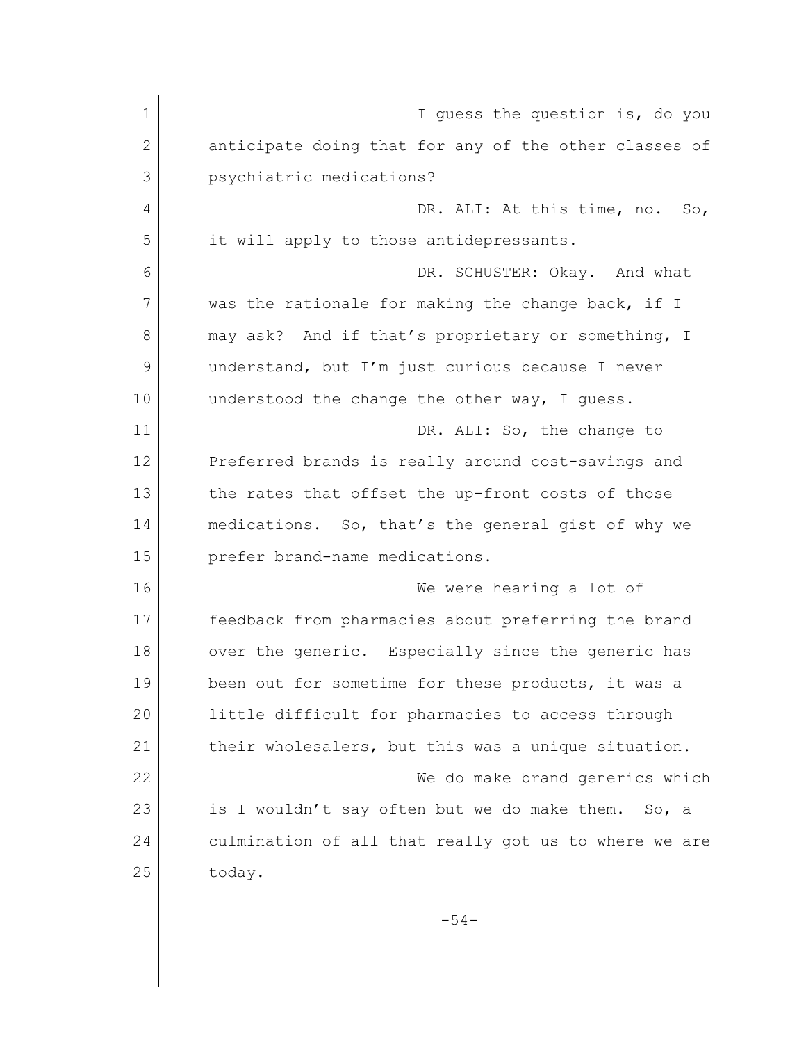I guess the question is, do you anticipate doing that for any of the other classes of psychiatric medications?

DR. ALI: At this time, no. So, it will apply to those antidepressants.

DR. SCHUSTER: Okay. And what was the rationale for making the change back, if I may ask? And if that's proprietary or something, I understand, but I'm just curious because I never understood the change the other way, I guess.

DR. ALI: So, the change to Preferred brands is really around cost-savings and the rates that offset the up-front costs of those medications. So, that's the general gist of why we prefer brand-name medications.

We were hearing a lot of feedback from pharmacies about preferring the brand over the generic. Especially since the generic has been out for sometime for these products, it was a little difficult for pharmacies to access through their wholesalers, but this was a unique situation.

We do make brand generics which is I wouldn't say often but we do make them. So, a culmination of all that really got us to where we are today.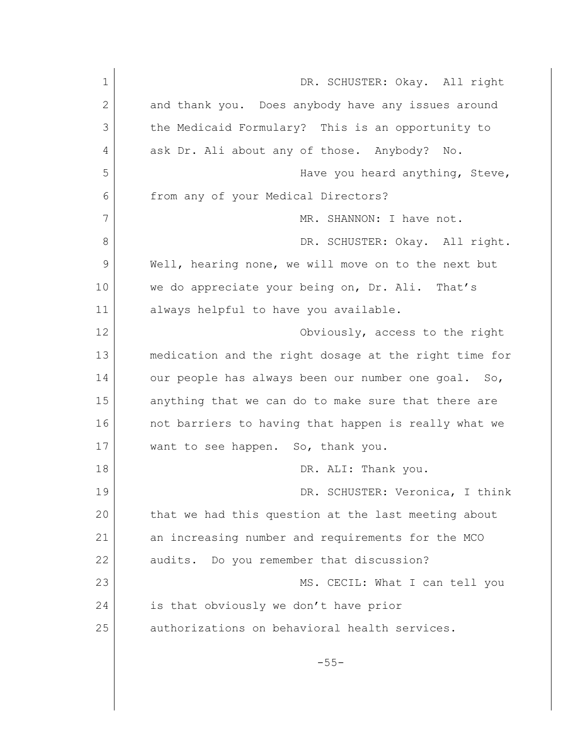DR. SCHUSTER: Okay. All right and thank you. Does anybody have any issues around the Medicaid Formulary? This is an opportunity to ask Dr. Ali about any of those. Anybody? No.

Have you heard anything, Steve, from any of your Medical Directors?

MR. SHANNON: I have not.

DR. SCHUSTER: Okay. All right. Well, hearing none, we will move on to the next but we do appreciate your being on, Dr. Ali. That's always helpful to have you available.

Obviously, access to the right medication and the right dosage at the right time for our people has always been our number one goal. So, anything that we can do to make sure that there are not barriers to having that happen is really what we want to see happen. So, thank you.

DR. ALI: Thank you.

DR. SCHUSTER: Veronica, I think that we had this question at the last meeting about an increasing number and requirements for the MCO audits. Do you remember that discussion?

MS. CECIL: What I can tell you is that obviously we don't have prior authorizations on behavioral health services.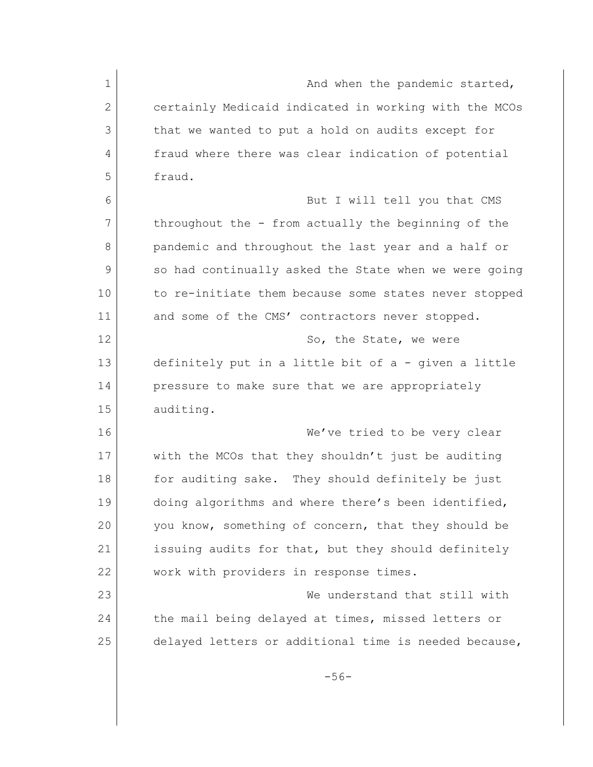And when the pandemic started, certainly Medicaid indicated in working with the MCOs that we wanted to put a hold on audits except for fraud where there was clear indication of potential fraud.

But I will tell you that CMS throughout the - from actually the beginning of the pandemic and throughout the last year and a half or so had continually asked the State when we were going to re-initiate them because some states never stopped and some of the CMS' contractors never stopped.

So, the State, we were definitely put in a little bit of a - given a little pressure to make sure that we are appropriately auditing.

We've tried to be very clear with the MCOs that they shouldn't just be auditing for auditing sake. They should definitely be just doing algorithms and where there's been identified, you know, something of concern, that they should be issuing audits for that, but they should definitely work with providers in response times.

We understand that still with the mail being delayed at times, missed letters or delayed letters or additional time is needed because,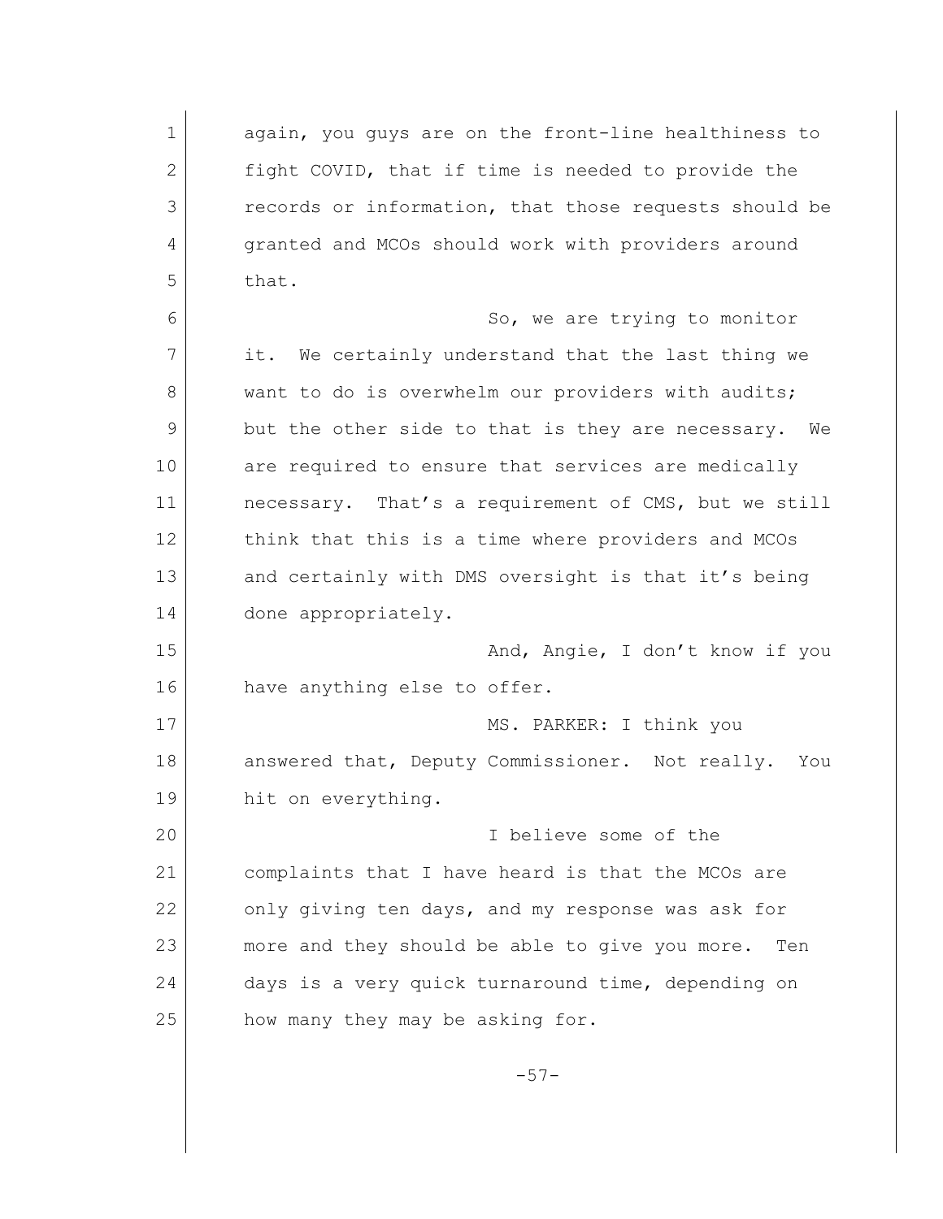again, you guys are on the front-line healthiness to fight COVID, that if time is needed to provide the records or information, that those requests should be granted and MCOs should work with providers around that.

So, we are trying to monitor it. We certainly understand that the last thing we want to do is overwhelm our providers with audits; but the other side to that is they are necessary. We are required to ensure that services are medically necessary. That's a requirement of CMS, but we still think that this is a time where providers and MCOs and certainly with DMS oversight is that it's being done appropriately.

And, Angie, I don't know if you have anything else to offer.

MS. PARKER: I think you answered that, Deputy Commissioner. Not really. You hit on everything.

I believe some of the complaints that I have heard is that the MCOs are only giving ten days, and my response was ask for more and they should be able to give you more. Ten days is a very quick turnaround time, depending on how many they may be asking for.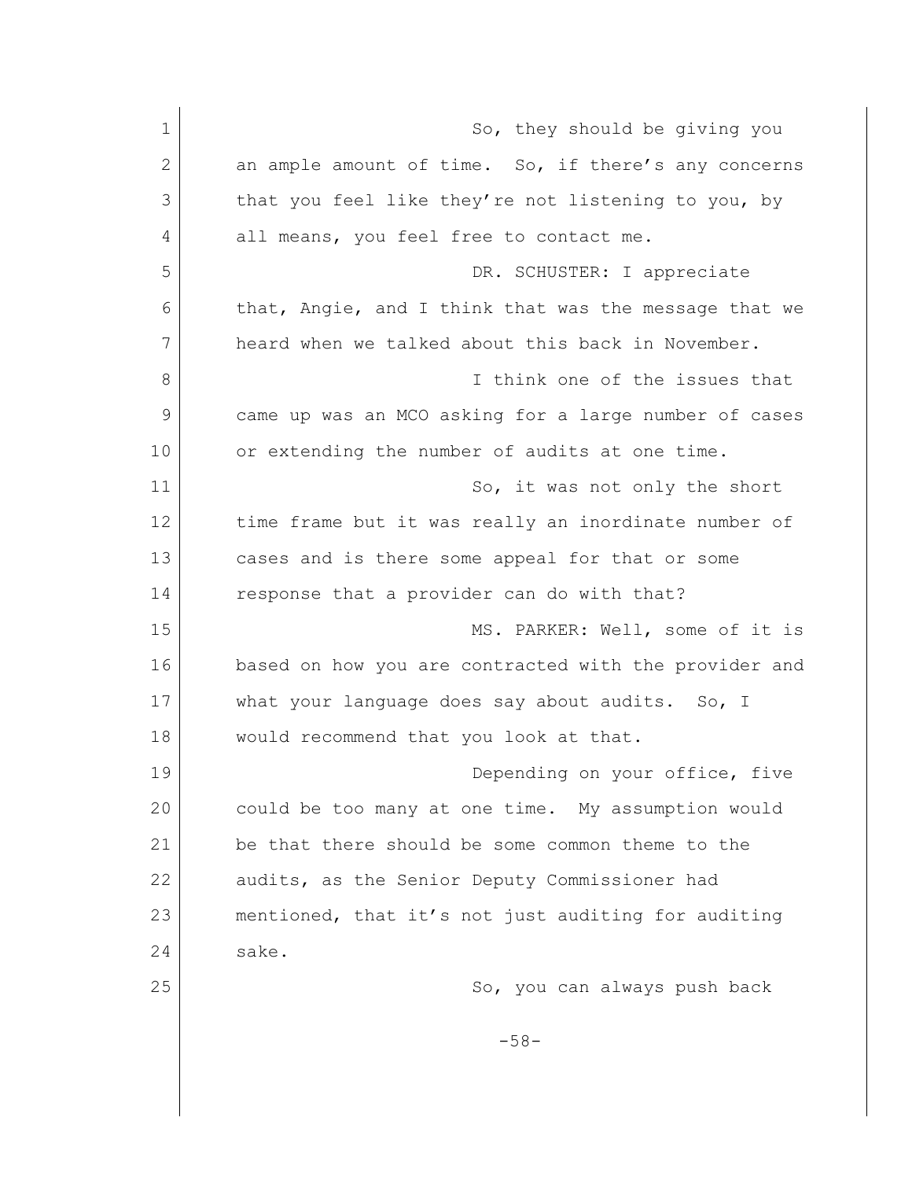So, they should be giving you an ample amount of time. So, if there's any concerns that you feel like they're not listening to you, by all means, you feel free to contact me.

DR. SCHUSTER: I appreciate that, Angie, and I think that was the message that we heard when we talked about this back in November.

I think one of the issues that came up was an MCO asking for a large number of cases or extending the number of audits at one time.

So, it was not only the short time frame but it was really an inordinate number of cases and is there some appeal for that or some response that a provider can do with that?

MS. PARKER: Well, some of it is based on how you are contracted with the provider and what your language does say about audits. So, I would recommend that you look at that.

Depending on your office, five could be too many at one time. My assumption would be that there should be some common theme to the audits, as the Senior Deputy Commissioner had mentioned, that it's not just auditing for auditing sake.

So, you can always push back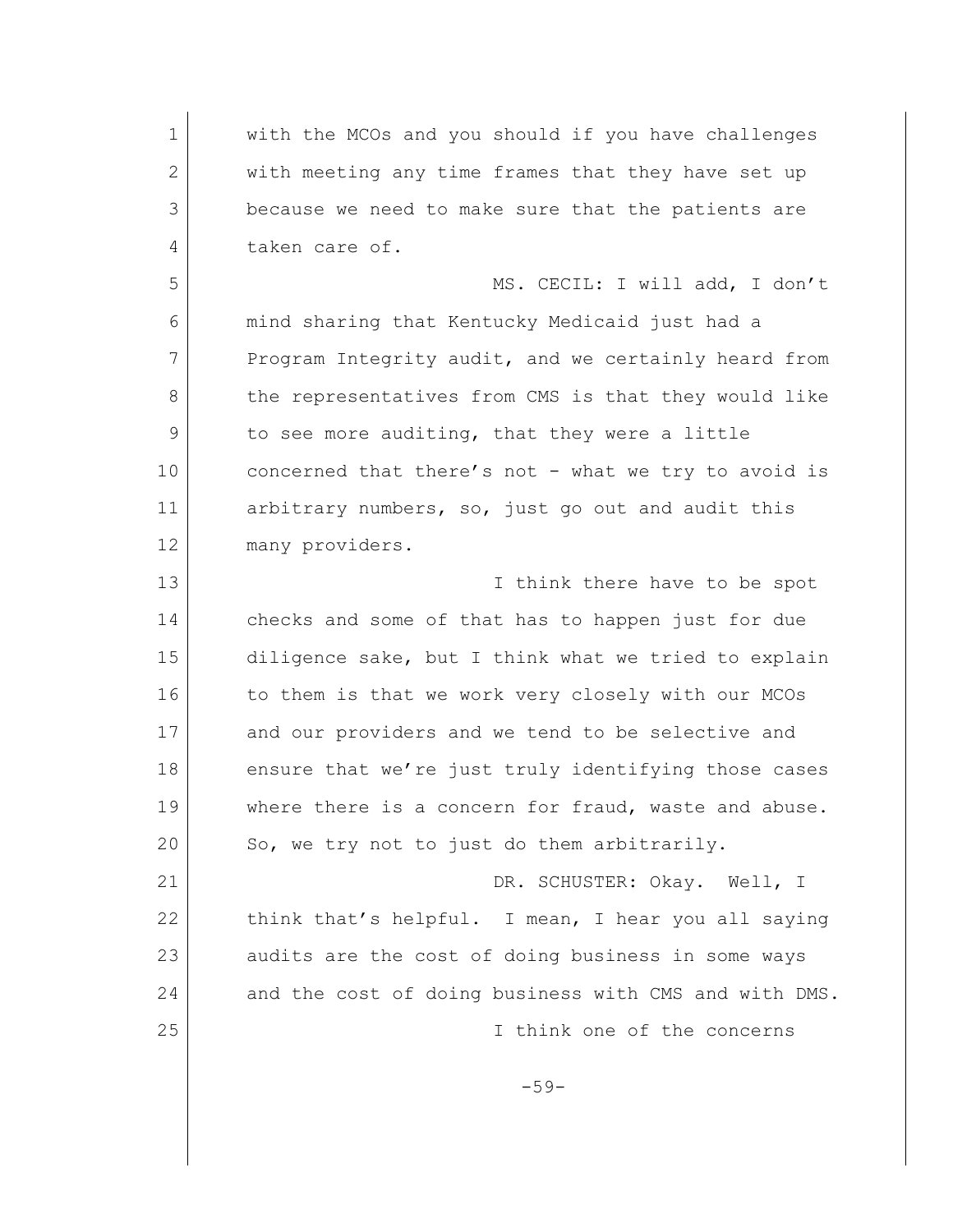with the MCOs and you should if you have challenges with meeting any time frames that they have set up because we need to make sure that the patients are taken care of.

MS. CECIL: I will add, I don't mind sharing that Kentucky Medicaid just had a Program Integrity audit, and we certainly heard from the representatives from CMS is that they would like to see more auditing, that they were a little concerned that there's not - what we try to avoid is arbitrary numbers, so, just go out and audit this many providers.

I think there have to be spot checks and some of that has to happen just for due diligence sake, but I think what we tried to explain to them is that we work very closely with our MCOs and our providers and we tend to be selective and ensure that we're just truly identifying those cases where there is a concern for fraud, waste and abuse. So, we try not to just do them arbitrarily.

DR. SCHUSTER: Okay. Well, I think that's helpful. I mean, I hear you all saying audits are the cost of doing business in some ways and the cost of doing business with CMS and with DMS.

I think one of the concerns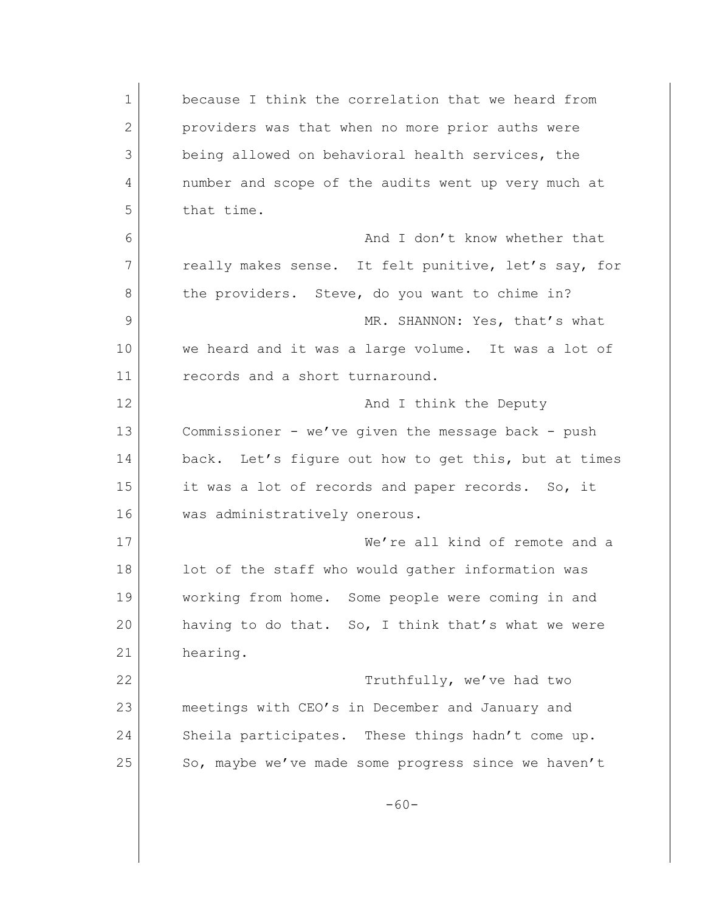because I think the correlation that we heard from providers was that when no more prior auths were being allowed on behavioral health services, the number and scope of the audits went up very much at that time.

And I don't know whether that really makes sense. It felt punitive, let's say, for the providers. Steve, do you want to chime in?

MR. SHANNON: Yes, that's what we heard and it was a large volume. It was a lot of records and a short turnaround.

And I think the Deputy Commissioner - we've given the message back - push back. Let's figure out how to get this, but at times it was a lot of records and paper records. So, it was administratively onerous.

We're all kind of remote and a lot of the staff who would gather information was working from home. Some people were coming in and having to do that. So, I think that's what we were hearing.

Truthfully, we've had two meetings with CEO's in December and January and Sheila participates. These things hadn't come up. So, maybe we've made some progress since we haven't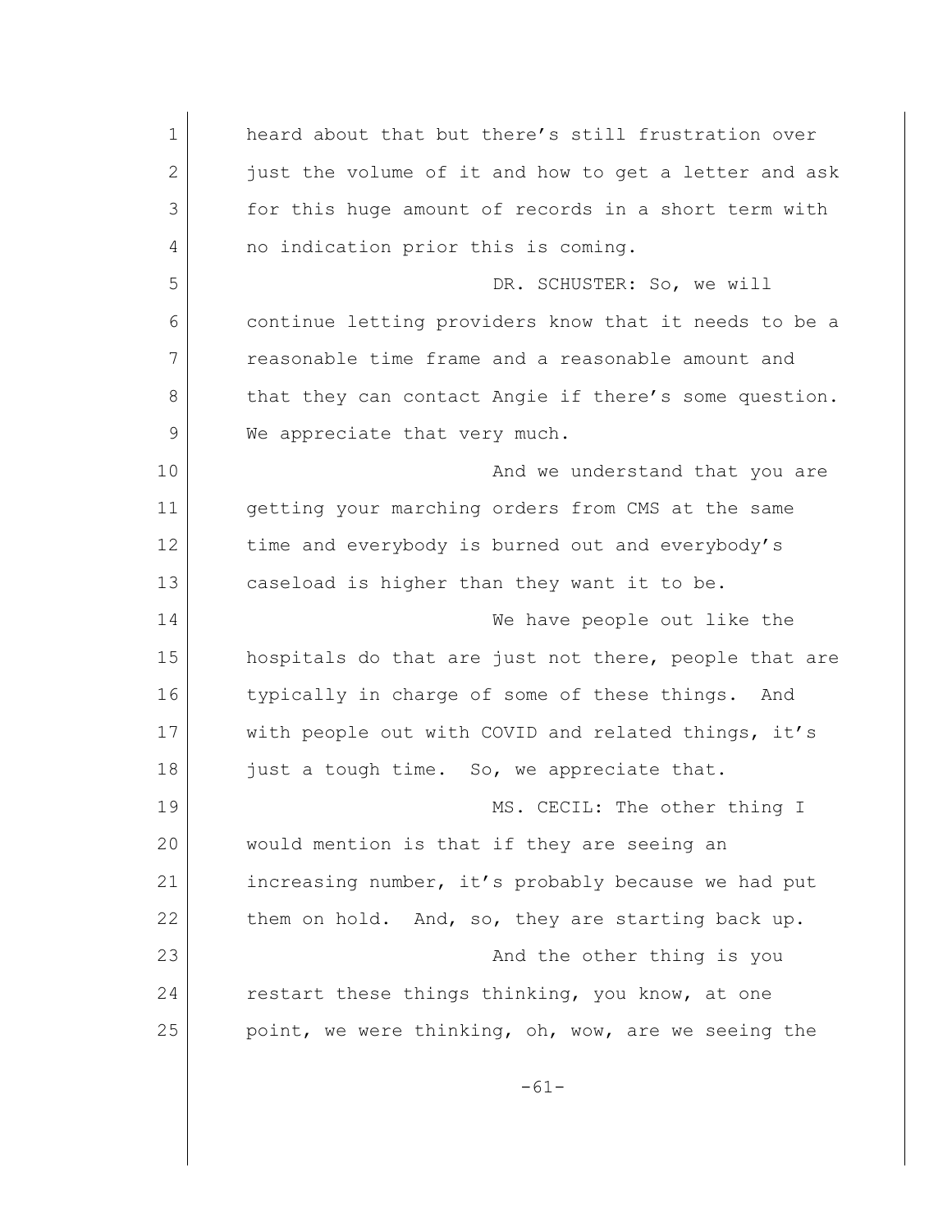heard about that but there's still frustration over just the volume of it and how to get a letter and ask for this huge amount of records in a short term with no indication prior this is coming.

DR. SCHUSTER: So, we will continue letting providers know that it needs to be a reasonable time frame and a reasonable amount and that they can contact Angie if there's some question. We appreciate that very much.

And we understand that you are getting your marching orders from CMS at the same time and everybody is burned out and everybody's caseload is higher than they want it to be.

We have people out like the hospitals do that are just not there, people that are typically in charge of some of these things. And with people out with COVID and related things, it's just a tough time. So, we appreciate that.

MS. CECIL: The other thing I would mention is that if they are seeing an increasing number, it's probably because we had put them on hold. And, so, they are starting back up.

And the other thing is you restart these things thinking, you know, at one point, we were thinking, oh, wow, are we seeing the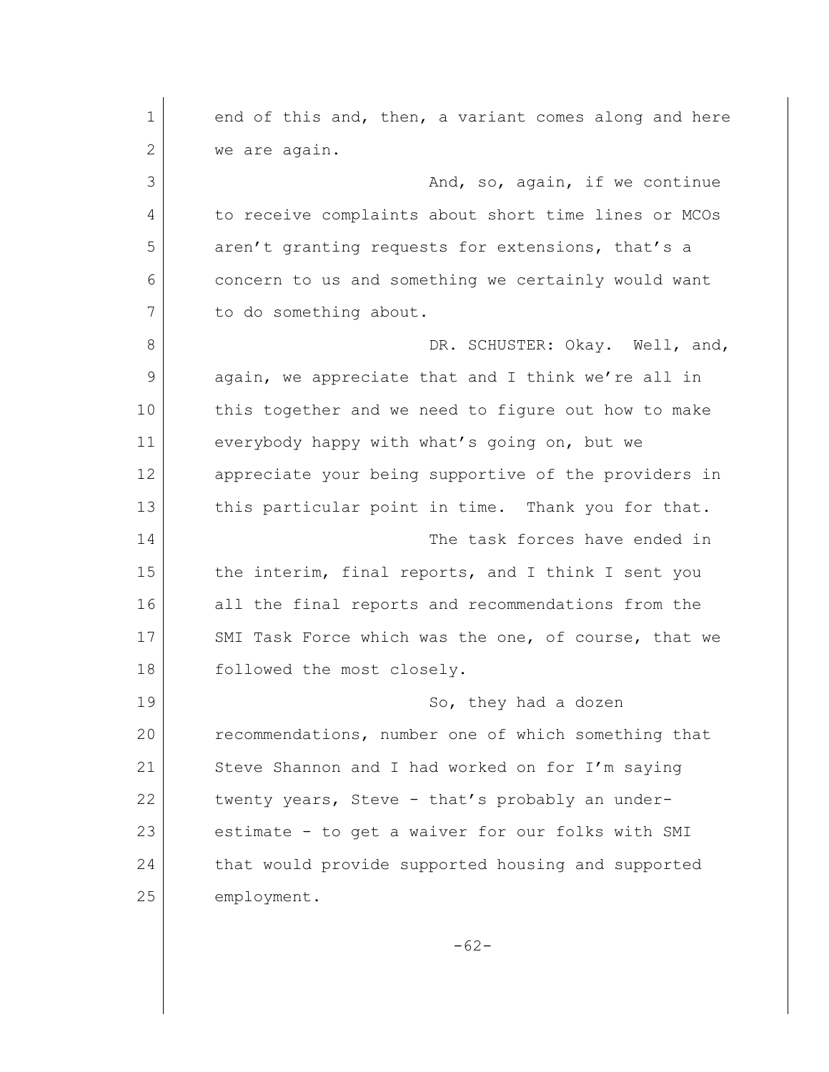end of this and, then, a variant comes along and here we are again.

And, so, again, if we continue to receive complaints about short time lines or MCOs aren't granting requests for extensions, that's a concern to us and something we certainly would want to do something about.

DR. SCHUSTER: Okay. Well, and, again, we appreciate that and I think we're all in this together and we need to figure out how to make everybody happy with what's going on, but we appreciate your being supportive of the providers in this particular point in time. Thank you for that.

The task forces have ended in the interim, final reports, and I think I sent you all the final reports and recommendations from the SMI Task Force which was the one, of course, that we followed the most closely.

So, they had a dozen recommendations, number one of which something that Steve Shannon and I had worked on for I'm saying twenty years, Steve - that's probably an under-estimate - to get a waiver for our folks with SMI that would provide supported housing and supported employment.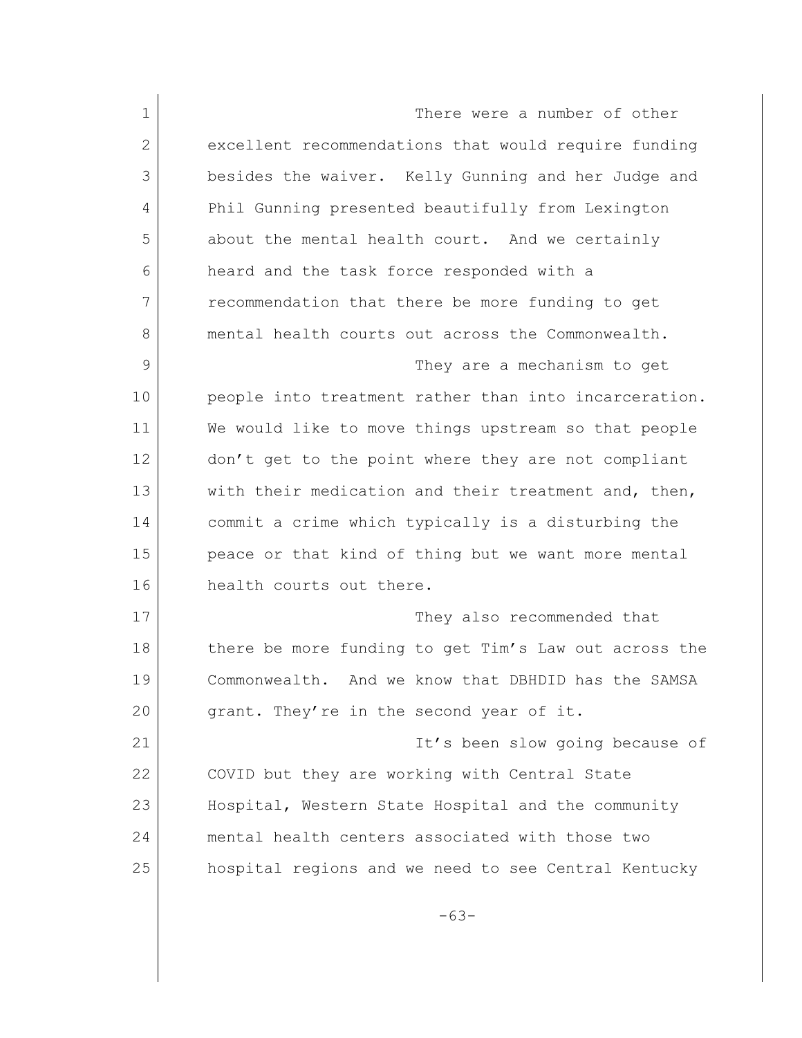There were a number of other excellent recommendations that would require funding besides the waiver. Kelly Gunning and her Judge and Phil Gunning presented beautifully from Lexington about the mental health court. And we certainly heard and the task force responded with a recommendation that there be more funding to get mental health courts out across the Commonwealth.

They are a mechanism to get people into treatment rather than into incarceration. We would like to move things upstream so that people don't get to the point where they are not compliant with their medication and their treatment and, then, commit a crime which typically is a disturbing the peace or that kind of thing but we want more mental health courts out there.

They also recommended that there be more funding to get Tim's Law out across the Commonwealth. And we know that DBHDID has the SAMSA grant. They're in the second year of it.

It's been slow going because of COVID but they are working with Central State Hospital, Western State Hospital and the community mental health centers associated with those two hospital regions and we need to see Central Kentucky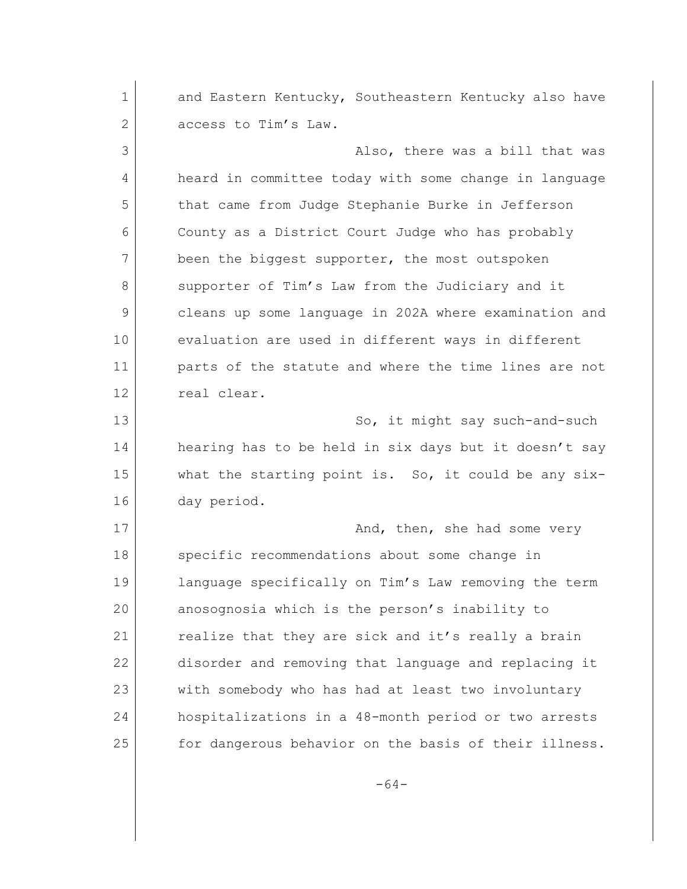and Eastern Kentucky, Southeastern Kentucky also have access to Tim's Law.

Also, there was a bill that was heard in committee today with some change in language that came from Judge Stephanie Burke in Jefferson County as a District Court Judge who has probably been the biggest supporter, the most outspoken supporter of Tim's Law from the Judiciary and it cleans up some language in 202A where examination and evaluation are used in different ways in different parts of the statute and where the time lines are not real clear.

So, it might say such-and-such hearing has to be held in six days but it doesn't say what the starting point is. So, it could be any six-day period.

And, then, she had some very specific recommendations about some change in language specifically on Tim's Law removing the term anosognosia which is the person's inability to realize that they are sick and it's really a brain disorder and removing that language and replacing it with somebody who has had at least two involuntary hospitalizations in a 48-month period or two arrests for dangerous behavior on the basis of their illness.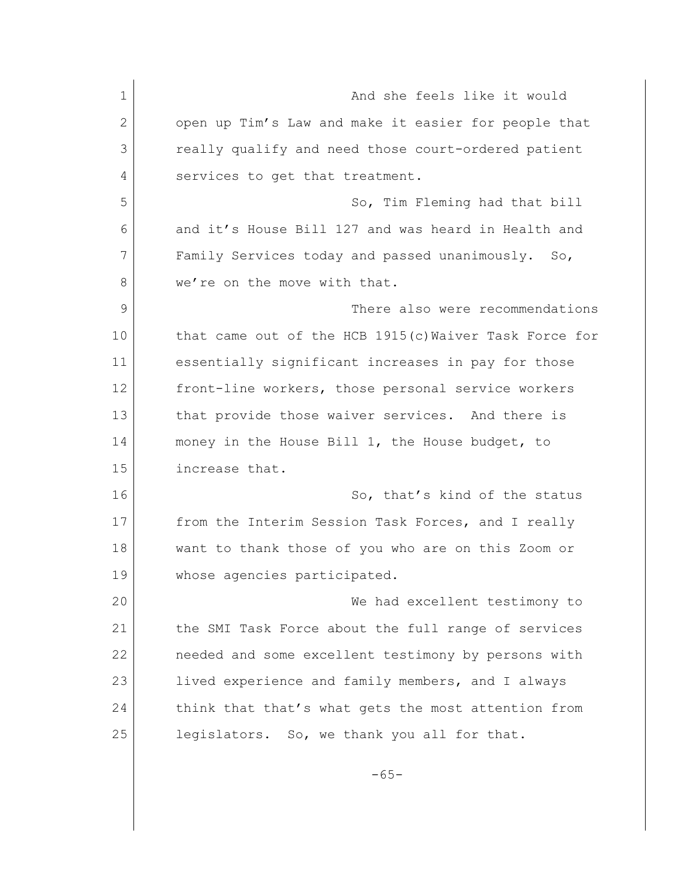And she feels like it would open up Tim's Law and make it easier for people that really qualify and need those court-ordered patient services to get that treatment.

So, Tim Fleming had that bill and it's House Bill 127 and was heard in Health and Family Services today and passed unanimously. So, we're on the move with that.

There also were recommendations that came out of the HCB 1915(c)Waiver Task Force for essentially significant increases in pay for those front-line workers, those personal service workers that provide those waiver services. And there is money in the House Bill 1, the House budget, to increase that.

So, that's kind of the status from the Interim Session Task Forces, and I really want to thank those of you who are on this Zoom or whose agencies participated.

We had excellent testimony to the SMI Task Force about the full range of services needed and some excellent testimony by persons with lived experience and family members, and I always think that that's what gets the most attention from legislators. So, we thank you all for that.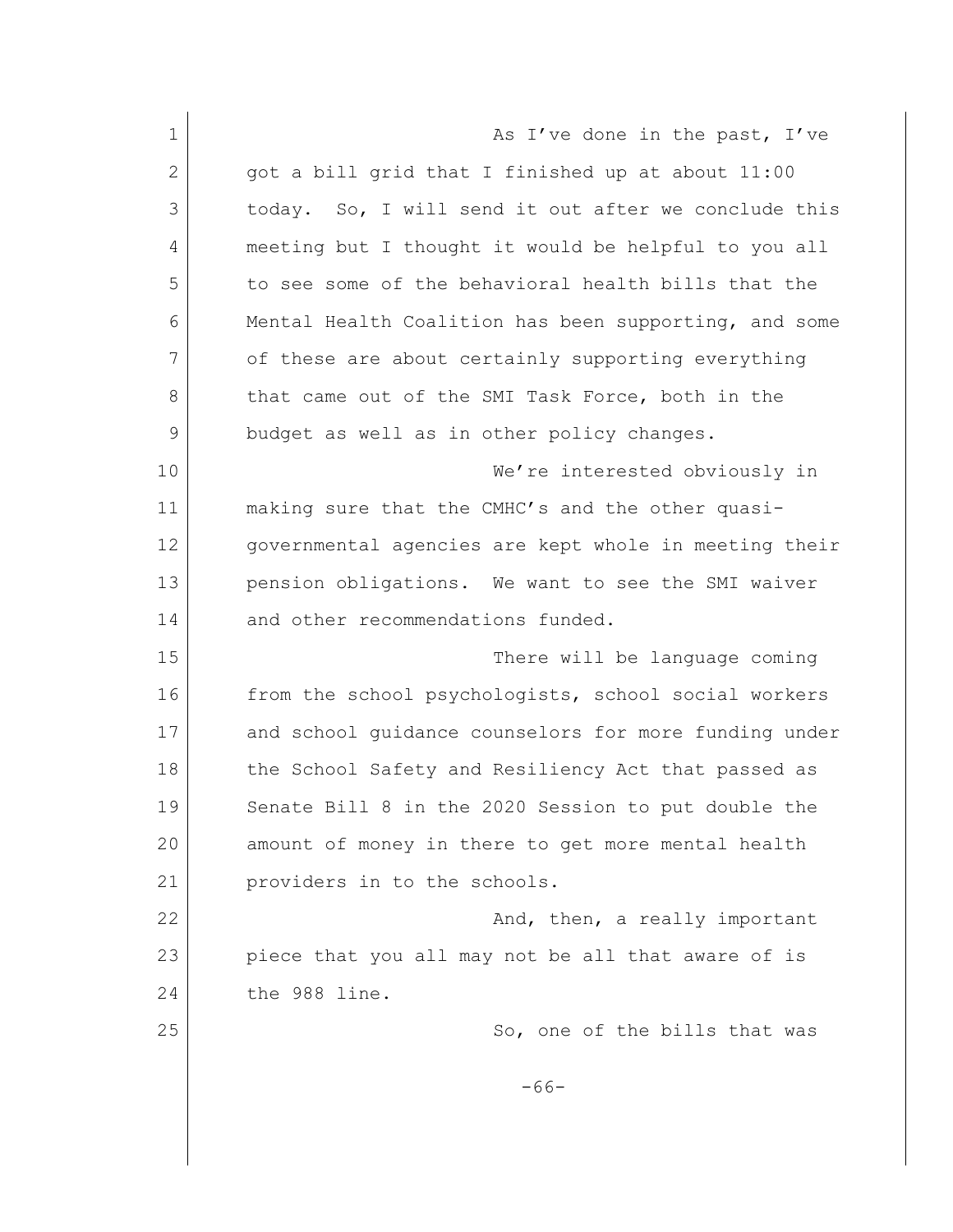As I've done in the past, I've got a bill grid that I finished up at about 11:00 today. So, I will send it out after we conclude this meeting but I thought it would be helpful to you all to see some of the behavioral health bills that the Mental Health Coalition has been supporting, and some of these are about certainly supporting everything that came out of the SMI Task Force, both in the budget as well as in other policy changes.

We're interested obviously in making sure that the CMHC's and the other quasi-governmental agencies are kept whole in meeting their pension obligations. We want to see the SMI waiver and other recommendations funded.

There will be language coming from the school psychologists, school social workers and school guidance counselors for more funding under the School Safety and Resiliency Act that passed as Senate Bill 8 in the 2020 Session to put double the amount of money in there to get more mental health providers in to the schools.

And, then, a really important piece that you all may not be all that aware of is the 988 line.

So, one of the bills that was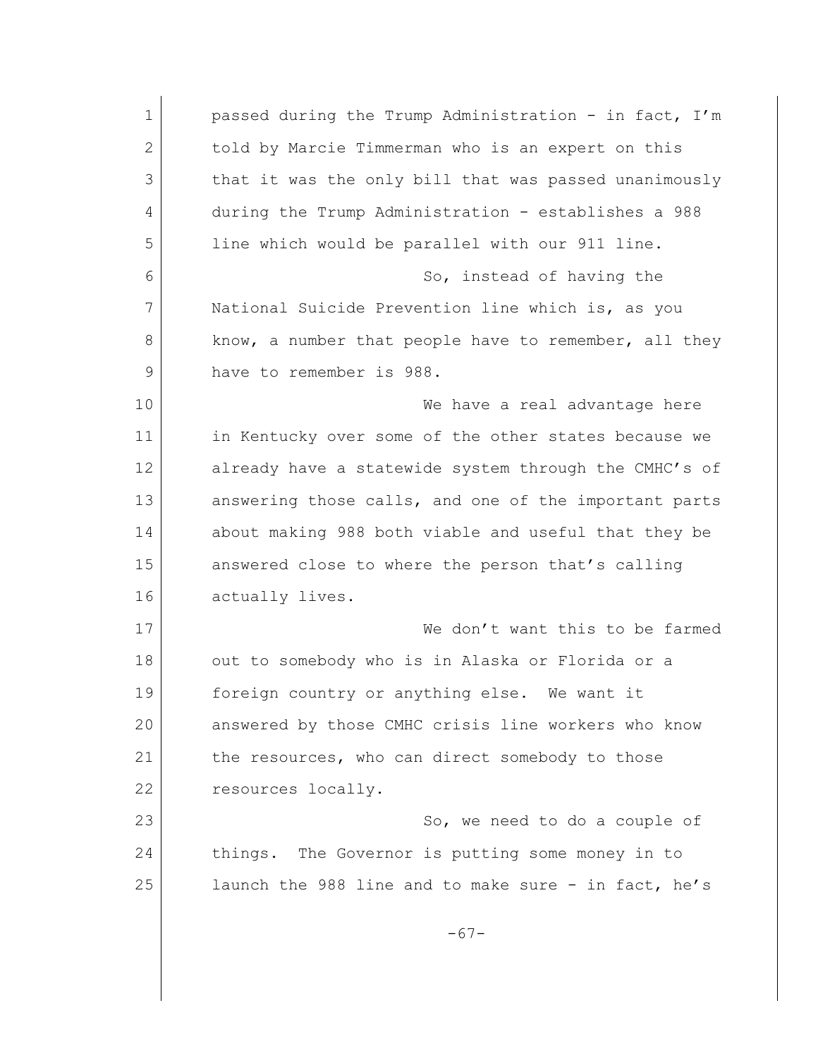passed during the Trump Administration - in fact, I'm told by Marcie Timmerman who is an expert on this that it was the only bill that was passed unanimously during the Trump Administration - establishes a 988 line which would be parallel with our 911 line.

So, instead of having the National Suicide Prevention line which is, as you know, a number that people have to remember, all they have to remember is 988.

We have a real advantage here in Kentucky over some of the other states because we already have a statewide system through the CMHC's of answering those calls, and one of the important parts about making 988 both viable and useful that they be answered close to where the person that's calling actually lives.

We don't want this to be farmed out to somebody who is in Alaska or Florida or a foreign country or anything else. We want it answered by those CMHC crisis line workers who know the resources, who can direct somebody to those resources locally.

So, we need to do a couple of things. The Governor is putting some money in to launch the 988 line and to make sure - in fact, he's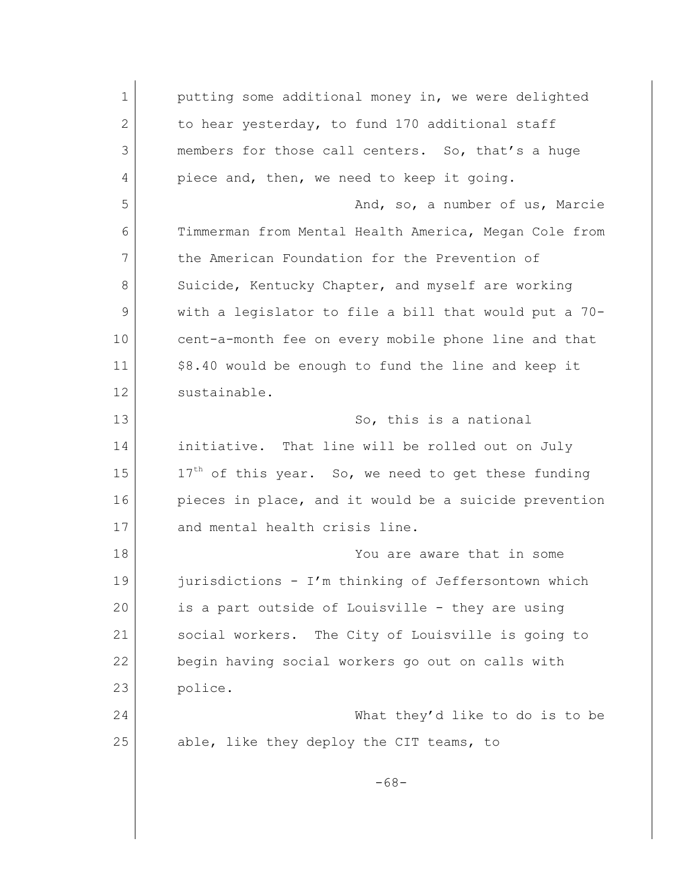putting some additional money in, we were delighted to hear yesterday, to fund 170 additional staff members for those call centers. So, that's a huge piece and, then, we need to keep it going.

And, so, a number of us, Marcie Timmerman from Mental Health America, Megan Cole from the American Foundation for the Prevention of Suicide, Kentucky Chapter, and myself are working with a legislator to file a bill that would put a 70-cent-a-month fee on every mobile phone line and that $8.40 would be enough to fund the line and keep it sustainable.

So, this is a national initiative. That line will be rolled out on July 17th of this year. So, we need to get these funding pieces in place, and it would be a suicide prevention and mental health crisis line.

You are aware that in some jurisdictions - I'm thinking of Jeffersontown which is a part outside of Louisville - they are using social workers. The City of Louisville is going to begin having social workers go out on calls with police.

What they'd like to do is to be able, like they deploy the CIT teams, to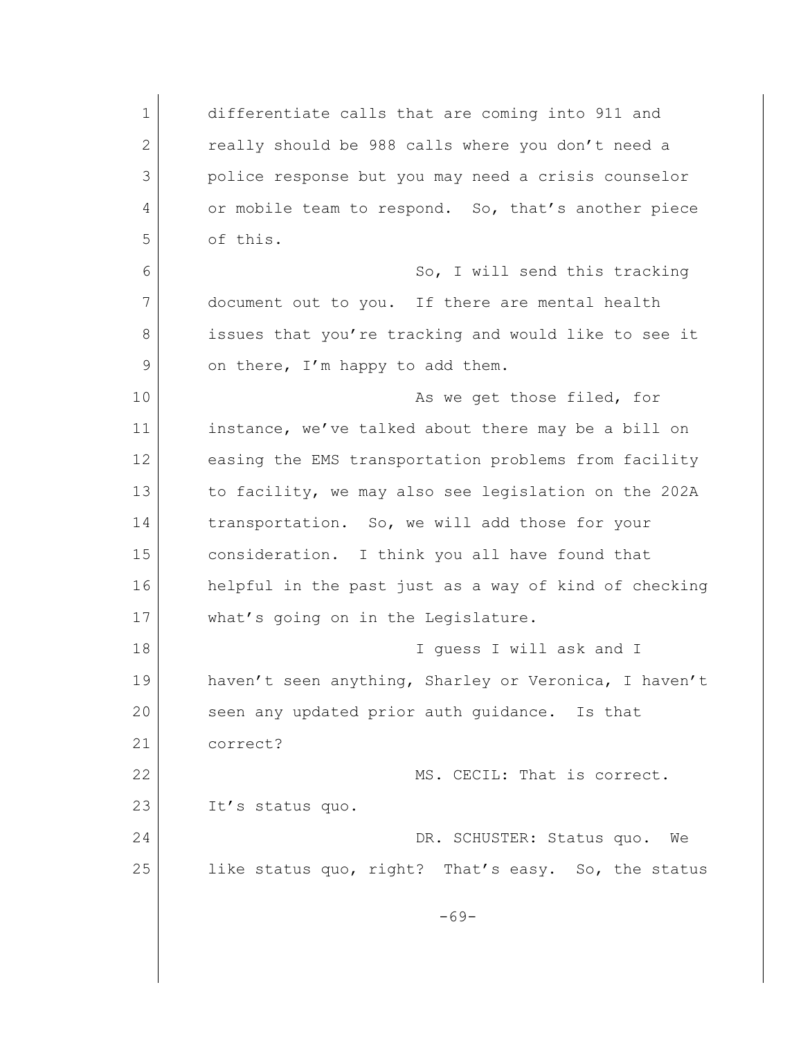differentiate calls that are coming into 911 and really should be 988 calls where you don't need a police response but you may need a crisis counselor or mobile team to respond. So, that's another piece of this.

So, I will send this tracking document out to you. If there are mental health issues that you're tracking and would like to see it on there, I'm happy to add them.

As we get those filed, for instance, we've talked about there may be a bill on easing the EMS transportation problems from facility to facility, we may also see legislation on the 202A transportation. So, we will add those for your consideration. I think you all have found that helpful in the past just as a way of kind of checking what's going on in the Legislature.

I guess I will ask and I haven't seen anything, Sharley or Veronica, I haven't seen any updated prior auth guidance. Is that correct?

MS. CECIL: That is correct. It's status quo.

DR. SCHUSTER: Status quo. We like status quo, right? That's easy. So, the status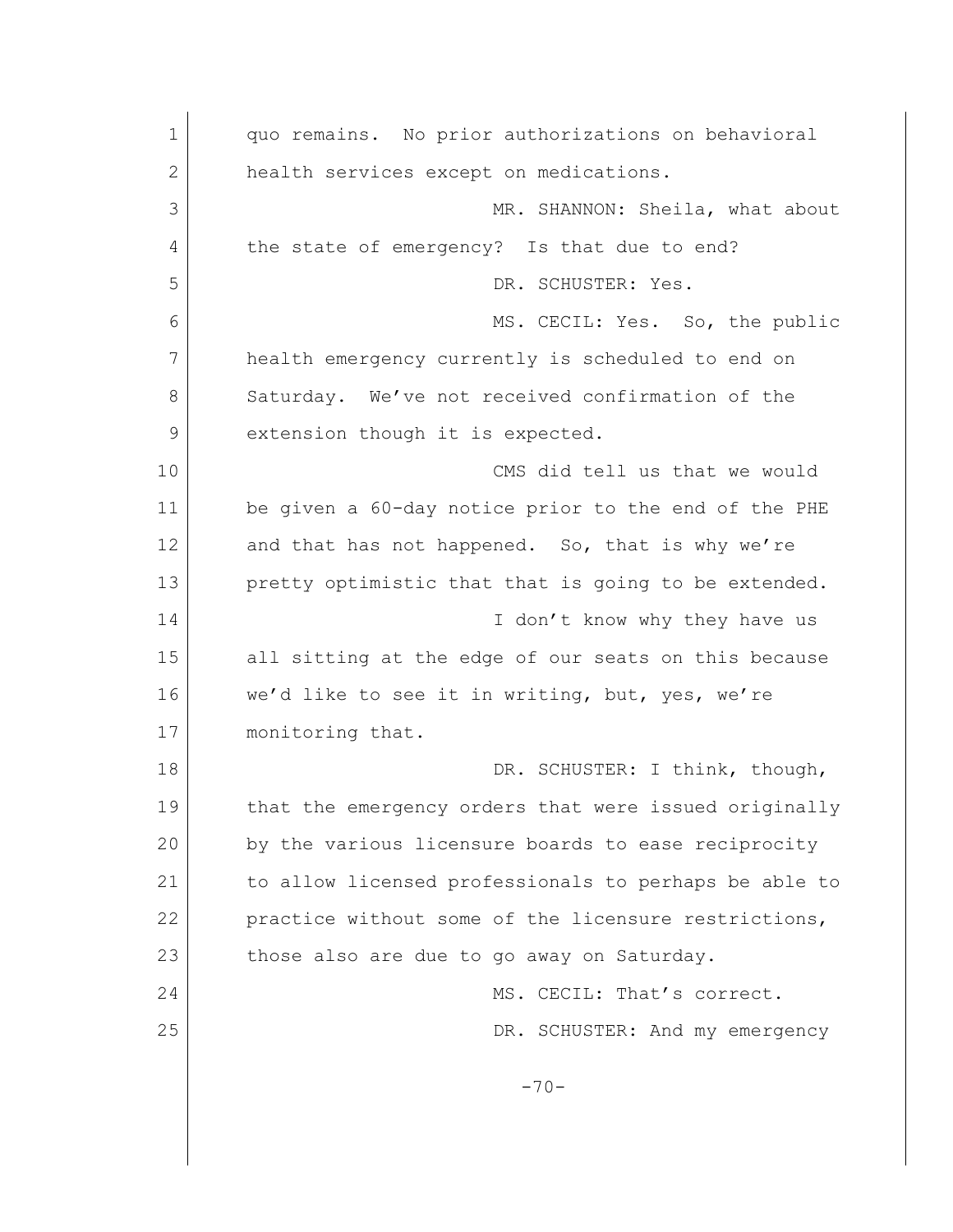quo remains. No prior authorizations on behavioral health services except on medications.

MR. SHANNON: Sheila, what about the state of emergency? Is that due to end?

DR. SCHUSTER: Yes.

MS. CECIL: Yes. So, the public health emergency currently is scheduled to end on Saturday. We've not received confirmation of the extension though it is expected.

CMS did tell us that we would be given a 60-day notice prior to the end of the PHE and that has not happened. So, that is why we're pretty optimistic that that is going to be extended.

I don't know why they have us all sitting at the edge of our seats on this because we'd like to see it in writing, but, yes, we're monitoring that.

DR. SCHUSTER: I think, though, that the emergency orders that were issued originally by the various licensure boards to ease reciprocity to allow licensed professionals to perhaps be able to practice without some of the licensure restrictions, those also are due to go away on Saturday.

MS. CECIL: That's correct.

DR. SCHUSTER: And my emergency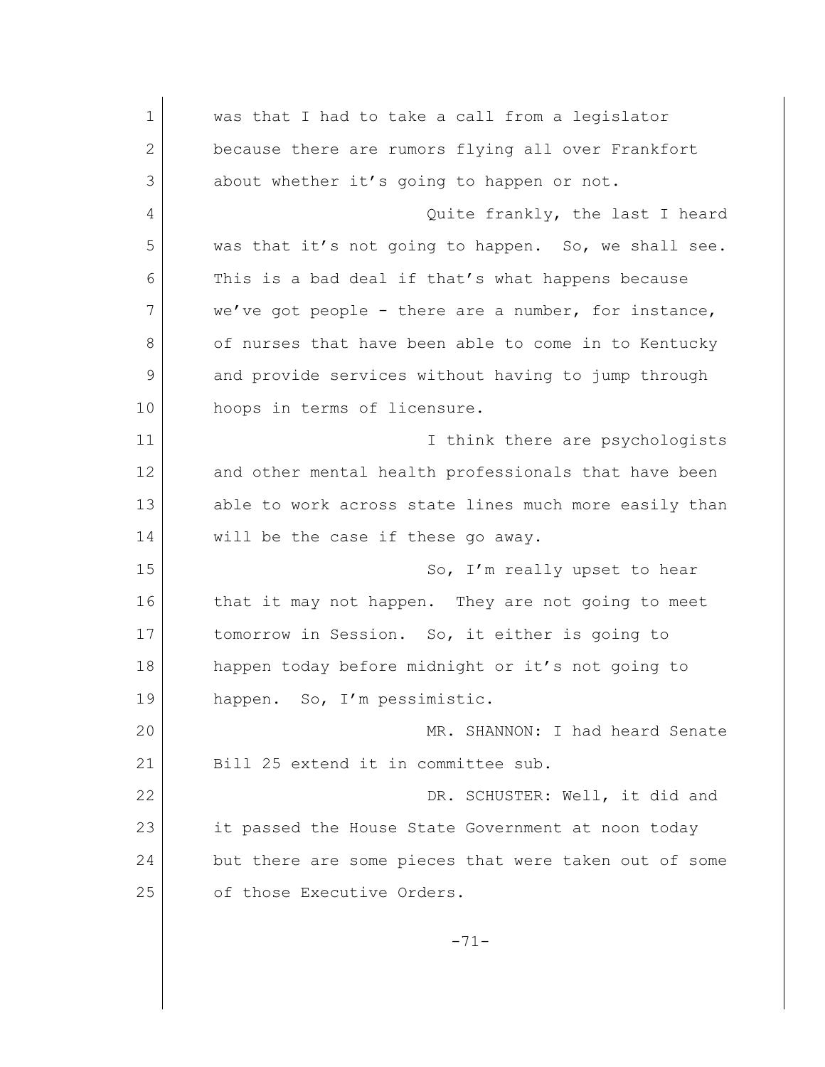was that I had to take a call from a legislator because there are rumors flying all over Frankfort about whether it's going to happen or not.

Quite frankly, the last I heard was that it's not going to happen. So, we shall see. This is a bad deal if that's what happens because we've got people - there are a number, for instance, of nurses that have been able to come in to Kentucky and provide services without having to jump through hoops in terms of licensure.

I think there are psychologists and other mental health professionals that have been able to work across state lines much more easily than will be the case if these go away.

So, I'm really upset to hear that it may not happen. They are not going to meet tomorrow in Session. So, it either is going to happen today before midnight or it's not going to happen. So, I'm pessimistic.

MR. SHANNON: I had heard Senate Bill 25 extend it in committee sub.

DR. SCHUSTER: Well, it did and it passed the House State Government at noon today but there are some pieces that were taken out of some of those Executive Orders.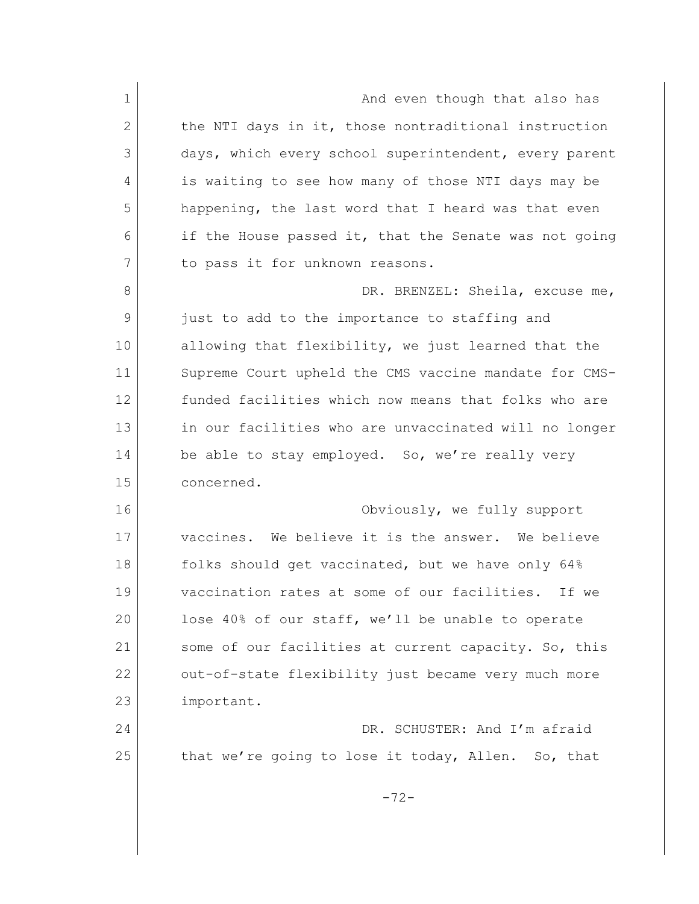And even though that also has the NTI days in it, those nontraditional instruction days, which every school superintendent, every parent is waiting to see how many of those NTI days may be happening, the last word that I heard was that even if the House passed it, that the Senate was not going to pass it for unknown reasons.

DR. BRENZEL: Sheila, excuse me, just to add to the importance to staffing and allowing that flexibility, we just learned that the Supreme Court upheld the CMS vaccine mandate for CMS-funded facilities which now means that folks who are in our facilities who are unvaccinated will no longer be able to stay employed. So, we're really very concerned.

Obviously, we fully support vaccines. We believe it is the answer. We believe folks should get vaccinated, but we have only 64% vaccination rates at some of our facilities. If we lose 40% of our staff, we'll be unable to operate some of our facilities at current capacity. So, this out-of-state flexibility just became very much more important.

DR. SCHUSTER: And I'm afraid that we're going to lose it today, Allen. So, that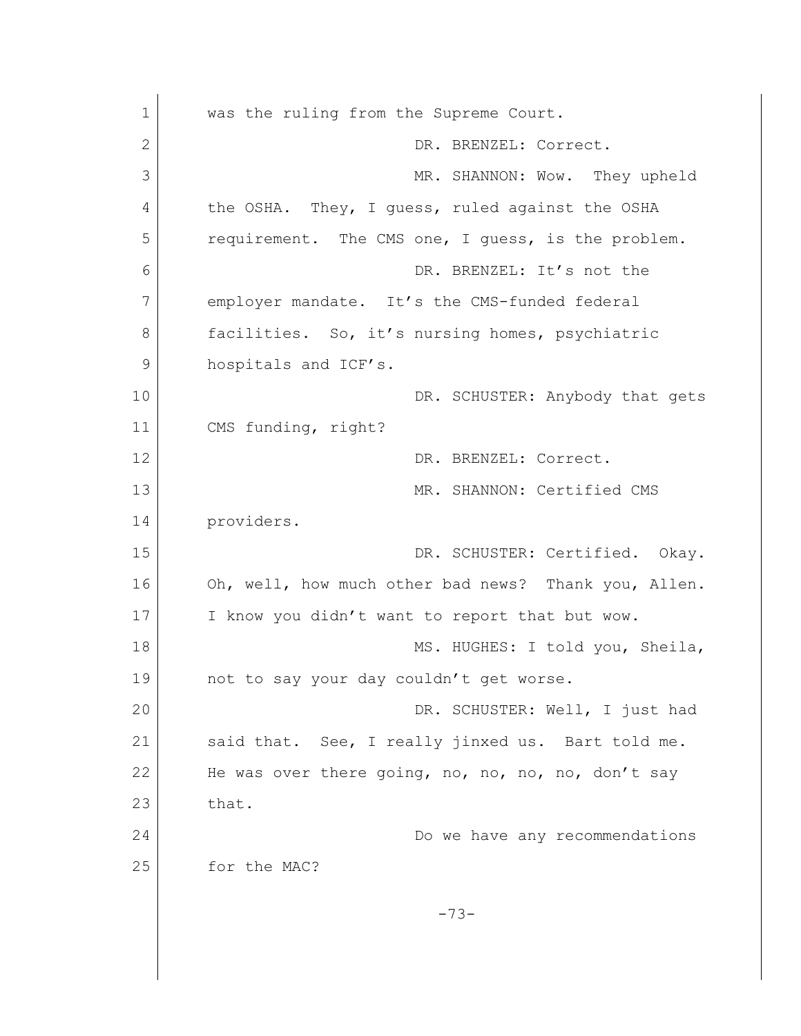was the ruling from the Supreme Court.

DR. BRENZEL: Correct.

MR. SHANNON: Wow. They upheld the OSHA. They, I guess, ruled against the OSHA requirement. The CMS one, I guess, is the problem.

DR. BRENZEL: It's not the employer mandate. It's the CMS-funded federal facilities. So, it's nursing homes, psychiatric hospitals and ICF's.

DR. SCHUSTER: Anybody that gets CMS funding, right?

DR. BRENZEL: Correct.

MR. SHANNON: Certified CMS providers.

DR. SCHUSTER: Certified. Okay. Oh, well, how much other bad news? Thank you, Allen. I know you didn't want to report that but wow.

MS. HUGHES: I told you, Sheila, not to say your day couldn't get worse.

DR. SCHUSTER: Well, I just had said that. See, I really jinxed us. Bart told me. He was over there going, no, no, no, no, don't say that.

Do we have any recommendations for the MAC?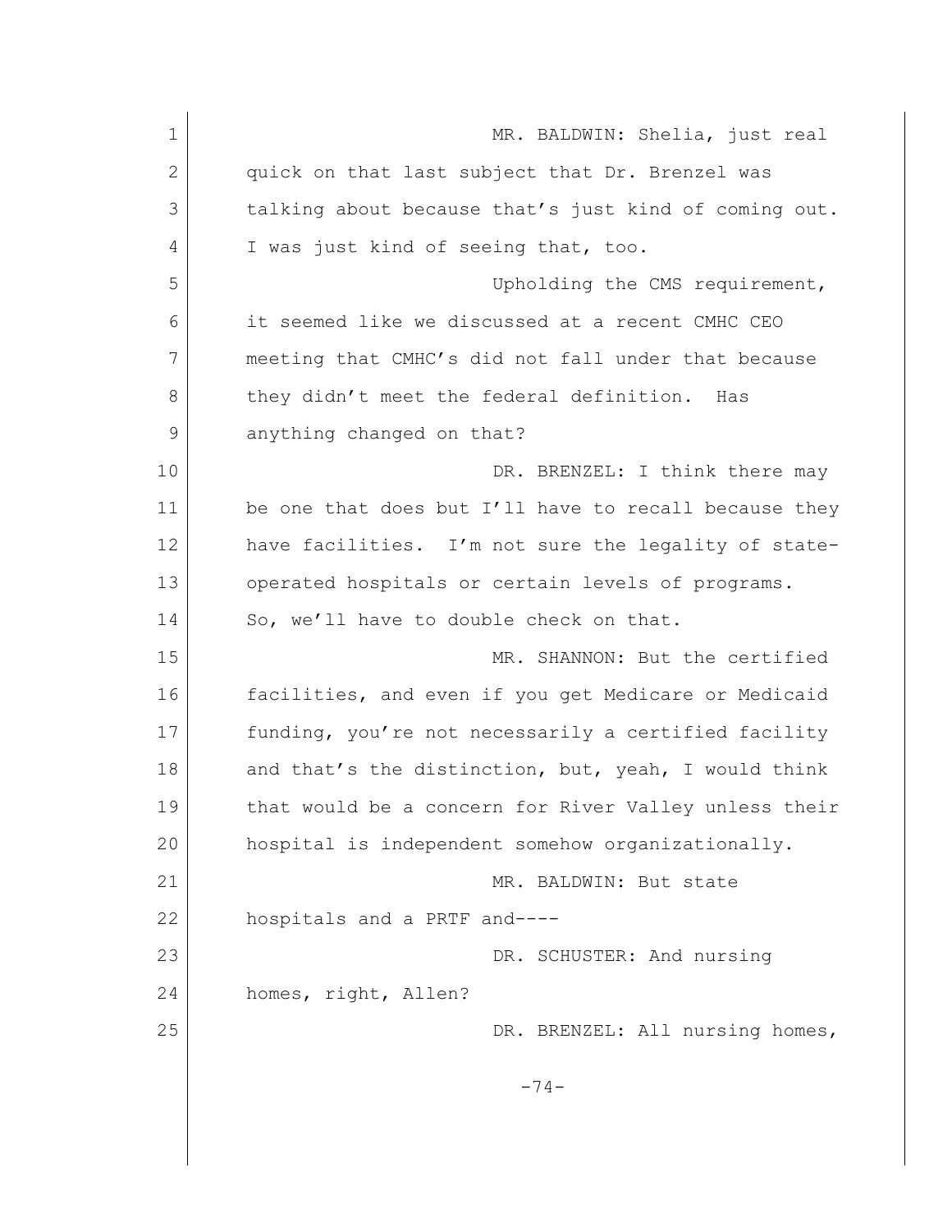MR. BALDWIN: Shelia, just real quick on that last subject that Dr. Brenzel was talking about because that's just kind of coming out. I was just kind of seeing that, too.

Upholding the CMS requirement, it seemed like we discussed at a recent CMHC CEO meeting that CMHC's did not fall under that because they didn't meet the federal definition. Has anything changed on that?

DR. BRENZEL: I think there may be one that does but I'll have to recall because they have facilities. I'm not sure the legality of state-operated hospitals or certain levels of programs. So, we'll have to double check on that.

MR. SHANNON: But the certified facilities, and even if you get Medicare or Medicaid funding, you're not necessarily a certified facility and that's the distinction, but, yeah, I would think that would be a concern for River Valley unless their hospital is independent somehow organizationally.

MR. BALDWIN: But state hospitals and a PRTF and----

DR. SCHUSTER: And nursing homes, right, Allen?

DR. BRENZEL: All nursing homes,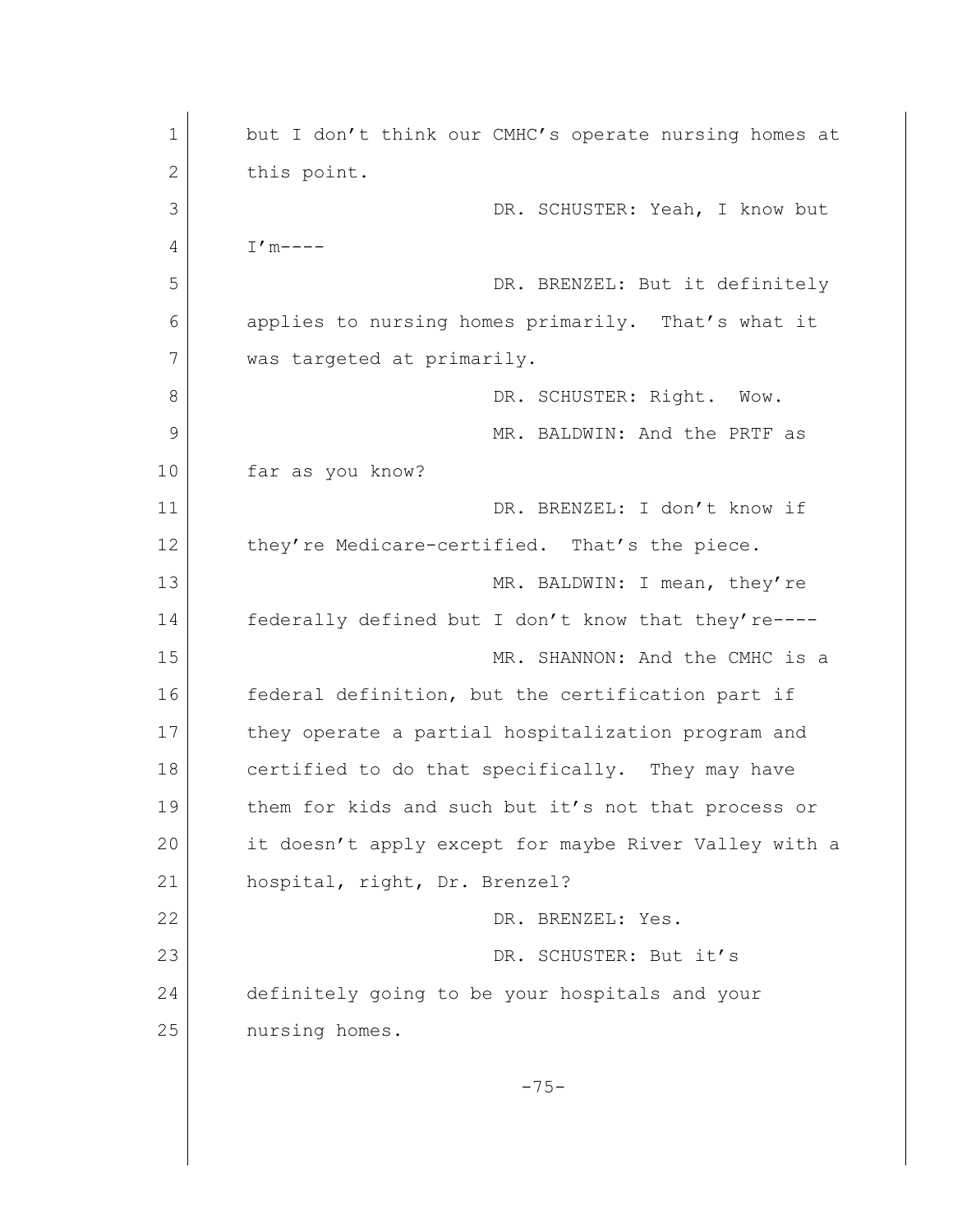but I don't think our CMHC's operate nursing homes at this point.

DR. SCHUSTER: Yeah, I know but I'm----

DR. BRENZEL: But it definitely applies to nursing homes primarily. That's what it was targeted at primarily.

DR. SCHUSTER: Right. Wow.

MR. BALDWIN: And the PRTF as far as you know?

DR. BRENZEL: I don't know if they're Medicare-certified. That's the piece.

MR. BALDWIN: I mean, they're federally defined but I don't know that they're----

MR. SHANNON: And the CMHC is a federal definition, but the certification part if they operate a partial hospitalization program and certified to do that specifically. They may have them for kids and such but it's not that process or it doesn't apply except for maybe River Valley with a hospital, right, Dr. Brenzel?

DR. BRENZEL: Yes.

DR. SCHUSTER: But it's definitely going to be your hospitals and your nursing homes.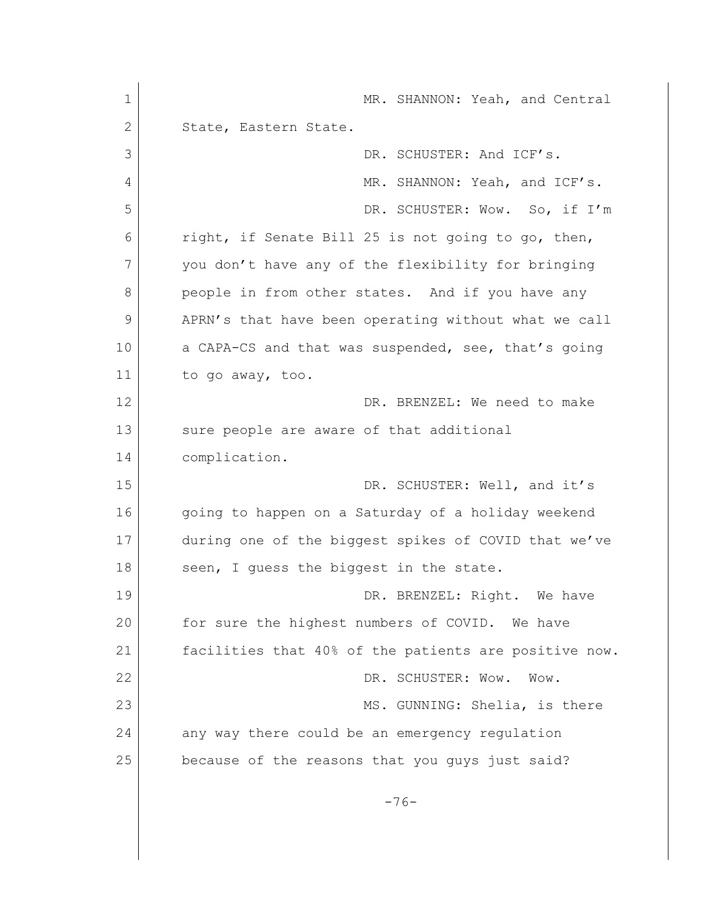MR. SHANNON: Yeah, and Central State, Eastern State.

DR. SCHUSTER: And ICF's.

MR. SHANNON: Yeah, and ICF's.

DR. SCHUSTER: Wow. So, if I'm right, if Senate Bill 25 is not going to go, then, you don't have any of the flexibility for bringing people in from other states. And if you have any APRN's that have been operating without what we call a CAPA-CS and that was suspended, see, that's going to go away, too.

DR. BRENZEL: We need to make sure people are aware of that additional complication.

DR. SCHUSTER: Well, and it's going to happen on a Saturday of a holiday weekend during one of the biggest spikes of COVID that we've seen, I guess the biggest in the state.

DR. BRENZEL: Right. We have for sure the highest numbers of COVID. We have facilities that 40% of the patients are positive now.

DR. SCHUSTER: Wow. Wow.

MS. GUNNING: Shelia, is there any way there could be an emergency regulation because of the reasons that you guys just said?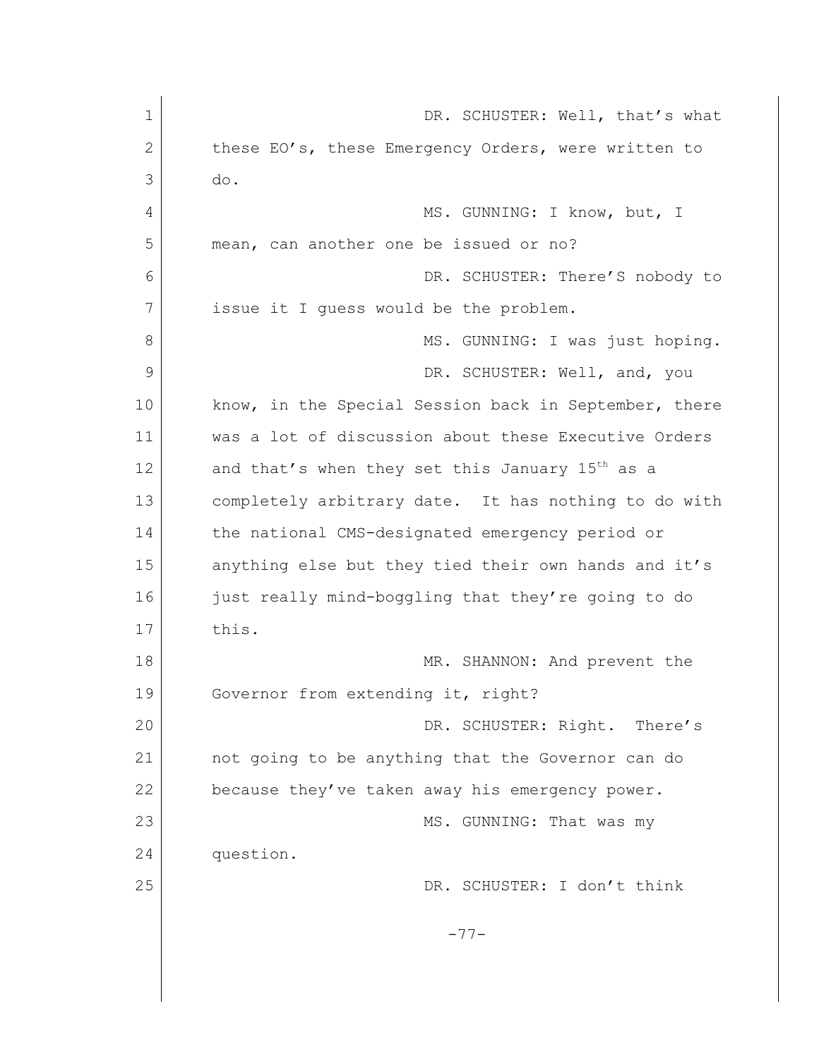DR. SCHUSTER: Well, that's what these EO's, these Emergency Orders, were written to do.

MS. GUNNING: I know, but, I mean, can another one be issued or no?

DR. SCHUSTER: There'S nobody to issue it I guess would be the problem.

MS. GUNNING: I was just hoping.

DR. SCHUSTER: Well, and, you know, in the Special Session back in September, there was a lot of discussion about these Executive Orders and that's when they set this January 15th as a completely arbitrary date. It has nothing to do with the national CMS-designated emergency period or anything else but they tied their own hands and it's just really mind-boggling that they're going to do this.

MR. SHANNON: And prevent the Governor from extending it, right?

DR. SCHUSTER: Right. There's not going to be anything that the Governor can do because they've taken away his emergency power.

MS. GUNNING: That was my question.

DR. SCHUSTER: I don't think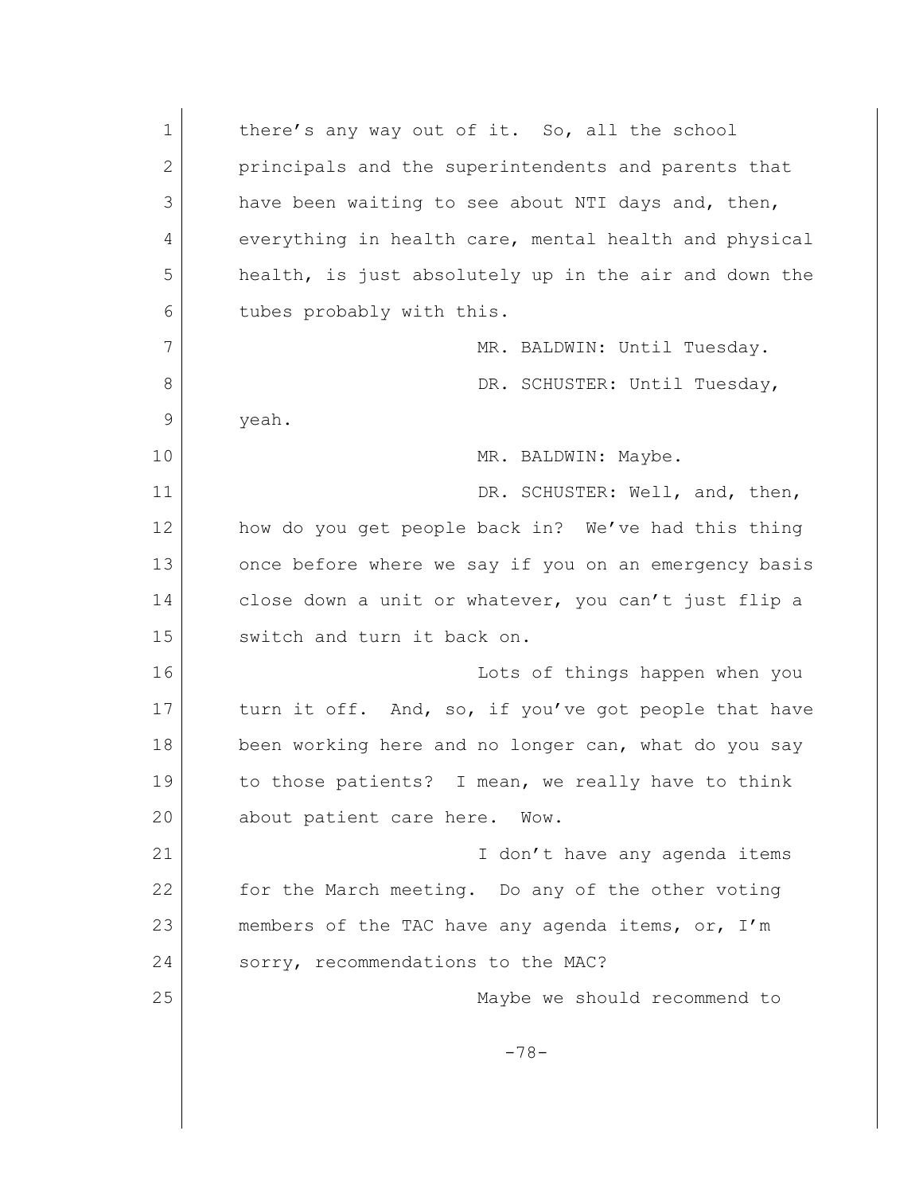there's any way out of it. So, all the school principals and the superintendents and parents that have been waiting to see about NTI days and, then, everything in health care, mental health and physical health, is just absolutely up in the air and down the tubes probably with this.

MR. BALDWIN: Until Tuesday.

DR. SCHUSTER: Until Tuesday, yeah.

MR. BALDWIN: Maybe.

DR. SCHUSTER: Well, and, then, how do you get people back in? We've had this thing once before where we say if you on an emergency basis close down a unit or whatever, you can't just flip a switch and turn it back on.

Lots of things happen when you turn it off. And, so, if you've got people that have been working here and no longer can, what do you say to those patients? I mean, we really have to think about patient care here. Wow.

I don't have any agenda items for the March meeting. Do any of the other voting members of the TAC have any agenda items, or, I'm sorry, recommendations to the MAC?

Maybe we should recommend to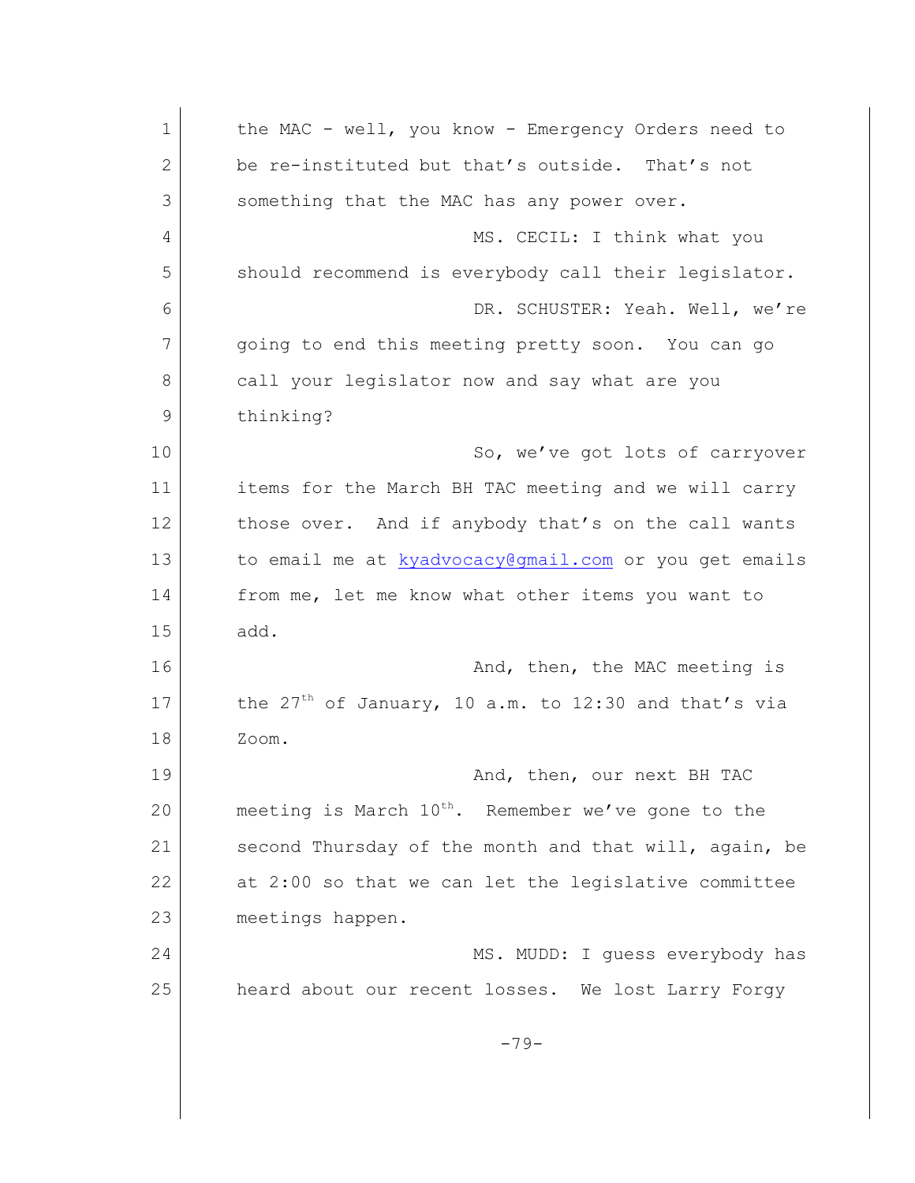the MAC - well, you know - Emergency Orders need to be re-instituted but that's outside. That's not something that the MAC has any power over.

MS. CECIL: I think what you should recommend is everybody call their legislator.

DR. SCHUSTER: Yeah. Well, we're going to end this meeting pretty soon. You can go call your legislator now and say what are you thinking?

So, we've got lots of carryover items for the March BH TAC meeting and we will carry those over. And if anybody that's on the call wants to email me at kyadvocacy@gmail.com or you get emails from me, let me know what other items you want to add.

And, then, the MAC meeting is the 27th of January, 10 a.m. to 12:30 and that's via Zoom.

And, then, our next BH TAC meeting is March 10th. Remember we've gone to the second Thursday of the month and that will, again, be at 2:00 so that we can let the legislative committee meetings happen.

MS. MUDD: I guess everybody has heard about our recent losses. We lost Larry Forgy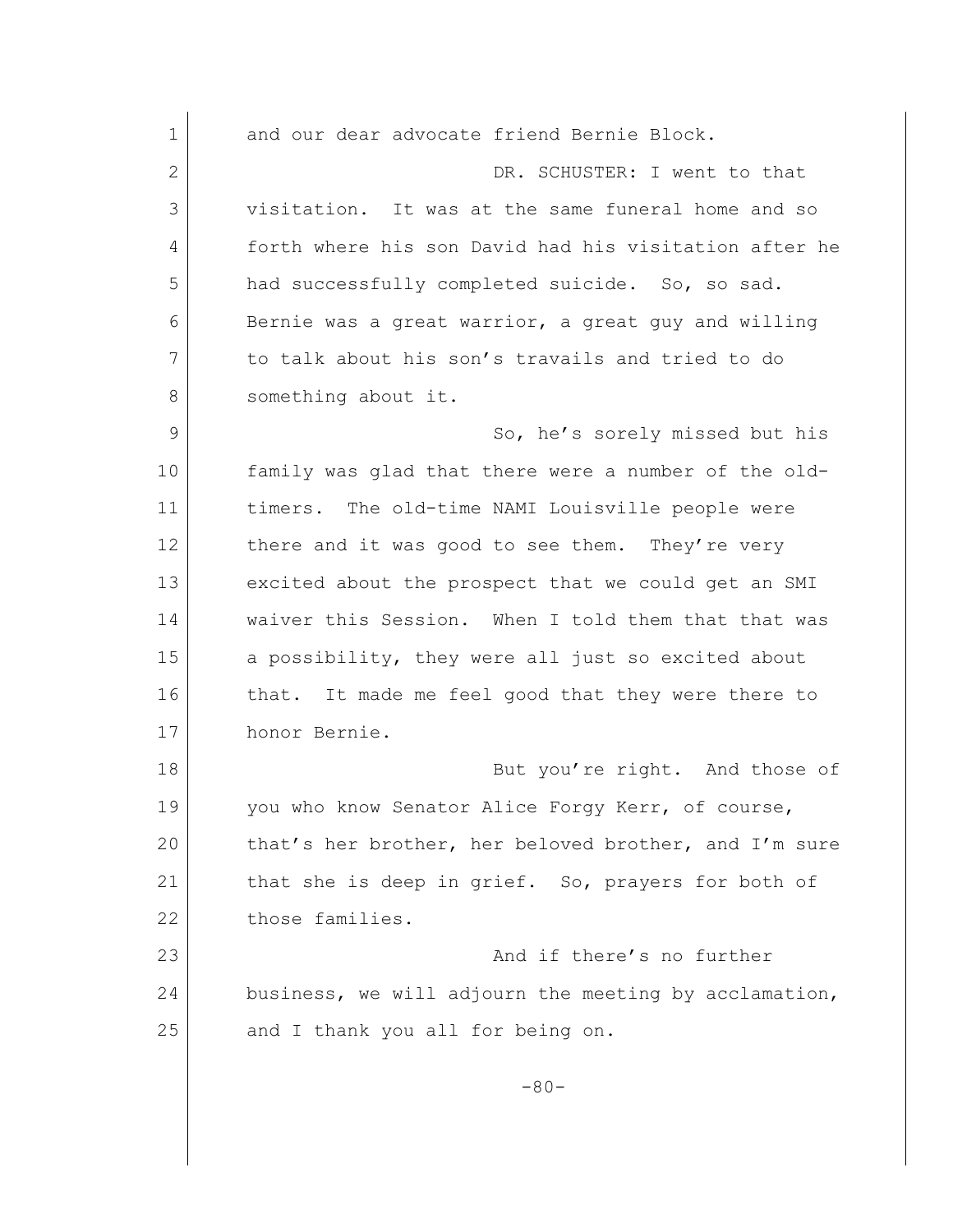and our dear advocate friend Bernie Block.

DR. SCHUSTER: I went to that visitation. It was at the same funeral home and so forth where his son David had his visitation after he had successfully completed suicide. So, so sad. Bernie was a great warrior, a great guy and willing to talk about his son's travails and tried to do something about it.

So, he's sorely missed but his family was glad that there were a number of the old-timers. The old-time NAMI Louisville people were there and it was good to see them. They're very excited about the prospect that we could get an SMI waiver this Session. When I told them that that was a possibility, they were all just so excited about that. It made me feel good that they were there to honor Bernie.

But you're right. And those of you who know Senator Alice Forgy Kerr, of course, that's her brother, her beloved brother, and I'm sure that she is deep in grief. So, prayers for both of those families.

And if there's no further business, we will adjourn the meeting by acclamation, and I thank you all for being on.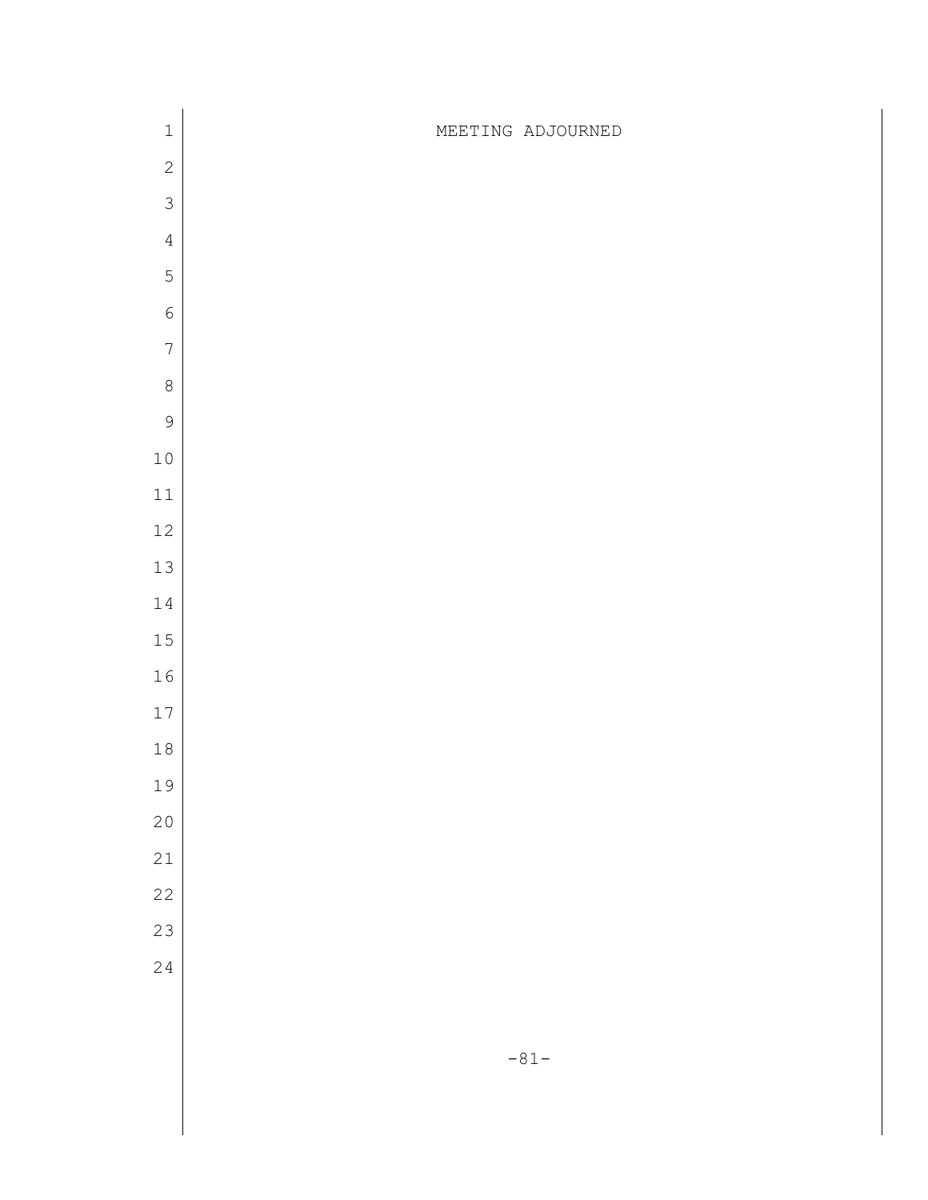MEETING ADJOURNED